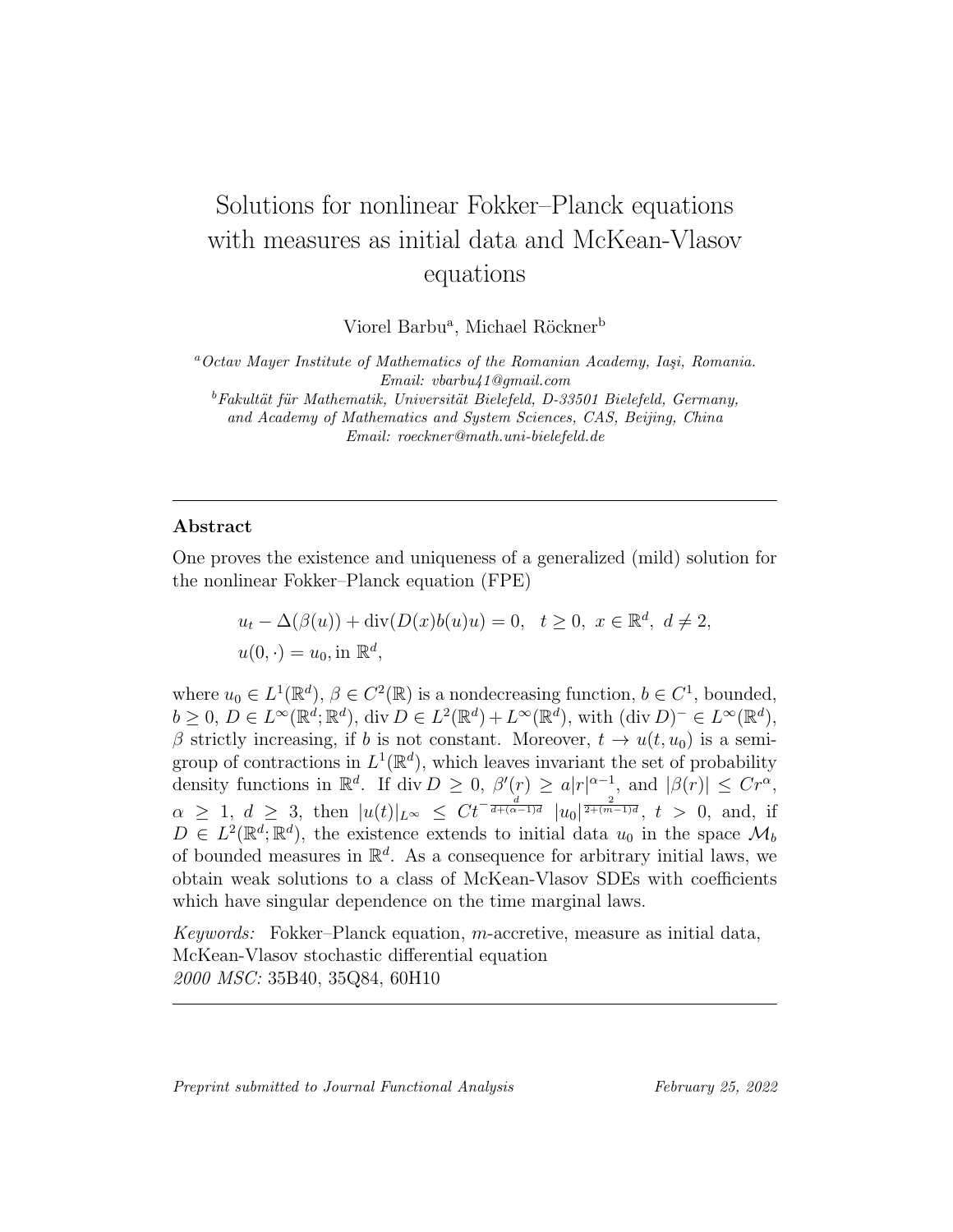# Solutions for nonlinear Fokker–Planck equations with measures as initial data and McKean-Vlasov equations

Viorel Barbu[a], Michael Röckner[b]

[a] *Octav Mayer Institute of Mathematics of the Romanian Academy, Iaşi, Romania. Email: vbarbu41@gmail.com*

[b] *Fakultät für Mathematik, Universität Bielefeld, D-33501 Bielefeld, Germany, and Academy of Mathematics and System Sciences, CAS, Beijing, China Email: roeckner@math.uni-bielefeld.de*

---

## Abstract

One proves the existence and uniqueness of a generalized (mild) solution for the nonlinear Fokker–Planck equation (FPE)

$$
\begin{aligned}
&u_t - \Delta(\beta(u)) + \operatorname{div}(D(x)b(u)u) = 0, \quad t \geq 0,\ x \in \mathbb{R}^d,\ d \neq 2, \\
&u(0,\cdot) = u_0, \text{in } \mathbb{R}^d,
\end{aligned}
$$

where $u_0 \in L^1(\mathbb{R}^d)$, $\beta \in C^2(\mathbb{R})$ is a nondecreasing function, $b \in C^1$, bounded, $b \geq 0$, $D \in L^\infty(\mathbb{R}^d;\mathbb{R}^d)$, $\operatorname{div} D \in L^2(\mathbb{R}^d) + L^\infty(\mathbb{R}^d)$, with $(\operatorname{div} D)^- \in L^\infty(\mathbb{R}^d)$, $\beta$ strictly increasing, if $b$ is not constant. Moreover, $t \to u(t,u_0)$ is a semigroup of contractions in $L^1(\mathbb{R}^d)$, which leaves invariant the set of probability density functions in $\mathbb{R}^d$. If $\operatorname{div} D \geq 0$, $\beta'(r) \geq a|r|^{\alpha-1}$, and $|\beta(r)| \leq Cr^\alpha$, $\alpha \geq 1$, $d \geq 3$, then $|u(t)|_{L^\infty} \leq Ct^{-\frac{d}{d+(\alpha-1)d}}\, |u_0|^{\frac{2}{2+(m-1)d}}$, $t > 0$, and, if $D \in L^2(\mathbb{R}^d;\mathbb{R}^d)$, the existence extends to initial data $u_0$ in the space $\mathcal{M}_b$ of bounded measures in $\mathbb{R}^d$. As a consequence for arbitrary initial laws, we obtain weak solutions to a class of McKean-Vlasov SDEs with coefficients which have singular dependence on the time marginal laws.

*Keywords:* Fokker–Planck equation, $m$-accretive, measure as initial data, McKean-Vlasov stochastic differential equation

*2000 MSC:* 35B40, 35Q84, 60H10

---

*Preprint submitted to Journal Functional Analysis* *February 25, 2022*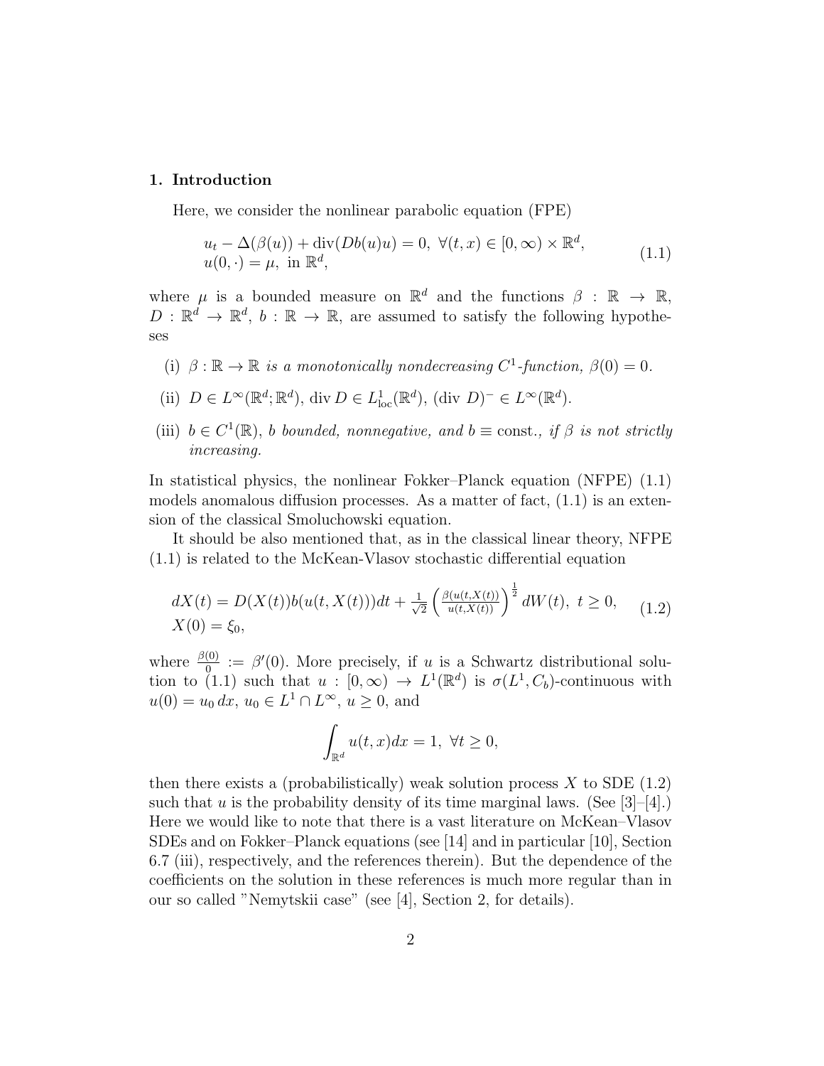## 1. Introduction

Here, we consider the nonlinear parabolic equation (FPE)

$$
\begin{aligned}
&u_t - \Delta(\beta(u)) + \operatorname{div}(Db(u)u) = 0, \ \forall (t,x) \in [0,\infty) \times \mathbb{R}^d, \\
&u(0,\cdot) = \mu, \ \text{in } \mathbb{R}^d,
\end{aligned}
\tag{1.1}
$$

where $\mu$ is a bounded measure on $\mathbb{R}^d$ and the functions $\beta : \mathbb{R} \to \mathbb{R}$, $D : \mathbb{R}^d \to \mathbb{R}^d$, $b : \mathbb{R} \to \mathbb{R}$, are assumed to satisfy the following hypotheses

- (i) $\beta : \mathbb{R} \to \mathbb{R}$ *is a monotonically nondecreasing* $C^1$*-function,* $\beta(0) = 0$.
- (ii) $D \in L^\infty(\mathbb{R}^d; \mathbb{R}^d)$, $\operatorname{div} D \in L^1_{\rm loc}(\mathbb{R}^d)$, $(\operatorname{div} D)^- \in L^\infty(\mathbb{R}^d)$.
- (iii) $b \in C^1(\mathbb{R})$, *$b$ bounded, nonnegative, and* $b \equiv \text{const.}$, *if $\beta$ is not strictly increasing.*

In statistical physics, the nonlinear Fokker–Planck equation (NFPE) (1.1) models anomalous diffusion processes. As a matter of fact, (1.1) is an extension of the classical Smoluchowski equation.

It should be also mentioned that, as in the classical linear theory, NFPE (1.1) is related to the McKean-Vlasov stochastic differential equation

$$
\begin{aligned}
&dX(t) = D(X(t))b(u(t,X(t)))dt + \tfrac{1}{\sqrt{2}} \left( \tfrac{\beta(u(t,X(t)))}{u(t,X(t))} \right)^{\frac{1}{2}} dW(t), \ t \geq 0, \\
&X(0) = \xi_0,
\end{aligned}
\tag{1.2}
$$

where $\frac{\beta(0)}{0} := \beta'(0)$. More precisely, if $u$ is a Schwartz distributional solution to (1.1) such that $u : [0,\infty) \to L^1(\mathbb{R}^d)$ is $\sigma(L^1, C_b)$-continuous with $u(0) = u_0\,dx$, $u_0 \in L^1 \cap L^\infty$, $u \geq 0$, and

$$
\int_{\mathbb{R}^d} u(t,x)dx = 1, \ \forall t \geq 0,
$$

then there exists a (probabilistically) weak solution process $X$ to SDE (1.2) such that $u$ is the probability density of its time marginal laws. (See [3]–[4].) Here we would like to note that there is a vast literature on McKean–Vlasov SDEs and on Fokker–Planck equations (see [14] and in particular [10], Section 6.7 (iii), respectively, and the references therein). But the dependence of the coefficients on the solution in these references is much more regular than in our so called "Nemytskii case" (see [4], Section 2, for details).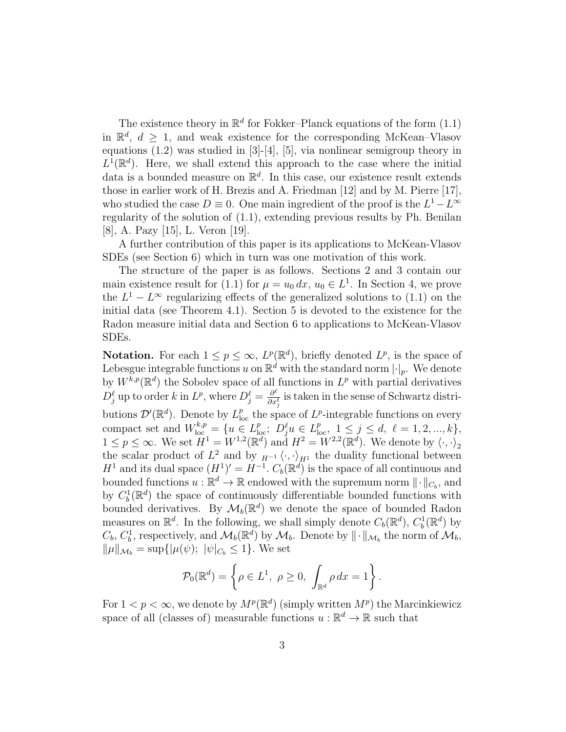The existence theory in $\mathbb{R}^d$ for Fokker–Planck equations of the form (1.1) in $\mathbb{R}^d$, $d \geq 1$, and weak existence for the corresponding McKean–Vlasov equations (1.2) was studied in [3]-[4], [5], via nonlinear semigroup theory in $L^1(\mathbb{R}^d)$. Here, we shall extend this approach to the case where the initial data is a bounded measure on $\mathbb{R}^d$. In this case, our existence result extends those in earlier work of H. Brezis and A. Friedman [12] and by M. Pierre [17], who studied the case $D \equiv 0$. One main ingredient of the proof is the $L^1 - L^\infty$ regularity of the solution of (1.1), extending previous results by Ph. Benilan [8], A. Pazy [15], L. Veron [19].

A further contribution of this paper is its applications to McKean-Vlasov SDEs (see Section 6) which in turn was one motivation of this work.

The structure of the paper is as follows. Sections 2 and 3 contain our main existence result for (1.1) for $\mu = u_0\,dx$, $u_0 \in L^1$. In Section 4, we prove the $L^1 - L^\infty$ regularizing effects of the generalized solutions to (1.1) on the initial data (see Theorem 4.1). Section 5 is devoted to the existence for the Radon measure initial data and Section 6 to applications to McKean-Vlasov SDEs.

**Notation.** For each $1 \leq p \leq \infty$, $L^p(\mathbb{R}^d)$, briefly denoted $L^p$, is the space of Lebesgue integrable functions $u$ on $\mathbb{R}^d$ with the standard norm $|\cdot|_p$. We denote by $W^{k,p}(\mathbb{R}^d)$ the Sobolev space of all functions in $L^p$ with partial derivatives $D_j^\ell$ up to order $k$ in $L^p$, where $D_j^\ell = \frac{\partial^\ell}{\partial x_j^\ell}$ is taken in the sense of Schwartz distributions $\mathcal{D}'(\mathbb{R}^d)$. Denote by $L^p_{\rm loc}$ the space of $L^p$-integrable functions on every compact set and $W^{k,p}_{\rm loc} = \{u \in L^p_{\rm loc};\ D_j^\ell u \in L^p_{\rm loc},\ 1 \leq j \leq d,\ \ell = 1, 2, ..., k\}$, $1 \leq p \leq \infty$. We set $H^1 = W^{1,2}(\mathbb{R}^d)$ and $H^2 = W^{2,2}(\mathbb{R}^d)$. We denote by $\langle \cdot, \cdot \rangle_2$ the scalar product of $L^2$ and by ${}_{H^{-1}}\langle \cdot, \cdot \rangle_{H^1}$ the duality functional between $H^1$ and its dual space $(H^1)' = H^{-1}$. $C_b(\mathbb{R}^d)$ is the space of all continuous and bounded functions $u : \mathbb{R}^d \to \mathbb{R}$ endowed with the supremum norm $\|\cdot\|_{C_b}$, and by $C_b^1(\mathbb{R}^d)$ the space of continuously differentiable bounded functions with bounded derivatives. By $\mathcal{M}_b(\mathbb{R}^d)$ we denote the space of bounded Radon measures on $\mathbb{R}^d$. In the following, we shall simply denote $C_b(\mathbb{R}^d)$, $C_b^1(\mathbb{R}^d)$ by $C_b$, $C_b^1$, respectively, and $\mathcal{M}_b(\mathbb{R}^d)$ by $\mathcal{M}_b$. Denote by $\|\cdot\|_{\mathcal{M}_b}$ the norm of $\mathcal{M}_b$, $\|\mu\|_{\mathcal{M}_b} = \sup\{|\mu(\psi);\ |\psi|_{C_b} \leq 1\}$. We set

$$\mathcal{P}_0(\mathbb{R}^d) = \left\{ \rho \in L^1,\ \rho \geq 0,\ \int_{\mathbb{R}^d} \rho\, dx = 1 \right\}.$$

For $1 < p < \infty$, we denote by $M^p(\mathbb{R}^d)$ (simply written $M^p$) the Marcinkiewicz space of all (classes of) measurable functions $u : \mathbb{R}^d \to \mathbb{R}$ such that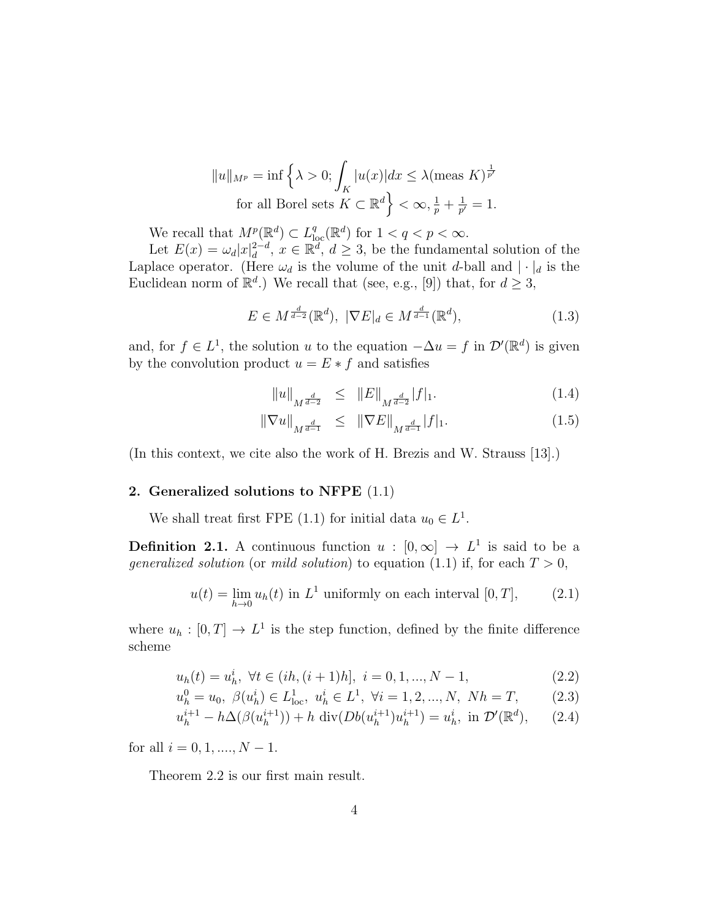$$\|u\|_{M^p} = \inf\Big\{\lambda > 0; \int_K |u(x)|dx \le \lambda (\text{meas } K)^{\frac{1}{p'}}$$
$$\text{for all Borel sets } K \subset \mathbb{R}^d\Big\} < \infty, \tfrac{1}{p} + \tfrac{1}{p'} = 1.$$

We recall that $M^p(\mathbb{R}^d) \subset L^q_{\text{loc}}(\mathbb{R}^d)$ for $1 < q < p < \infty$.

Let $E(x) = \omega_d |x|_d^{2-d}$, $x \in \mathbb{R}^d$, $d \ge 3$, be the fundamental solution of the Laplace operator. (Here $\omega_d$ is the volume of the unit $d$-ball and $|\cdot|_d$ is the Euclidean norm of $\mathbb{R}^d$.) We recall that (see, e.g., [9]) that, for $d \ge 3$,

$$E \in M^{\frac{d}{d-2}}(\mathbb{R}^d),\ |\nabla E|_d \in M^{\frac{d}{d-1}}(\mathbb{R}^d), \tag{1.3}$$

and, for $f \in L^1$, the solution $u$ to the equation $-\Delta u = f$ in $\mathcal{D}'(\mathbb{R}^d)$ is given by the convolution product $u = E * f$ and satisfies

$$\|u\|_{M^{\frac{d}{d-2}}} \le \|E\|_{M^{\frac{d}{d-2}}} |f|_1. \tag{1.4}$$

$$\|\nabla u\|_{M^{\frac{d}{d-1}}} \le \|\nabla E\|_{M^{\frac{d}{d-1}}} |f|_1. \tag{1.5}$$

(In this context, we cite also the work of H. Brezis and W. Strauss [13].)

## 2. Generalized solutions to NFPE (1.1)

We shall treat first FPE (1.1) for initial data $u_0 \in L^1$.

**Definition 2.1.** A continuous function $u : [0, \infty] \to L^1$ is said to be a *generalized solution* (or *mild solution*) to equation (1.1) if, for each $T > 0$,

$$u(t) = \lim_{h\to 0} u_h(t) \text{ in } L^1 \text{ uniformly on each interval } [0, T], \tag{2.1}$$

where $u_h : [0, T] \to L^1$ is the step function, defined by the finite difference scheme

$$u_h(t) = u_h^i,\ \forall t \in (ih, (i + 1)h],\ i = 0, 1, ..., N - 1, \tag{2.2}$$

$$u_h^0 = u_0,\ \beta(u_h^i) \in L^1_{\text{loc}},\ u_h^i \in L^1,\ \forall i = 1, 2, ..., N,\ Nh = T, \tag{2.3}$$

$$u_h^{i+1} - h\Delta(\beta(u_h^{i+1})) + h \operatorname{div}(Db(u_h^{i+1})u_h^{i+1}) = u_h^i, \text{ in } \mathcal{D}'(\mathbb{R}^d), \tag{2.4}$$

for all $i = 0, 1, ...., N - 1$.

Theorem 2.2 is our first main result.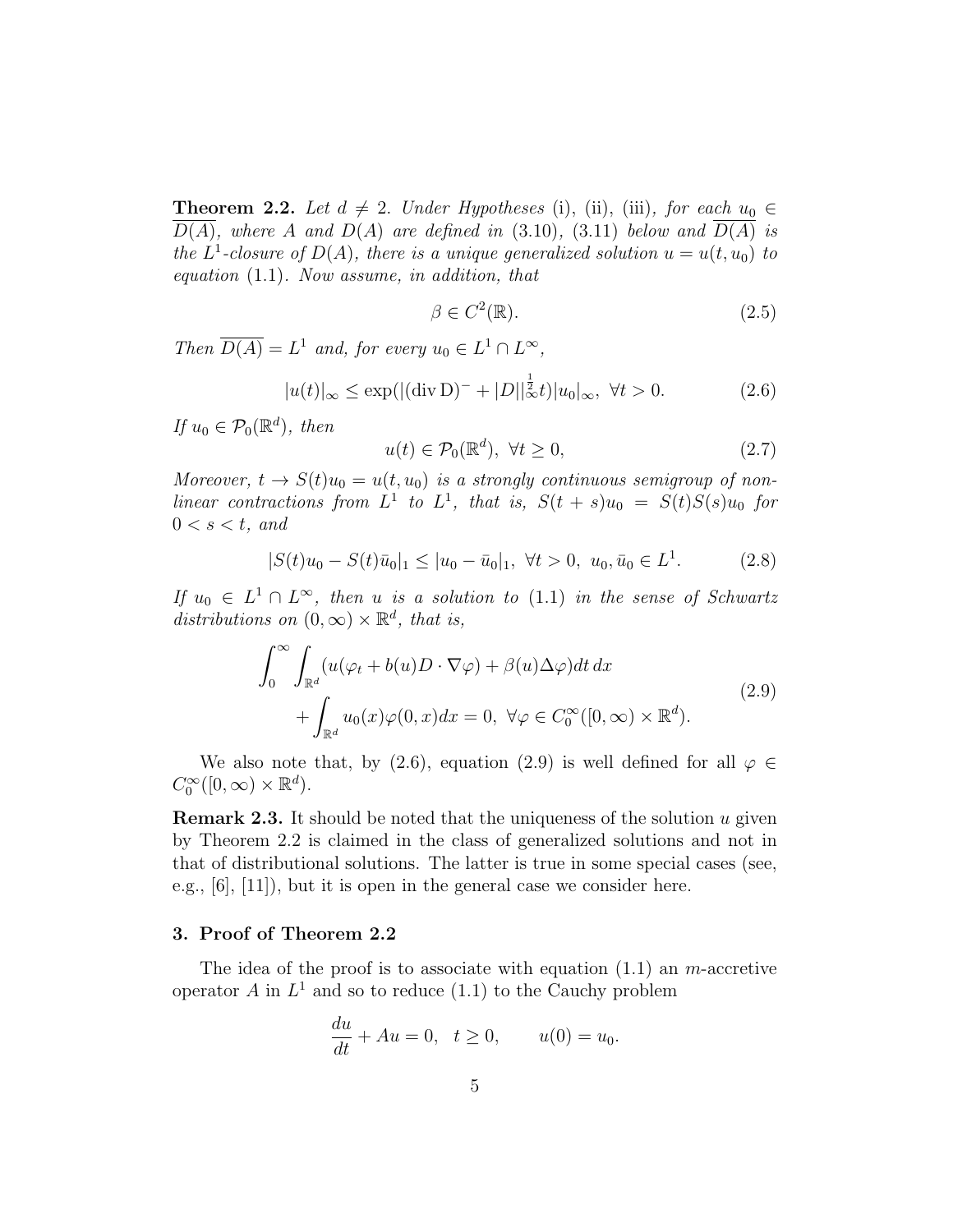**Theorem 2.2.** *Let $d \neq 2$. Under Hypotheses* (i), (ii), (iii)*, for each $u_0 \in \overline{D(A)}$, where $A$ and $D(A)$ are defined in* (3.10), (3.11) *below and $\overline{D(A)}$ is the $L^1$-closure of $D(A)$, there is a unique generalized solution $u = u(t, u_0)$ to equation* (1.1)*. Now assume, in addition, that*

$$\beta \in C^2(\mathbb{R}). \tag{2.5}$$

*Then $\overline{D(A)} = L^1$ and, for every $u_0 \in L^1 \cap L^\infty$,*

$$|u(t)|_\infty \leq \exp(|(\operatorname{div} \mathrm{D})^- + |D||_\infty^{\frac{1}{2}} t)|u_0|_\infty, \ \forall t > 0. \tag{2.6}$$

*If $u_0 \in \mathcal{P}_0(\mathbb{R}^d)$, then*

$$u(t) \in \mathcal{P}_0(\mathbb{R}^d), \ \forall t \geq 0, \tag{2.7}$$

*Moreover, $t \to S(t)u_0 = u(t, u_0)$ is a strongly continuous semigroup of nonlinear contractions from $L^1$ to $L^1$, that is, $S(t+s)u_0 = S(t)S(s)u_0$ for $0 < s < t$, and*

$$|S(t)u_0 - S(t)\bar{u}_0|_1 \leq |u_0 - \bar{u}_0|_1, \ \forall t > 0, \ u_0, \bar{u}_0 \in L^1. \tag{2.8}$$

*If $u_0 \in L^1 \cap L^\infty$, then $u$ is a solution to* (1.1) *in the sense of Schwartz distributions on $(0, \infty) \times \mathbb{R}^d$, that is,*

$$\begin{aligned} \int_0^\infty \int_{\mathbb{R}^d} (u(\varphi_t + b(u) D \cdot \nabla \varphi) + \beta(u) \Delta \varphi) dt\, dx& \\ + \int_{\mathbb{R}^d} u_0(x) \varphi(0, x) dx = 0, \ \forall \varphi \in C_0^\infty([0, \infty) \times \mathbb{R}^d).& \end{aligned} \tag{2.9}$$

We also note that, by (2.6), equation (2.9) is well defined for all $\varphi \in C_0^\infty([0, \infty) \times \mathbb{R}^d)$.

**Remark 2.3.** It should be noted that the uniqueness of the solution $u$ given by Theorem 2.2 is claimed in the class of generalized solutions and not in that of distributional solutions. The latter is true in some special cases (see, e.g., [6], [11]), but it is open in the general case we consider here.

## 3. Proof of Theorem 2.2

The idea of the proof is to associate with equation (1.1) an $m$-accretive operator $A$ in $L^1$ and so to reduce (1.1) to the Cauchy problem

$$\frac{du}{dt} + Au = 0, \quad t \geq 0, \qquad u(0) = u_0.$$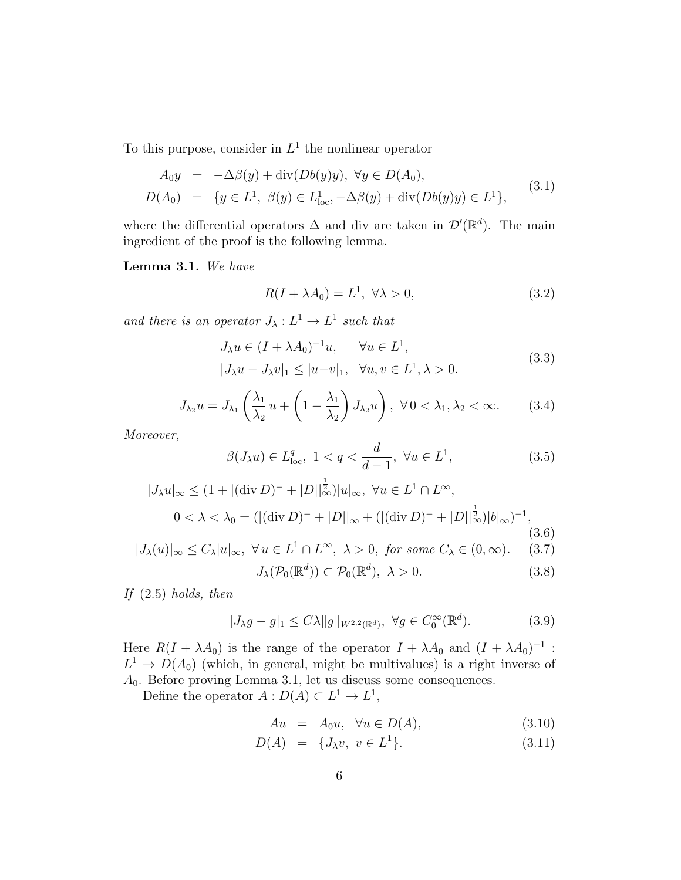To this purpose, consider in $L^1$ the nonlinear operator

$$
\begin{aligned}
A_0 y &= -\Delta\beta(y) + \mathrm{div}(Db(y)y),\ \forall y \in D(A_0),\\
D(A_0) &= \{y \in L^1,\ \beta(y) \in L^1_{\mathrm{loc}}, -\Delta\beta(y) + \mathrm{div}(Db(y)y) \in L^1\},
\end{aligned}
\tag{3.1}
$$

where the differential operators $\Delta$ and div are taken in $\mathcal{D}'(\mathbb{R}^d)$. The main ingredient of the proof is the following lemma.

**Lemma 3.1.** *We have*

$$
R(I + \lambda A_0) = L^1,\ \forall \lambda > 0, \tag{3.2}
$$

*and there is an operator $J_\lambda : L^1 \to L^1$ such that*

$$
\begin{aligned}
&J_\lambda u \in (I + \lambda A_0)^{-1} u, \qquad \forall u \in L^1,\\
&|J_\lambda u - J_\lambda v|_1 \le |u - v|_1, \quad \forall u, v \in L^1, \lambda > 0.
\end{aligned}
\tag{3.3}
$$

$$
J_{\lambda_2} u = J_{\lambda_1}\left(\frac{\lambda_1}{\lambda_2}\, u + \left(1 - \frac{\lambda_1}{\lambda_2}\right) J_{\lambda_2} u\right),\ \forall\, 0 < \lambda_1, \lambda_2 < \infty. \tag{3.4}
$$

*Moreover,*

$$
\beta(J_\lambda u) \in L^q_{\mathrm{loc}},\ 1 < q < \frac{d}{d-1},\ \forall u \in L^1, \tag{3.5}
$$

$$
\begin{aligned}
&|J_\lambda u|_\infty \le (1 + |(\mathrm{div}\, D)^- + |D||^{\frac{1}{2}}_\infty)|u|_\infty,\ \forall u \in L^1 \cap L^\infty,\\
&\qquad 0 < \lambda < \lambda_0 = (|(\mathrm{div}\, D)^- + |D||_\infty + (|(\mathrm{div}\, D)^- + |D||^{\frac{1}{2}}_\infty)|b|_\infty)^{-1},
\end{aligned}
\tag{3.6}
$$

$$
|J_\lambda(u)|_\infty \le C_\lambda |u|_\infty,\ \forall\, u \in L^1 \cap L^\infty,\ \lambda > 0,\ \textit{for some } C_\lambda \in (0, \infty). \tag{3.7}
$$

$$
J_\lambda(\mathcal{P}_0(\mathbb{R}^d)) \subset \mathcal{P}_0(\mathbb{R}^d),\ \lambda > 0. \tag{3.8}
$$

*If (2.5) holds, then*

$$
|J_\lambda g - g|_1 \le C\lambda \|g\|_{W^{2,2}(\mathbb{R}^d)},\ \forall g \in C_0^\infty(\mathbb{R}^d). \tag{3.9}
$$

Here $R(I + \lambda A_0)$ is the range of the operator $I + \lambda A_0$ and $(I + \lambda A_0)^{-1} : L^1 \to D(A_0)$ (which, in general, might be multivalues) is a right inverse of $A_0$. Before proving Lemma 3.1, let us discuss some consequences.

Define the operator $A : D(A) \subset L^1 \to L^1$,

$$
Au = A_0 u,\ \ \forall u \in D(A), \tag{3.10}
$$

$$
D(A) = \{J_\lambda v,\ v \in L^1\}. \tag{3.11}
$$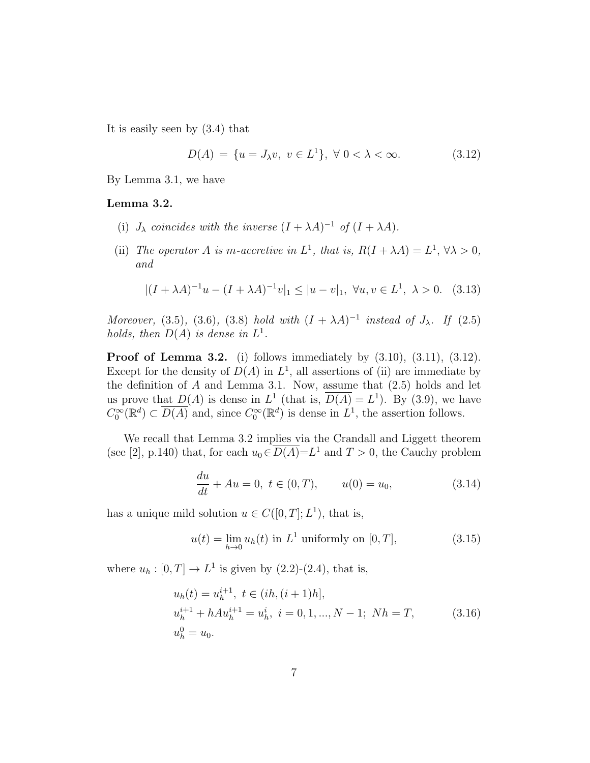It is easily seen by (3.4) that

$$D(A) \,=\, \{u = J_\lambda v,\ v \in L^1\},\ \forall\ 0 < \lambda < \infty. \tag{3.12}$$

By Lemma 3.1, we have

**Lemma 3.2.**

(i) *$J_\lambda$ coincides with the inverse $(I + \lambda A)^{-1}$ of $(I + \lambda A)$.*

(ii) *The operator $A$ is m-accretive in $L^1$, that is, $R(I + \lambda A) = L^1$, $\forall \lambda > 0$, and*

$$|(I + \lambda A)^{-1}u - (I + \lambda A)^{-1}v|_1 \le |u - v|_1,\ \forall u, v \in L^1,\ \lambda > 0. \tag{3.13}$$

*Moreover,* (3.5), (3.6), (3.8) *hold with $(I + \lambda A)^{-1}$ instead of $J_\lambda$. If* (2.5) *holds, then $D(A)$ is dense in $L^1$.*

**Proof of Lemma 3.2.** (i) follows immediately by (3.10), (3.11), (3.12). Except for the density of $D(A)$ in $L^1$, all assertions of (ii) are immediate by the definition of $A$ and Lemma 3.1. Now, assume that (2.5) holds and let us prove that $D(A)$ is dense in $L^1$ (that is, $\overline{D(A)} = L^1$). By (3.9), we have $C_0^\infty(\mathbb{R}^d) \subset \overline{D(A)}$ and, since $C_0^\infty(\mathbb{R}^d)$ is dense in $L^1$, the assertion follows.

We recall that Lemma 3.2 implies via the Crandall and Liggett theorem (see [2], p.140) that, for each $u_0 \in \overline{D(A)} = L^1$ and $T > 0$, the Cauchy problem

$$\frac{du}{dt} + Au = 0,\ t \in (0, T), \qquad u(0) = u_0, \tag{3.14}$$

has a unique mild solution $u \in C([0, T]; L^1)$, that is,

$$u(t) = \lim_{h \to 0} u_h(t) \text{ in } L^1 \text{ uniformly on } [0, T], \tag{3.15}$$

where $u_h : [0, T] \to L^1$ is given by (2.2)-(2.4), that is,

$$\begin{aligned}
&u_h(t) = u_h^{i+1},\ t \in (ih, (i+1)h],\\
&u_h^{i+1} + hAu_h^{i+1} = u_h^i,\ i = 0, 1, ..., N-1;\ Nh = T,\\
&u_h^0 = u_0.
\end{aligned} \tag{3.16}$$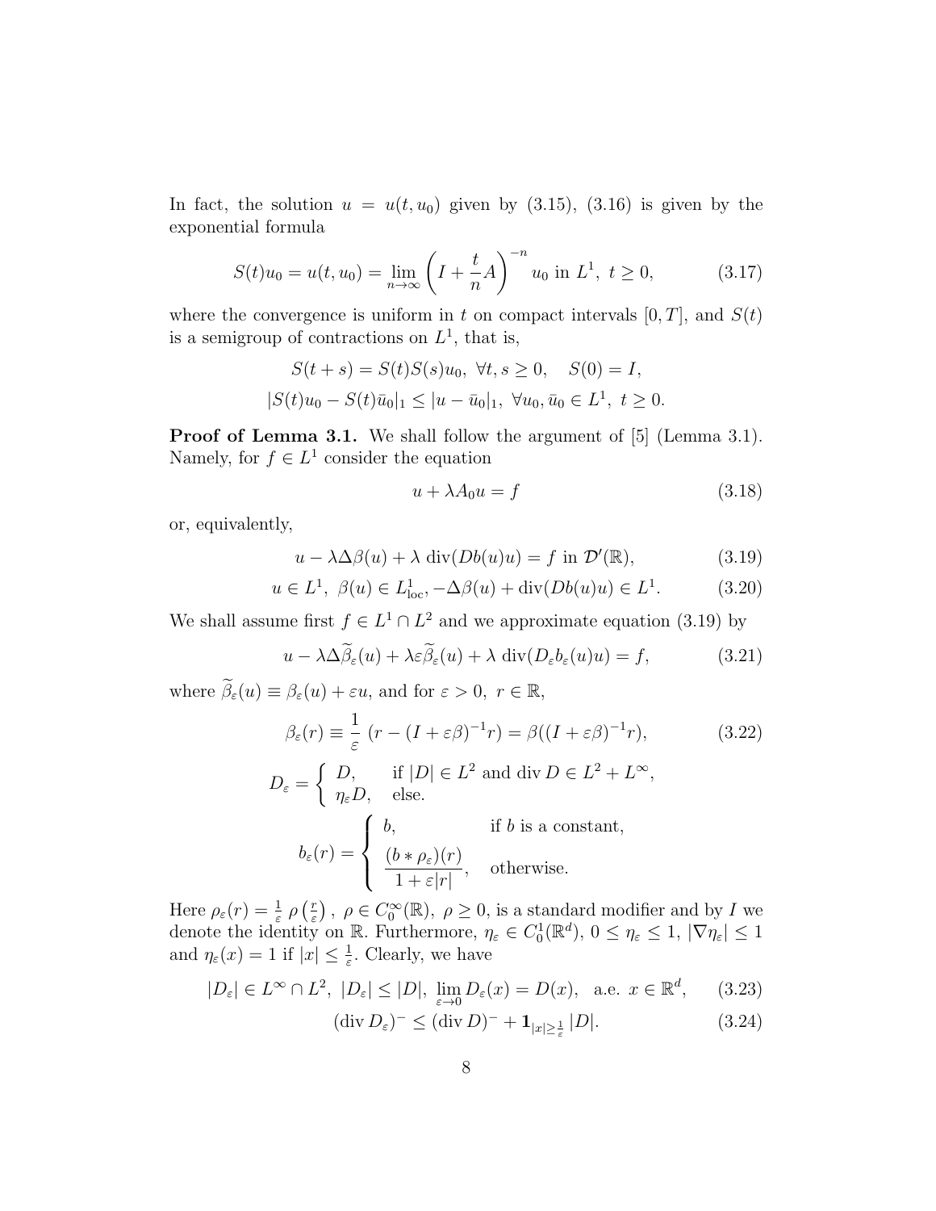In fact, the solution $u = u(t, u_0)$ given by (3.15), (3.16) is given by the exponential formula

$$S(t)u_0 = u(t, u_0) = \lim_{n\to\infty} \left(I + \frac{t}{n}A\right)^{-n} u_0 \text{ in } L^1,\ t \geq 0, \tag{3.17}$$

where the convergence is uniform in $t$ on compact intervals $[0, T]$, and $S(t)$ is a semigroup of contractions on $L^1$, that is,

$$S(t+s) = S(t)S(s)u_0,\ \forall t, s \geq 0, \quad S(0) = I,$$

$$|S(t)u_0 - S(t)\bar{u}_0|_1 \leq |u - \bar{u}_0|_1,\ \forall u_0, \bar{u}_0 \in L^1,\ t \geq 0.$$

**Proof of Lemma 3.1.** We shall follow the argument of [5] (Lemma 3.1). Namely, for $f \in L^1$ consider the equation

$$u + \lambda A_0 u = f \tag{3.18}$$

or, equivalently,

$$u - \lambda\Delta\beta(u) + \lambda \operatorname{div}(Db(u)u) = f \text{ in } \mathcal{D}'(\mathbb{R}), \tag{3.19}$$

$$u \in L^1,\ \beta(u) \in L^1_{\text{loc}}, -\Delta\beta(u) + \operatorname{div}(Db(u)u) \in L^1. \tag{3.20}$$

We shall assume first $f \in L^1 \cap L^2$ and we approximate equation (3.19) by

$$u - \lambda\Delta\widetilde{\beta}_\varepsilon(u) + \lambda\varepsilon\widetilde{\beta}_\varepsilon(u) + \lambda \operatorname{div}(D_\varepsilon b_\varepsilon(u)u) = f, \tag{3.21}$$

where $\widetilde{\beta}_\varepsilon(u) \equiv \beta_\varepsilon(u) + \varepsilon u$, and for $\varepsilon > 0$, $r \in \mathbb{R}$,

$$\beta_\varepsilon(r) \equiv \frac{1}{\varepsilon}\ (r - (I + \varepsilon\beta)^{-1}r) = \beta((I + \varepsilon\beta)^{-1}r), \tag{3.22}$$

$$D_\varepsilon = \begin{cases} D, & \text{if } |D| \in L^2 \text{ and } \operatorname{div} D \in L^2 + L^\infty, \\ \eta_\varepsilon D, & \text{else.} \end{cases}$$

$$b_\varepsilon(r) = \begin{cases} b, & \text{if } b \text{ is a constant,} \\ \dfrac{(b * \rho_\varepsilon)(r)}{1 + \varepsilon|r|}, & \text{otherwise.} \end{cases}$$

Here $\rho_\varepsilon(r) = \frac{1}{\varepsilon}\ \rho\left(\frac{r}{\varepsilon}\right)$, $\rho \in C_0^\infty(\mathbb{R})$, $\rho \geq 0$, is a standard modifier and by $I$ we denote the identity on $\mathbb{R}$. Furthermore, $\eta_\varepsilon \in C_0^1(\mathbb{R}^d)$, $0 \leq \eta_\varepsilon \leq 1$, $|\nabla\eta_\varepsilon| \leq 1$ and $\eta_\varepsilon(x) = 1$ if $|x| \leq \frac{1}{\varepsilon}$. Clearly, we have

$$|D_\varepsilon| \in L^\infty \cap L^2,\ |D_\varepsilon| \leq |D|,\ \lim_{\varepsilon\to 0} D_\varepsilon(x) = D(x), \quad \text{a.e. } x \in \mathbb{R}^d, \tag{3.23}$$

$$(\operatorname{div} D_\varepsilon)^- \leq (\operatorname{div} D)^- + \mathbf{1}_{|x|\geq\frac{1}{\varepsilon}}\,|D|. \tag{3.24}$$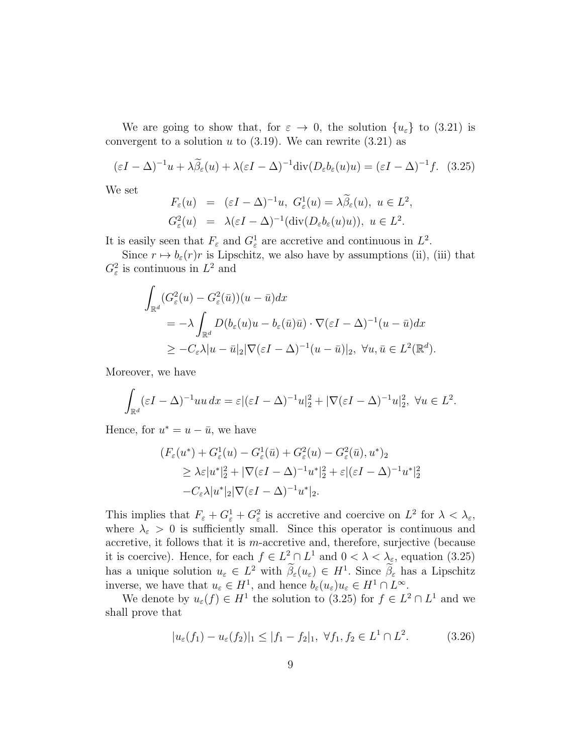We are going to show that, for $\varepsilon \to 0$, the solution $\{u_\varepsilon\}$ to (3.21) is convergent to a solution $u$ to (3.19). We can rewrite (3.21) as

$$(\varepsilon I - \Delta)^{-1}u + \lambda\widetilde{\beta}_\varepsilon(u) + \lambda(\varepsilon I - \Delta)^{-1}\mathrm{div}(D_\varepsilon b_\varepsilon(u)u) = (\varepsilon I - \Delta)^{-1}f. \quad (3.25)$$

We set

$$\begin{aligned} F_\varepsilon(u) &= (\varepsilon I - \Delta)^{-1}u,\ G^1_\varepsilon(u) = \lambda\widetilde{\beta}_\varepsilon(u),\ u \in L^2, \\ G^2_\varepsilon(u) &= \lambda(\varepsilon I - \Delta)^{-1}(\mathrm{div}(D_\varepsilon b_\varepsilon(u)u)),\ u \in L^2. \end{aligned}$$

It is easily seen that $F_\varepsilon$ and $G^1_\varepsilon$ are accretive and continuous in $L^2$.

Since $r \mapsto b_\varepsilon(r)r$ is Lipschitz, we also have by assumptions (ii), (iii) that $G^2_\varepsilon$ is continuous in $L^2$ and

$$\begin{aligned} &\int_{\mathbb{R}^d}(G^2_\varepsilon(u) - G^2_\varepsilon(\bar{u}))(u - \bar{u})dx \\ &\quad = -\lambda\int_{\mathbb{R}^d} D(b_\varepsilon(u)u - b_\varepsilon(\bar{u})\bar{u}) \cdot \nabla(\varepsilon I - \Delta)^{-1}(u - \bar{u})dx \\ &\quad \geq -C_\varepsilon\lambda|u - \bar{u}|_2|\nabla(\varepsilon I - \Delta)^{-1}(u - \bar{u})|_2,\ \forall u, \bar{u} \in L^2(\mathbb{R}^d). \end{aligned}$$

Moreover, we have

$$\int_{\mathbb{R}^d}(\varepsilon I - \Delta)^{-1}uu\,dx = \varepsilon|(\varepsilon I - \Delta)^{-1}u|_2^2 + |\nabla(\varepsilon I - \Delta)^{-1}u|_2^2,\ \forall u \in L^2.$$

Hence, for $u^* = u - \bar{u}$, we have

$$\begin{aligned} &(F_\varepsilon(u^*) + G^1_\varepsilon(u) - G^1_\varepsilon(\bar{u}) + G^2_\varepsilon(u) - G^2_\varepsilon(\bar{u}), u^*)_2 \\ &\quad \geq \lambda\varepsilon|u^*|_2^2 + |\nabla(\varepsilon I - \Delta)^{-1}u^*|_2^2 + \varepsilon|(\varepsilon I - \Delta)^{-1}u^*|_2^2 \\ &\quad -C_\varepsilon\lambda|u^*|_2|\nabla(\varepsilon I - \Delta)^{-1}u^*|_2. \end{aligned}$$

This implies that $F_\varepsilon + G^1_\varepsilon + G^2_\varepsilon$ is accretive and coercive on $L^2$ for $\lambda < \lambda_\varepsilon$, where $\lambda_\varepsilon > 0$ is sufficiently small. Since this operator is continuous and accretive, it follows that it is $m$-accretive and, therefore, surjective (because it is coercive). Hence, for each $f \in L^2 \cap L^1$ and $0 < \lambda < \lambda_\varepsilon$, equation (3.25) has a unique solution $u_\varepsilon \in L^2$ with $\widetilde{\beta}_\varepsilon(u_\varepsilon) \in H^1$. Since $\widetilde{\beta}_\varepsilon$ has a Lipschitz inverse, we have that $u_\varepsilon \in H^1$, and hence $b_\varepsilon(u_\varepsilon)u_\varepsilon \in H^1 \cap L^\infty$.

We denote by $u_\varepsilon(f) \in H^1$ the solution to (3.25) for $f \in L^2 \cap L^1$ and we shall prove that

$$|u_\varepsilon(f_1) - u_\varepsilon(f_2)|_1 \leq |f_1 - f_2|_1,\ \forall f_1, f_2 \in L^1 \cap L^2. \quad (3.26)$$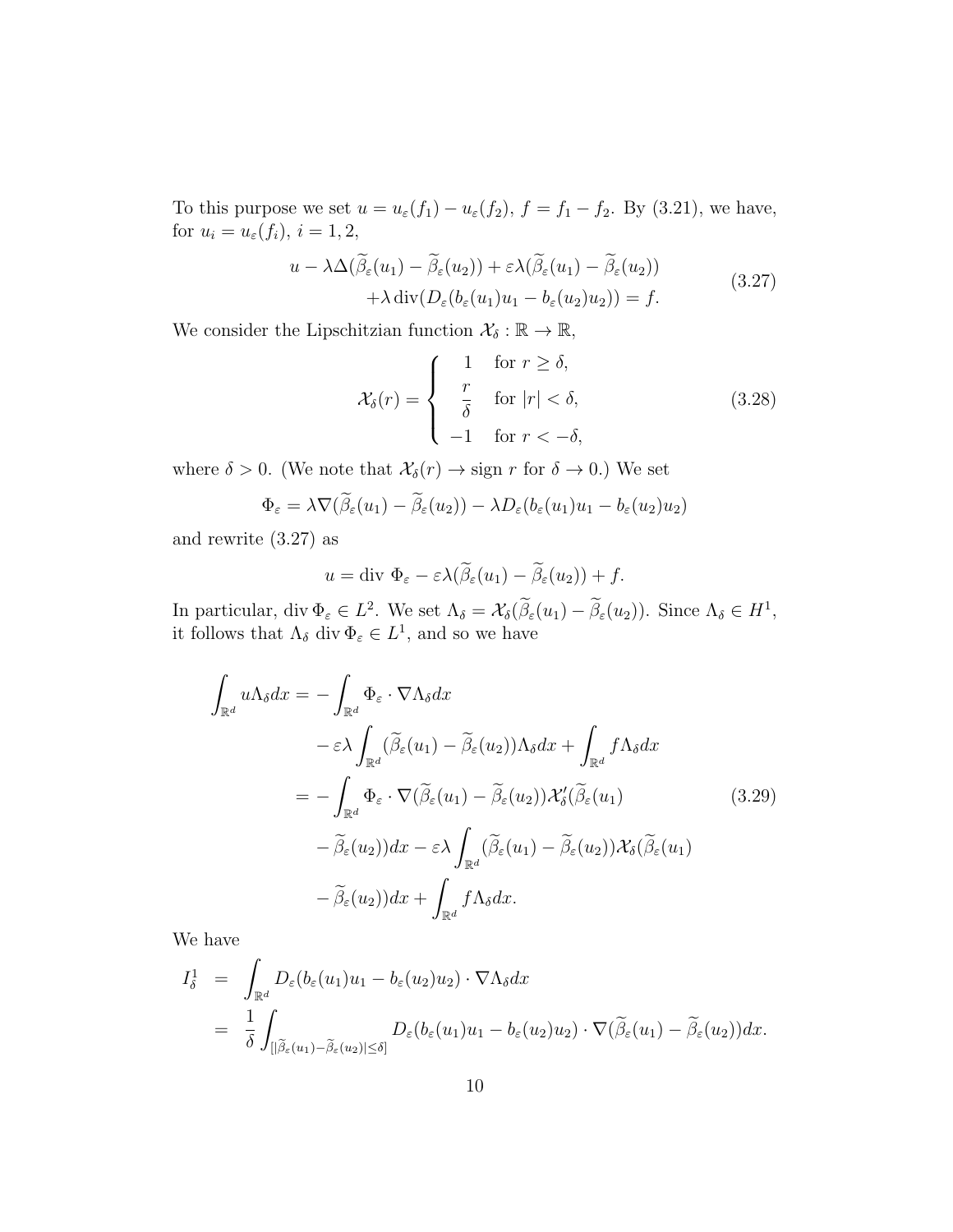To this purpose we set $u = u_\varepsilon(f_1) - u_\varepsilon(f_2)$, $f = f_1 - f_2$. By (3.21), we have, for $u_i = u_\varepsilon(f_i)$, $i = 1, 2$,

$$
\begin{aligned}
u - \lambda\Delta(\widetilde{\beta}_\varepsilon(u_1) - \widetilde{\beta}_\varepsilon(u_2)) + \varepsilon\lambda(\widetilde{\beta}_\varepsilon(u_1) - \widetilde{\beta}_\varepsilon(u_2)) \\
+\lambda \operatorname{div}(D_\varepsilon(b_\varepsilon(u_1)u_1 - b_\varepsilon(u_2)u_2)) = f.
\end{aligned} \tag{3.27}
$$

We consider the Lipschitzian function $\mathcal{X}_\delta : \mathbb{R} \to \mathbb{R}$,

$$
\mathcal{X}_\delta(r) = \begin{cases} 1 & \text{for } r \geq \delta, \\ \dfrac{r}{\delta} & \text{for } |r| < \delta, \\ -1 & \text{for } r < -\delta, \end{cases} \tag{3.28}
$$

where $\delta > 0$. (We note that $\mathcal{X}_\delta(r) \to \operatorname{sign} r$ for $\delta \to 0$.) We set

$$
\Phi_\varepsilon = \lambda\nabla(\widetilde{\beta}_\varepsilon(u_1) - \widetilde{\beta}_\varepsilon(u_2)) - \lambda D_\varepsilon(b_\varepsilon(u_1)u_1 - b_\varepsilon(u_2)u_2)
$$

and rewrite (3.27) as

$$
u = \operatorname{div}\, \Phi_\varepsilon - \varepsilon\lambda(\widetilde{\beta}_\varepsilon(u_1) - \widetilde{\beta}_\varepsilon(u_2)) + f.
$$

In particular, $\operatorname{div} \Phi_\varepsilon \in L^2$. We set $\Lambda_\delta = \mathcal{X}_\delta(\widetilde{\beta}_\varepsilon(u_1) - \widetilde{\beta}_\varepsilon(u_2))$. Since $\Lambda_\delta \in H^1$, it follows that $\Lambda_\delta \operatorname{div} \Phi_\varepsilon \in L^1$, and so we have

$$
\begin{aligned}
\int_{\mathbb{R}^d} u\Lambda_\delta dx = & -\int_{\mathbb{R}^d} \Phi_\varepsilon \cdot \nabla\Lambda_\delta dx \\
& -\varepsilon\lambda \int_{\mathbb{R}^d} (\widetilde{\beta}_\varepsilon(u_1) - \widetilde{\beta}_\varepsilon(u_2))\Lambda_\delta dx + \int_{\mathbb{R}^d} f\Lambda_\delta dx \\
= & -\int_{\mathbb{R}^d} \Phi_\varepsilon \cdot \nabla(\widetilde{\beta}_\varepsilon(u_1) - \widetilde{\beta}_\varepsilon(u_2))\mathcal{X}_\delta'(\widetilde{\beta}_\varepsilon(u_1) \\
& - \widetilde{\beta}_\varepsilon(u_2))dx - \varepsilon\lambda \int_{\mathbb{R}^d} (\widetilde{\beta}_\varepsilon(u_1) - \widetilde{\beta}_\varepsilon(u_2))\mathcal{X}_\delta(\widetilde{\beta}_\varepsilon(u_1) \\
& - \widetilde{\beta}_\varepsilon(u_2))dx + \int_{\mathbb{R}^d} f\Lambda_\delta dx.
\end{aligned} \tag{3.29}
$$

We have

$$
\begin{aligned}
I_\delta^1 &= \int_{\mathbb{R}^d} D_\varepsilon(b_\varepsilon(u_1)u_1 - b_\varepsilon(u_2)u_2) \cdot \nabla\Lambda_\delta dx \\
&= \frac{1}{\delta} \int_{[|\widetilde{\beta}_\varepsilon(u_1) - \widetilde{\beta}_\varepsilon(u_2)| \leq \delta]} D_\varepsilon(b_\varepsilon(u_1)u_1 - b_\varepsilon(u_2)u_2) \cdot \nabla(\widetilde{\beta}_\varepsilon(u_1) - \widetilde{\beta}_\varepsilon(u_2))dx.
\end{aligned}
$$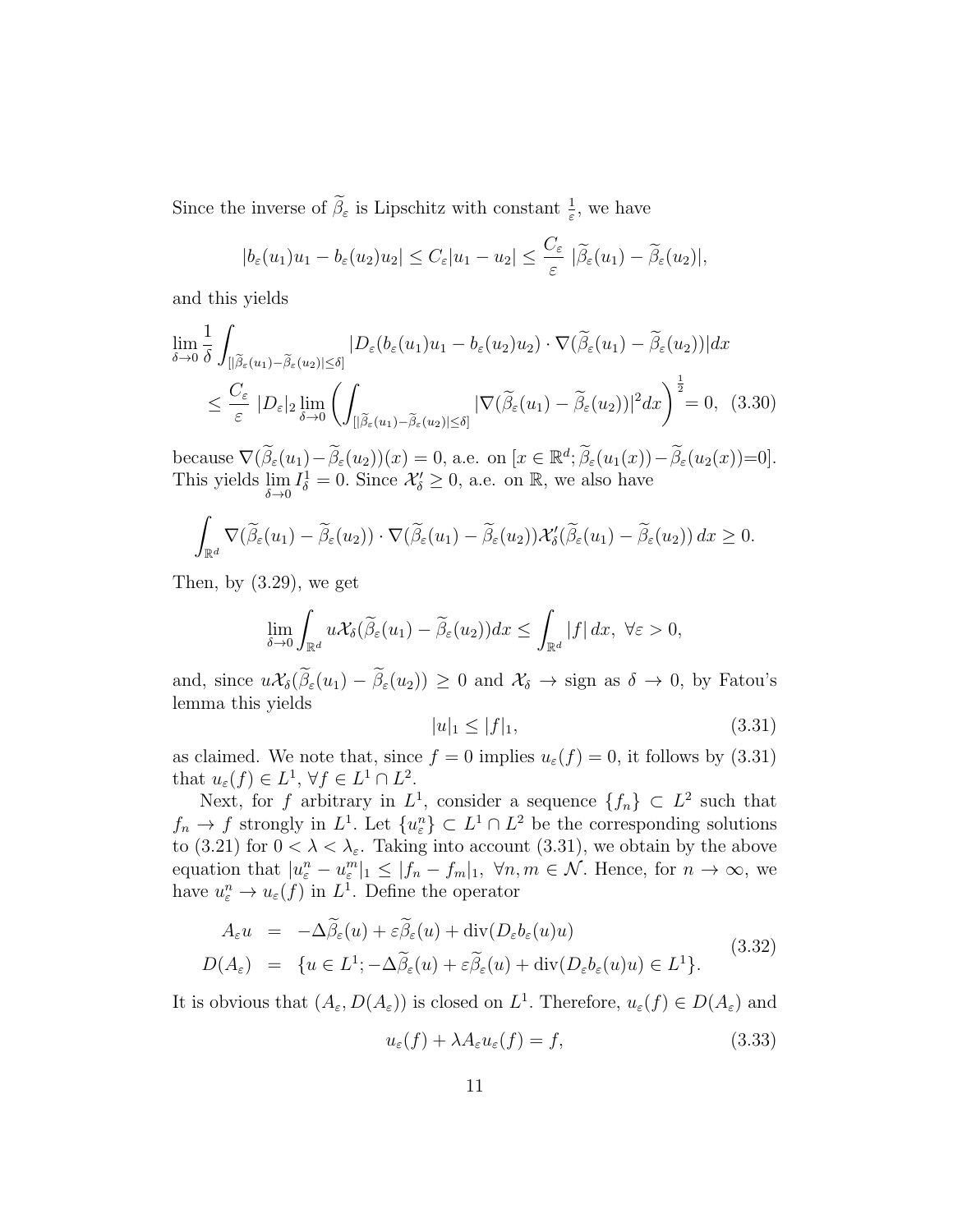Since the inverse of $\widetilde{\beta}_\varepsilon$ is Lipschitz with constant $\frac{1}{\varepsilon}$, we have

$$|b_\varepsilon(u_1)u_1 - b_\varepsilon(u_2)u_2| \le C_\varepsilon|u_1 - u_2| \le \frac{C_\varepsilon}{\varepsilon}\ |\widetilde{\beta}_\varepsilon(u_1) - \widetilde{\beta}_\varepsilon(u_2)|,$$

and this yields

$$\begin{aligned}
&\lim_{\delta\to 0}\frac{1}{\delta}\int_{[|\widetilde{\beta}_\varepsilon(u_1)-\widetilde{\beta}_\varepsilon(u_2)|\le\delta]} |D_\varepsilon(b_\varepsilon(u_1)u_1 - b_\varepsilon(u_2)u_2)\cdot\nabla(\widetilde{\beta}_\varepsilon(u_1)-\widetilde{\beta}_\varepsilon(u_2))|dx \\
&\quad \le \frac{C_\varepsilon}{\varepsilon}\ |D_\varepsilon|_2 \lim_{\delta\to 0}\left(\int_{[|\widetilde{\beta}_\varepsilon(u_1)-\widetilde{\beta}_\varepsilon(u_2)|\le\delta]} |\nabla(\widetilde{\beta}_\varepsilon(u_1)-\widetilde{\beta}_\varepsilon(u_2))|^2dx\right)^{\frac{1}{2}} = 0, \quad (3.30)
\end{aligned}$$

because $\nabla(\widetilde{\beta}_\varepsilon(u_1)-\widetilde{\beta}_\varepsilon(u_2))(x) = 0$, a.e. on $[x\in\mathbb{R}^d; \widetilde{\beta}_\varepsilon(u_1(x))-\widetilde{\beta}_\varepsilon(u_2(x))=0]$. This yields $\lim\limits_{\delta\to 0} I^1_\delta = 0$. Since $\mathcal{X}'_\delta \ge 0$, a.e. on $\mathbb{R}$, we also have

$$\int_{\mathbb{R}^d}\nabla(\widetilde{\beta}_\varepsilon(u_1)-\widetilde{\beta}_\varepsilon(u_2))\cdot\nabla(\widetilde{\beta}_\varepsilon(u_1)-\widetilde{\beta}_\varepsilon(u_2))\mathcal{X}'_\delta(\widetilde{\beta}_\varepsilon(u_1)-\widetilde{\beta}_\varepsilon(u_2))\,dx \ge 0.$$

Then, by (3.29), we get

$$\lim_{\delta\to 0}\int_{\mathbb{R}^d} u\mathcal{X}_\delta(\widetilde{\beta}_\varepsilon(u_1)-\widetilde{\beta}_\varepsilon(u_2))dx \le \int_{\mathbb{R}^d}|f|\,dx,\ \forall\varepsilon > 0,$$

and, since $u\mathcal{X}_\delta(\widetilde{\beta}_\varepsilon(u_1)-\widetilde{\beta}_\varepsilon(u_2)) \ge 0$ and $\mathcal{X}_\delta \to$ sign as $\delta\to 0$, by Fatou's lemma this yields

$$|u|_1 \le |f|_1, \tag{3.31}$$

as claimed. We note that, since $f = 0$ implies $u_\varepsilon(f) = 0$, it follows by (3.31) that $u_\varepsilon(f)\in L^1$, $\forall f\in L^1\cap L^2$.

Next, for $f$ arbitrary in $L^1$, consider a sequence $\{f_n\}\subset L^2$ such that $f_n \to f$ strongly in $L^1$. Let $\{u^n_\varepsilon\}\subset L^1\cap L^2$ be the corresponding solutions to (3.21) for $0<\lambda<\lambda_\varepsilon$. Taking into account (3.31), we obtain by the above equation that $|u^n_\varepsilon - u^m_\varepsilon|_1 \le |f_n - f_m|_1$, $\forall n,m\in\mathcal{N}$. Hence, for $n\to\infty$, we have $u^n_\varepsilon \to u_\varepsilon(f)$ in $L^1$. Define the operator

$$\begin{aligned}
A_\varepsilon u &= -\Delta\widetilde{\beta}_\varepsilon(u) + \varepsilon\widetilde{\beta}_\varepsilon(u) + {\rm div}(D_\varepsilon b_\varepsilon(u)u) \\
D(A_\varepsilon) &= \{u\in L^1; -\Delta\widetilde{\beta}_\varepsilon(u) + \varepsilon\widetilde{\beta}_\varepsilon(u) + {\rm div}(D_\varepsilon b_\varepsilon(u)u)\in L^1\}.
\end{aligned} \tag{3.32}$$

It is obvious that $(A_\varepsilon, D(A_\varepsilon))$ is closed on $L^1$. Therefore, $u_\varepsilon(f)\in D(A_\varepsilon)$ and

$$u_\varepsilon(f) + \lambda A_\varepsilon u_\varepsilon(f) = f, \tag{3.33}$$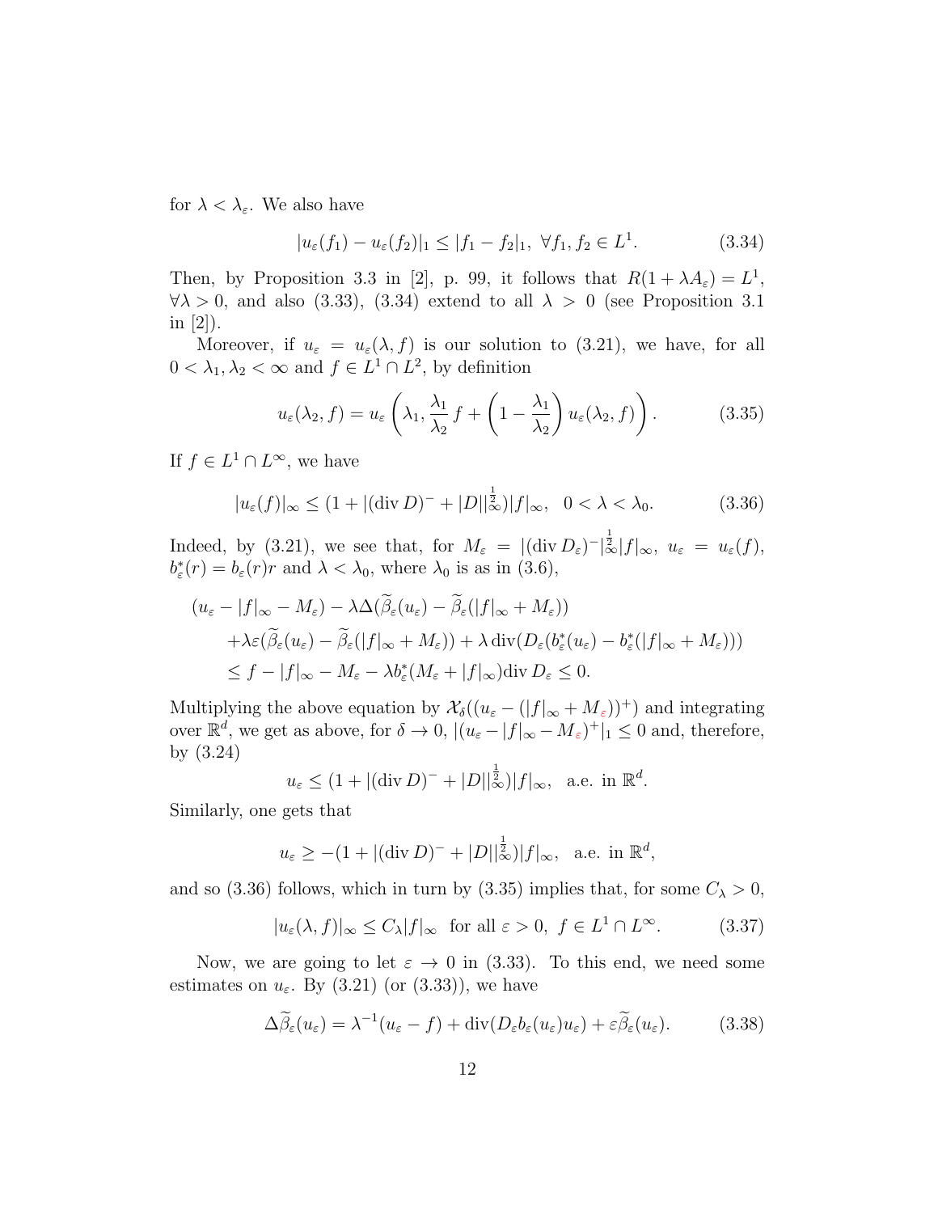for $\lambda < \lambda_\varepsilon$. We also have

$$|u_\varepsilon(f_1) - u_\varepsilon(f_2)|_1 \le |f_1 - f_2|_1,\ \forall f_1, f_2 \in L^1. \tag{3.34}$$

Then, by Proposition 3.3 in [2], p. 99, it follows that $R(1+\lambda A_\varepsilon) = L^1$, $\forall \lambda > 0$, and also (3.33), (3.34) extend to all $\lambda > 0$ (see Proposition 3.1 in [2]).

Moreover, if $u_\varepsilon = u_\varepsilon(\lambda, f)$ is our solution to (3.21), we have, for all $0 < \lambda_1, \lambda_2 < \infty$ and $f \in L^1 \cap L^2$, by definition

$$u_\varepsilon(\lambda_2, f) = u_\varepsilon\left(\lambda_1, \frac{\lambda_1}{\lambda_2} f + \left(1 - \frac{\lambda_1}{\lambda_2}\right) u_\varepsilon(\lambda_2, f)\right). \tag{3.35}$$

If $f \in L^1 \cap L^\infty$, we have

$$|u_\varepsilon(f)|_\infty \le (1 + |(\operatorname{div} D)^- + |D||_\infty^{\frac{1}{2}})|f|_\infty,\quad 0 < \lambda < \lambda_0. \tag{3.36}$$

Indeed, by (3.21), we see that, for $M_\varepsilon = |(\operatorname{div} D_\varepsilon)^-|_\infty^{\frac{1}{2}} |f|_\infty$, $u_\varepsilon = u_\varepsilon(f)$, $b_\varepsilon^*(r) = b_\varepsilon(r) r$ and $\lambda < \lambda_0$, where $\lambda_0$ is as in (3.6),

$$\begin{aligned}
&(u_\varepsilon - |f|_\infty - M_\varepsilon) - \lambda\Delta(\widetilde{\beta}_\varepsilon(u_\varepsilon) - \widetilde{\beta}_\varepsilon(|f|_\infty + M_\varepsilon))\\
&\quad+ \lambda\varepsilon(\widetilde{\beta}_\varepsilon(u_\varepsilon) - \widetilde{\beta}_\varepsilon(|f|_\infty + M_\varepsilon)) + \lambda \operatorname{div}(D_\varepsilon(b_\varepsilon^*(u_\varepsilon) - b_\varepsilon^*(|f|_\infty + M_\varepsilon)))\\
&\quad\le f - |f|_\infty - M_\varepsilon - \lambda b_\varepsilon^*(M_\varepsilon + |f|_\infty)\operatorname{div} D_\varepsilon \le 0.
\end{aligned}$$

Multiplying the above equation by $\mathcal{X}_\delta((u_\varepsilon - (|f|_\infty + M_\varepsilon))^+)$ and integrating over $\mathbb{R}^d$, we get as above, for $\delta \to 0$, $|(u_\varepsilon - |f|_\infty - M_\varepsilon)^+|_1 \le 0$ and, therefore, by (3.24)

$$u_\varepsilon \le (1 + |(\operatorname{div} D)^- + |D||_\infty^{\frac{1}{2}})|f|_\infty,\ \text{ a.e. in } \mathbb{R}^d.$$

Similarly, one gets that

$$u_\varepsilon \ge -(1 + |(\operatorname{div} D)^- + |D||_\infty^{\frac{1}{2}})|f|_\infty,\ \text{ a.e. in } \mathbb{R}^d,$$

and so (3.36) follows, which in turn by (3.35) implies that, for some $C_\lambda > 0$,

$$|u_\varepsilon(\lambda, f)|_\infty \le C_\lambda |f|_\infty \ \text{ for all } \varepsilon > 0,\ f \in L^1 \cap L^\infty. \tag{3.37}$$

Now, we are going to let $\varepsilon \to 0$ in (3.33). To this end, we need some estimates on $u_\varepsilon$. By (3.21) (or (3.33)), we have

$$\Delta\widetilde{\beta}_\varepsilon(u_\varepsilon) = \lambda^{-1}(u_\varepsilon - f) + \operatorname{div}(D_\varepsilon b_\varepsilon(u_\varepsilon) u_\varepsilon) + \varepsilon\widetilde{\beta}_\varepsilon(u_\varepsilon). \tag{3.38}$$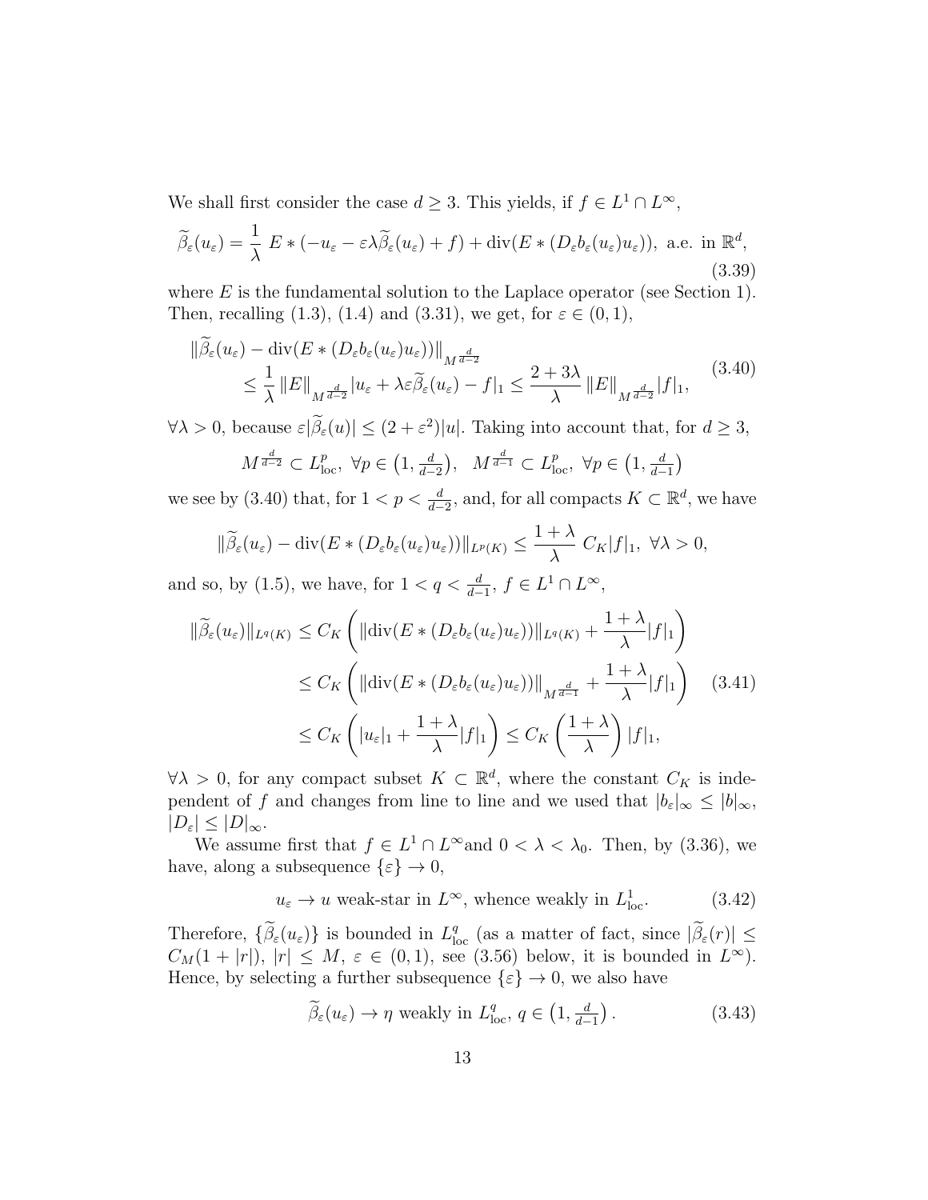We shall first consider the case $d \geq 3$. This yields, if $f \in L^1 \cap L^\infty$,

$$\widetilde{\beta}_\varepsilon(u_\varepsilon) = \frac{1}{\lambda}\ E * (-u_\varepsilon - \varepsilon\lambda\widetilde{\beta}_\varepsilon(u_\varepsilon) + f) + \operatorname{div}(E * (D_\varepsilon b_\varepsilon(u_\varepsilon)u_\varepsilon)),\ \text{a.e. in } \mathbb{R}^d, \tag{3.39}$$

where $E$ is the fundamental solution to the Laplace operator (see Section 1). Then, recalling (1.3), (1.4) and (3.31), we get, for $\varepsilon \in (0,1)$,

$$\begin{aligned}\|\widetilde{\beta}_\varepsilon(u_\varepsilon) - \operatorname{div}(E * (D_\varepsilon b_\varepsilon(u_\varepsilon)u_\varepsilon))\|_{M^{\frac{d}{d-2}}} \\ \leq \frac{1}{\lambda}\,\|E\|_{M^{\frac{d}{d-2}}}|u_\varepsilon + \lambda\varepsilon\widetilde{\beta}_\varepsilon(u_\varepsilon) - f|_1 \leq \frac{2+3\lambda}{\lambda}\,\|E\|_{M^{\frac{d}{d-2}}}|f|_1,\end{aligned} \tag{3.40}$$

$\forall \lambda > 0$, because $\varepsilon|\widetilde{\beta}_\varepsilon(u)| \leq (2+\varepsilon^2)|u|$. Taking into account that, for $d \geq 3$,

$$M^{\frac{d}{d-2}} \subset L^p_{\rm loc},\ \forall p \in \left(1, \tfrac{d}{d-2}\right),\quad M^{\frac{d}{d-1}} \subset L^p_{\rm loc},\ \forall p \in \left(1, \tfrac{d}{d-1}\right)$$

we see by (3.40) that, for $1 < p < \frac{d}{d-2}$, and, for all compacts $K \subset \mathbb{R}^d$, we have

$$\|\widetilde{\beta}_\varepsilon(u_\varepsilon) - \operatorname{div}(E * (D_\varepsilon b_\varepsilon(u_\varepsilon)u_\varepsilon))\|_{L^p(K)} \leq \frac{1+\lambda}{\lambda}\ C_K|f|_1,\ \forall \lambda > 0,$$

and so, by (1.5), we have, for $1 < q < \frac{d}{d-1}$, $f \in L^1 \cap L^\infty$,

$$\begin{aligned}\|\widetilde{\beta}_\varepsilon(u_\varepsilon)\|_{L^q(K)} &\leq C_K\left(\|\operatorname{div}(E * (D_\varepsilon b_\varepsilon(u_\varepsilon)u_\varepsilon))\|_{L^q(K)} + \frac{1+\lambda}{\lambda}|f|_1\right) \\ &\leq C_K\left(\|\operatorname{div}(E * (D_\varepsilon b_\varepsilon(u_\varepsilon)u_\varepsilon))\|_{M^{\frac{d}{d-1}}} + \frac{1+\lambda}{\lambda}|f|_1\right) \\ &\leq C_K\left(|u_\varepsilon|_1 + \frac{1+\lambda}{\lambda}|f|_1\right) \leq C_K\left(\frac{1+\lambda}{\lambda}\right)|f|_1,\end{aligned} \tag{3.41}$$

$\forall \lambda > 0$, for any compact subset $K \subset \mathbb{R}^d$, where the constant $C_K$ is independent of $f$ and changes from line to line and we used that $|b_\varepsilon|_\infty \leq |b|_\infty$, $|D_\varepsilon| \leq |D|_\infty$.

We assume first that $f \in L^1 \cap L^\infty$ and $0 < \lambda < \lambda_0$. Then, by (3.36), we have, along a subsequence $\{\varepsilon\} \to 0$,

$$u_\varepsilon \to u \text{ weak-star in } L^\infty, \text{ whence weakly in } L^1_{\rm loc}. \tag{3.42}$$

Therefore, $\{\widetilde{\beta}_\varepsilon(u_\varepsilon)\}$ is bounded in $L^q_{\rm loc}$ (as a matter of fact, since $|\widetilde{\beta}_\varepsilon(r)| \leq C_M(1+|r|)$, $|r| \leq M$, $\varepsilon \in (0,1)$, see (3.56) below, it is bounded in $L^\infty$). Hence, by selecting a further subsequence $\{\varepsilon\} \to 0$, we also have

$$\widetilde{\beta}_\varepsilon(u_\varepsilon) \to \eta \text{ weakly in } L^q_{\rm loc},\ q \in \left(1, \tfrac{d}{d-1}\right). \tag{3.43}$$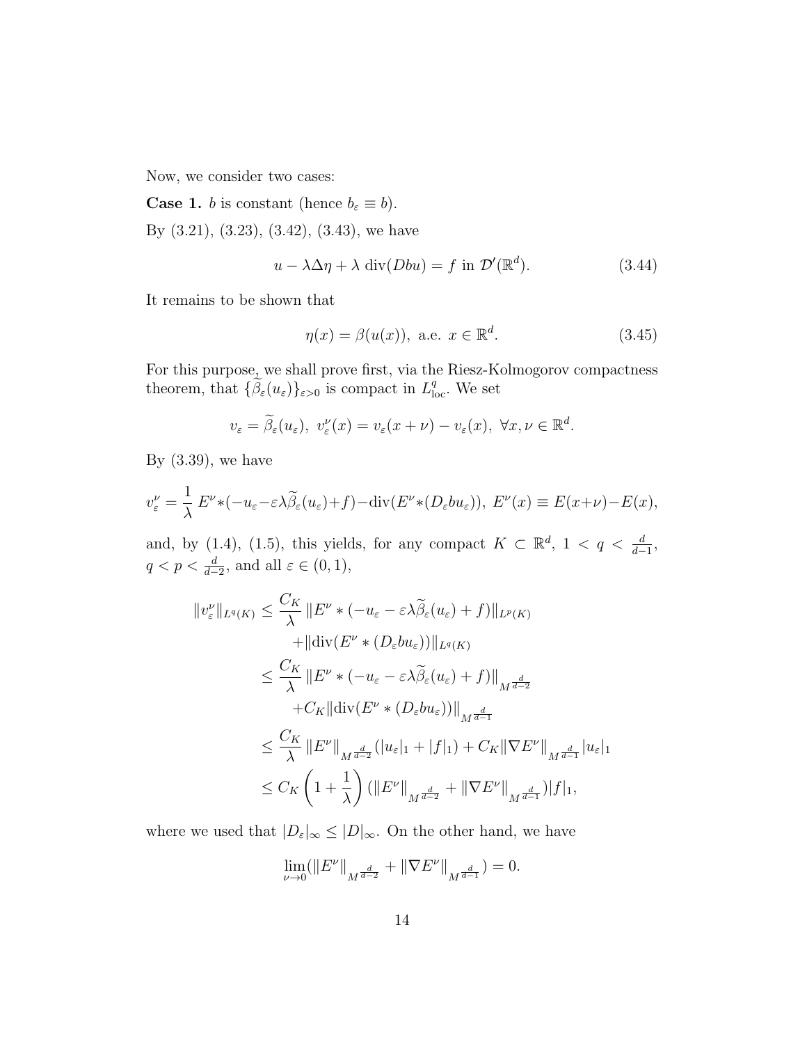Now, we consider two cases:

**Case 1.** $b$ is constant (hence $b_\varepsilon \equiv b$).

By (3.21), (3.23), (3.42), (3.43), we have

$$u - \lambda\Delta\eta + \lambda \operatorname{div}(Dbu) = f \text{ in } \mathcal{D}'(\mathbb{R}^d). \tag{3.44}$$

It remains to be shown that

$$\eta(x) = \beta(u(x)), \text{ a.e. } x \in \mathbb{R}^d. \tag{3.45}$$

For this purpose, we shall prove first, via the Riesz-Kolmogorov compactness theorem, that $\{\widetilde{\beta}_\varepsilon(u_\varepsilon)\}_{\varepsilon>0}$ is compact in $L^q_{\rm loc}$. We set

$$v_\varepsilon = \widetilde{\beta}_\varepsilon(u_\varepsilon),\ v^\nu_\varepsilon(x) = v_\varepsilon(x+\nu) - v_\varepsilon(x),\ \forall x, \nu \in \mathbb{R}^d.$$

By (3.39), we have

$$v^\nu_\varepsilon = \frac{1}{\lambda}\, E^\nu * (-u_\varepsilon - \varepsilon\lambda\widetilde{\beta}_\varepsilon(u_\varepsilon) + f) - \operatorname{div}(E^\nu * (D_\varepsilon b u_\varepsilon)),\ E^\nu(x) \equiv E(x+\nu) - E(x),$$

and, by (1.4), (1.5), this yields, for any compact $K \subset \mathbb{R}^d$, $1 < q < \frac{d}{d-1}$, $q < p < \frac{d}{d-2}$, and all $\varepsilon \in (0,1)$,

$$\begin{aligned}
\|v^\nu_\varepsilon\|_{L^q(K)} &\le \frac{C_K}{\lambda}\, \|E^\nu * (-u_\varepsilon - \varepsilon\lambda\widetilde{\beta}_\varepsilon(u_\varepsilon) + f)\|_{L^p(K)} \\
&\quad + \|\operatorname{div}(E^\nu * (D_\varepsilon b u_\varepsilon))\|_{L^q(K)} \\
&\le \frac{C_K}{\lambda}\, \|E^\nu * (-u_\varepsilon - \varepsilon\lambda\widetilde{\beta}_\varepsilon(u_\varepsilon) + f)\|_{M^{\frac{d}{d-2}}} \\
&\quad + C_K \|\operatorname{div}(E^\nu * (D_\varepsilon b u_\varepsilon))\|_{M^{\frac{d}{d-1}}} \\
&\le \frac{C_K}{\lambda}\, \|E^\nu\|_{M^{\frac{d}{d-2}}} (|u_\varepsilon|_1 + |f|_1) + C_K \|\nabla E^\nu\|_{M^{\frac{d}{d-1}}} |u_\varepsilon|_1 \\
&\le C_K \left(1 + \frac{1}{\lambda}\right) (\|E^\nu\|_{M^{\frac{d}{d-2}}} + \|\nabla E^\nu\|_{M^{\frac{d}{d-1}}}) |f|_1,
\end{aligned}$$

where we used that $|D_\varepsilon|_\infty \le |D|_\infty$. On the other hand, we have

$$\lim_{\nu \to 0} (\|E^\nu\|_{M^{\frac{d}{d-2}}} + \|\nabla E^\nu\|_{M^{\frac{d}{d-1}}}) = 0.$$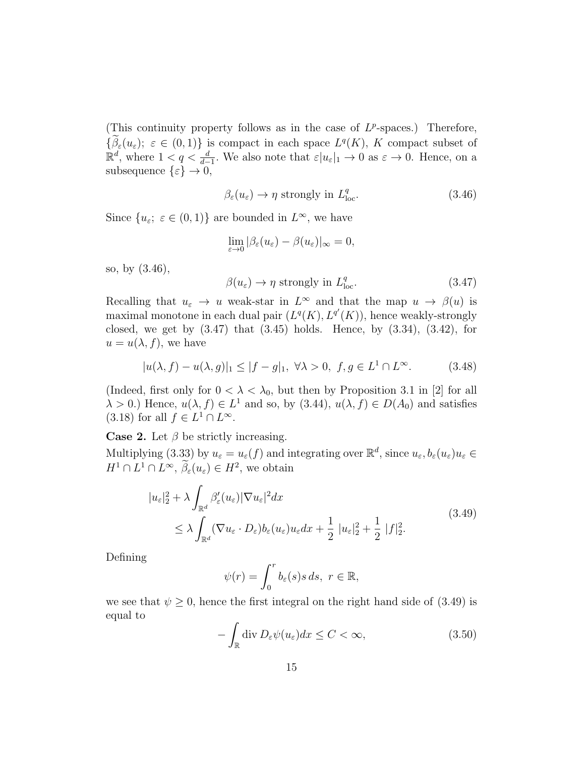(This continuity property follows as in the case of $L^p$-spaces.) Therefore, $\{\widetilde{\beta}_\varepsilon(u_\varepsilon);\ \varepsilon \in (0,1)\}$ is compact in each space $L^q(K)$, $K$ compact subset of $\mathbb{R}^d$, where $1 < q < \frac{d}{d-1}$. We also note that $\varepsilon|u_\varepsilon|_1 \to 0$ as $\varepsilon \to 0$. Hence, on a subsequence $\{\varepsilon\} \to 0$,

$$\beta_\varepsilon(u_\varepsilon) \to \eta \text{ strongly in } L^q_{\rm loc}. \tag{3.46}$$

Since $\{u_\varepsilon;\ \varepsilon \in (0,1)\}$ are bounded in $L^\infty$, we have

$$\lim_{\varepsilon\to 0} |\beta_\varepsilon(u_\varepsilon) - \beta(u_\varepsilon)|_\infty = 0,$$

so, by (3.46),

$$\beta(u_\varepsilon) \to \eta \text{ strongly in } L^q_{\rm loc}. \tag{3.47}$$

Recalling that $u_\varepsilon \to u$ weak-star in $L^\infty$ and that the map $u \to \beta(u)$ is maximal monotone in each dual pair $(L^q(K), L^{q'}(K))$, hence weakly-strongly closed, we get by (3.47) that (3.45) holds. Hence, by (3.34), (3.42), for $u = u(\lambda, f)$, we have

$$|u(\lambda,f) - u(\lambda,g)|_1 \le |f-g|_1,\ \forall \lambda > 0,\ f,g \in L^1 \cap L^\infty. \tag{3.48}$$

(Indeed, first only for $0 < \lambda < \lambda_0$, but then by Proposition 3.1 in [2] for all $\lambda > 0$.) Hence, $u(\lambda, f) \in L^1$ and so, by (3.44), $u(\lambda, f) \in D(A_0)$ and satisfies (3.18) for all $f \in L^1 \cap L^\infty$.

**Case 2.** Let $\beta$ be strictly increasing.

Multiplying (3.33) by $u_\varepsilon = u_\varepsilon(f)$ and integrating over $\mathbb{R}^d$, since $u_\varepsilon, b_\varepsilon(u_\varepsilon)u_\varepsilon \in H^1 \cap L^1 \cap L^\infty$, $\widetilde{\beta}_\varepsilon(u_\varepsilon) \in H^2$, we obtain

$$\begin{aligned} |u_\varepsilon|_2^2 &+ \lambda \int_{\mathbb{R}^d} \beta'_\varepsilon(u_\varepsilon)|\nabla u_\varepsilon|^2 dx \\ &\le \lambda \int_{\mathbb{R}^d} (\nabla u_\varepsilon \cdot D_\varepsilon) b_\varepsilon(u_\varepsilon) u_\varepsilon dx + \frac{1}{2}\ |u_\varepsilon|_2^2 + \frac{1}{2}\ |f|_2^2. \end{aligned} \tag{3.49}$$

Defining

$$\psi(r) = \int_0^r b_\varepsilon(s) s\, ds,\ r \in \mathbb{R},$$

we see that $\psi \ge 0$, hence the first integral on the right hand side of (3.49) is equal to

$$-\int_{\mathbb{R}} {\rm div}\, D_\varepsilon \psi(u_\varepsilon) dx \le C < \infty, \tag{3.50}$$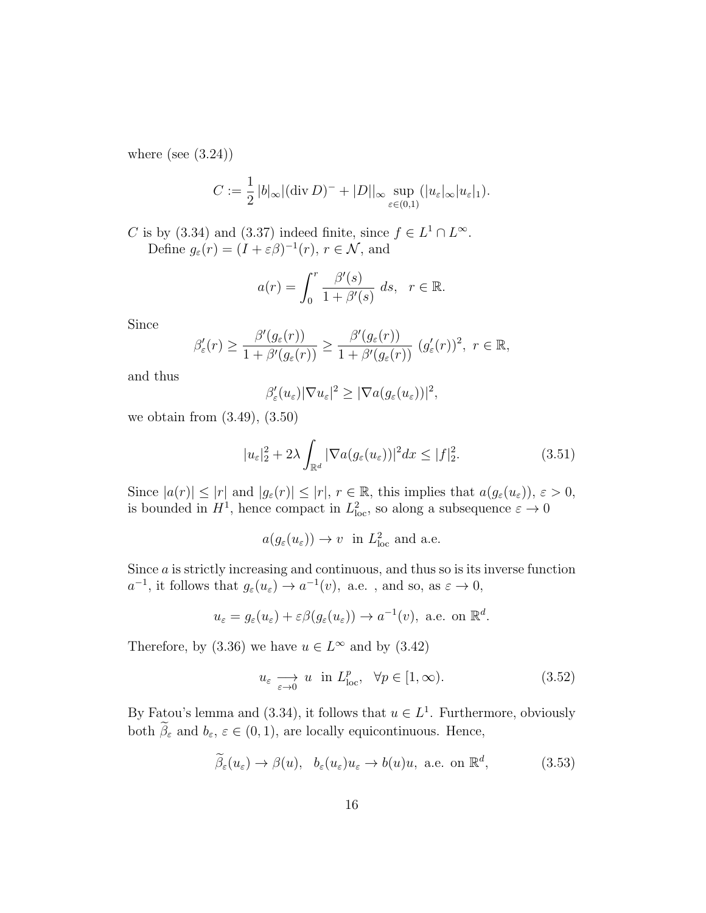where (see (3.24))

$$C := \frac{1}{2}\,|b|_\infty|(\operatorname{div} D)^- + |D||_\infty \sup_{\varepsilon\in(0,1)}(|u_\varepsilon|_\infty|u_\varepsilon|_1).$$

$C$ is by (3.34) and (3.37) indeed finite, since $f \in L^1 \cap L^\infty$.

Define $g_\varepsilon(r) = (I + \varepsilon\beta)^{-1}(r)$, $r \in \mathcal{N}$, and

$$a(r) = \int_0^r \frac{\beta'(s)}{1+\beta'(s)}\;ds,\quad r\in\mathbb{R}.$$

Since

$$\beta'_\varepsilon(r) \geq \frac{\beta'(g_\varepsilon(r))}{1+\beta'(g_\varepsilon(r))} \geq \frac{\beta'(g_\varepsilon(r))}{1+\beta'(g_\varepsilon(r))}\;(g'_\varepsilon(r))^2,\ r\in\mathbb{R},$$

and thus

$$\beta'_\varepsilon(u_\varepsilon)|\nabla u_\varepsilon|^2 \geq |\nabla a(g_\varepsilon(u_\varepsilon))|^2,$$

we obtain from (3.49), (3.50)

$$|u_\varepsilon|_2^2 + 2\lambda\int_{\mathbb{R}^d}|\nabla a(g_\varepsilon(u_\varepsilon))|^2dx \leq |f|_2^2. \tag{3.51}$$

Since $|a(r)| \leq |r|$ and $|g_\varepsilon(r)| \leq |r|$, $r\in\mathbb{R}$, this implies that $a(g_\varepsilon(u_\varepsilon))$, $\varepsilon > 0$, is bounded in $H^1$, hence compact in $L^2_{\rm loc}$, so along a subsequence $\varepsilon\to 0$

$$a(g_\varepsilon(u_\varepsilon)) \to v\ \text{ in } L^2_{\rm loc} \text{ and a.e.}$$

Since $a$ is strictly increasing and continuous, and thus so is its inverse function $a^{-1}$, it follows that $g_\varepsilon(u_\varepsilon) \to a^{-1}(v)$, a.e. , and so, as $\varepsilon\to 0$,

$$u_\varepsilon = g_\varepsilon(u_\varepsilon) + \varepsilon\beta(g_\varepsilon(u_\varepsilon)) \to a^{-1}(v),\ \text{a.e. on } \mathbb{R}^d.$$

Therefore, by (3.36) we have $u\in L^\infty$ and by (3.42)

$$u_\varepsilon \underset{\varepsilon\to 0}{\longrightarrow} u\ \text{ in } L^p_{\rm loc},\ \ \forall p\in[1,\infty). \tag{3.52}$$

By Fatou's lemma and (3.34), it follows that $u\in L^1$. Furthermore, obviously both $\widetilde{\beta}_\varepsilon$ and $b_\varepsilon$, $\varepsilon\in(0,1)$, are locally equicontinuous. Hence,

$$\widetilde{\beta}_\varepsilon(u_\varepsilon) \to \beta(u),\ \ b_\varepsilon(u_\varepsilon)u_\varepsilon \to b(u)u,\ \text{a.e. on } \mathbb{R}^d, \tag{3.53}$$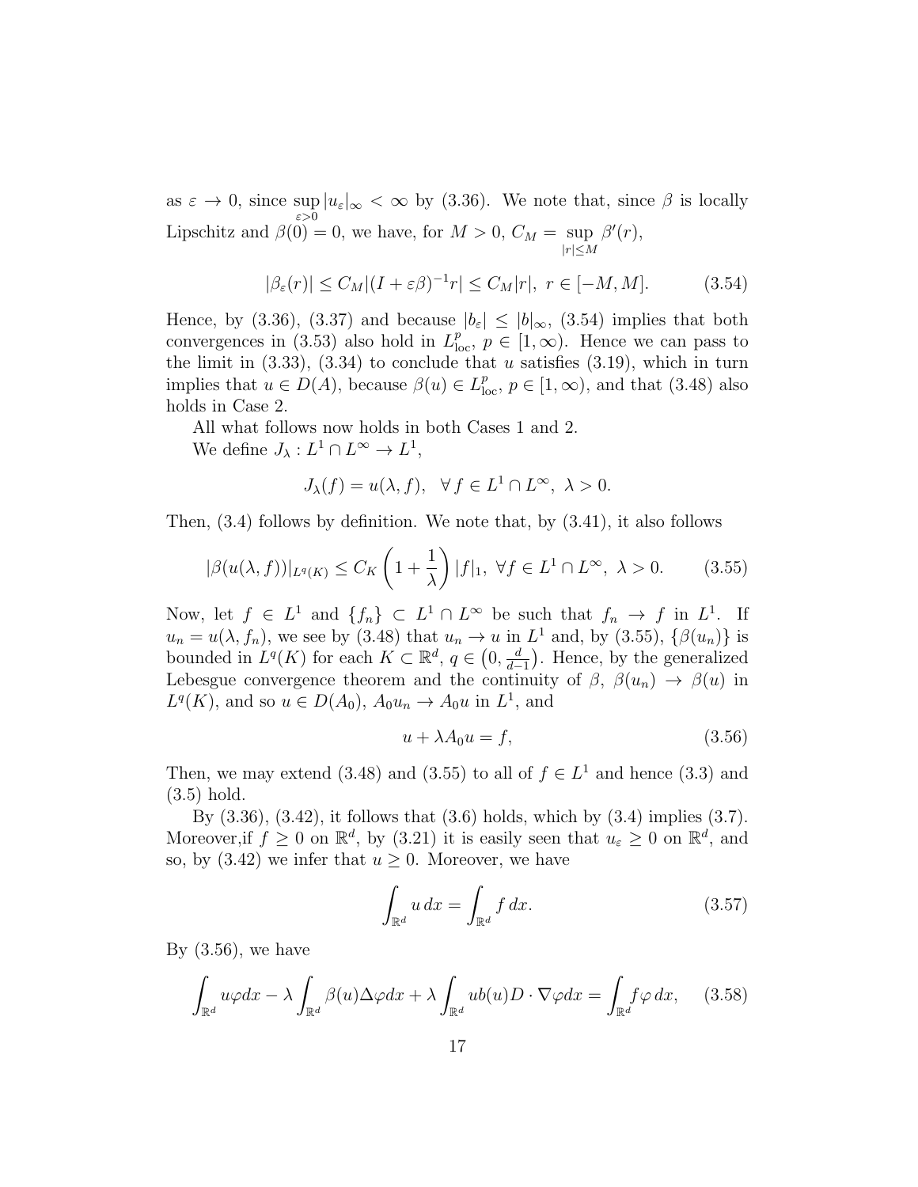as $\varepsilon \to 0$, since $\sup\limits_{\varepsilon>0} |u_\varepsilon|_\infty < \infty$ by (3.36). We note that, since $\beta$ is locally Lipschitz and $\beta(0) = 0$, we have, for $M > 0$, $C_M = \sup\limits_{|r|\le M} \beta'(r)$,

$$|\beta_\varepsilon(r)| \le C_M |(I + \varepsilon\beta)^{-1} r| \le C_M |r|,\ r \in [-M, M]. \tag{3.54}$$

Hence, by (3.36), (3.37) and because $|b_\varepsilon| \le |b|_\infty$, (3.54) implies that both convergences in (3.53) also hold in $L^p_{\rm loc}$, $p \in [1, \infty)$. Hence we can pass to the limit in (3.33), (3.34) to conclude that $u$ satisfies (3.19), which in turn implies that $u \in D(A)$, because $\beta(u) \in L^p_{\rm loc}$, $p \in [1, \infty)$, and that (3.48) also holds in Case 2.

All what follows now holds in both Cases 1 and 2.

We define $J_\lambda : L^1 \cap L^\infty \to L^1$,

$$J_\lambda(f) = u(\lambda, f),\quad \forall\, f \in L^1 \cap L^\infty,\ \lambda > 0.$$

Then, (3.4) follows by definition. We note that, by (3.41), it also follows

$$|\beta(u(\lambda, f))|_{L^q(K)} \le C_K \left(1 + \frac{1}{\lambda}\right) |f|_1,\ \forall f \in L^1 \cap L^\infty,\ \lambda > 0. \tag{3.55}$$

Now, let $f \in L^1$ and $\{f_n\} \subset L^1 \cap L^\infty$ be such that $f_n \to f$ in $L^1$. If $u_n = u(\lambda, f_n)$, we see by (3.48) that $u_n \to u$ in $L^1$ and, by (3.55), $\{\beta(u_n)\}$ is bounded in $L^q(K)$ for each $K \subset \mathbb{R}^d$, $q \in \left(0, \frac{d}{d-1}\right)$. Hence, by the generalized Lebesgue convergence theorem and the continuity of $\beta$, $\beta(u_n) \to \beta(u)$ in $L^q(K)$, and so $u \in D(A_0)$, $A_0 u_n \to A_0 u$ in $L^1$, and

$$u + \lambda A_0 u = f, \tag{3.56}$$

Then, we may extend (3.48) and (3.55) to all of $f \in L^1$ and hence (3.3) and (3.5) hold.

By (3.36), (3.42), it follows that (3.6) holds, which by (3.4) implies (3.7). Moreover,if $f \ge 0$ on $\mathbb{R}^d$, by (3.21) it is easily seen that $u_\varepsilon \ge 0$ on $\mathbb{R}^d$, and so, by (3.42) we infer that $u \ge 0$. Moreover, we have

$$\int_{\mathbb{R}^d} u\, dx = \int_{\mathbb{R}^d} f\, dx. \tag{3.57}$$

By (3.56), we have

$$\int_{\mathbb{R}^d} u\varphi dx - \lambda \int_{\mathbb{R}^d} \beta(u)\Delta\varphi dx + \lambda \int_{\mathbb{R}^d} u b(u) D \cdot \nabla\varphi dx = \int_{\mathbb{R}^d} f\varphi\, dx, \tag{3.58}$$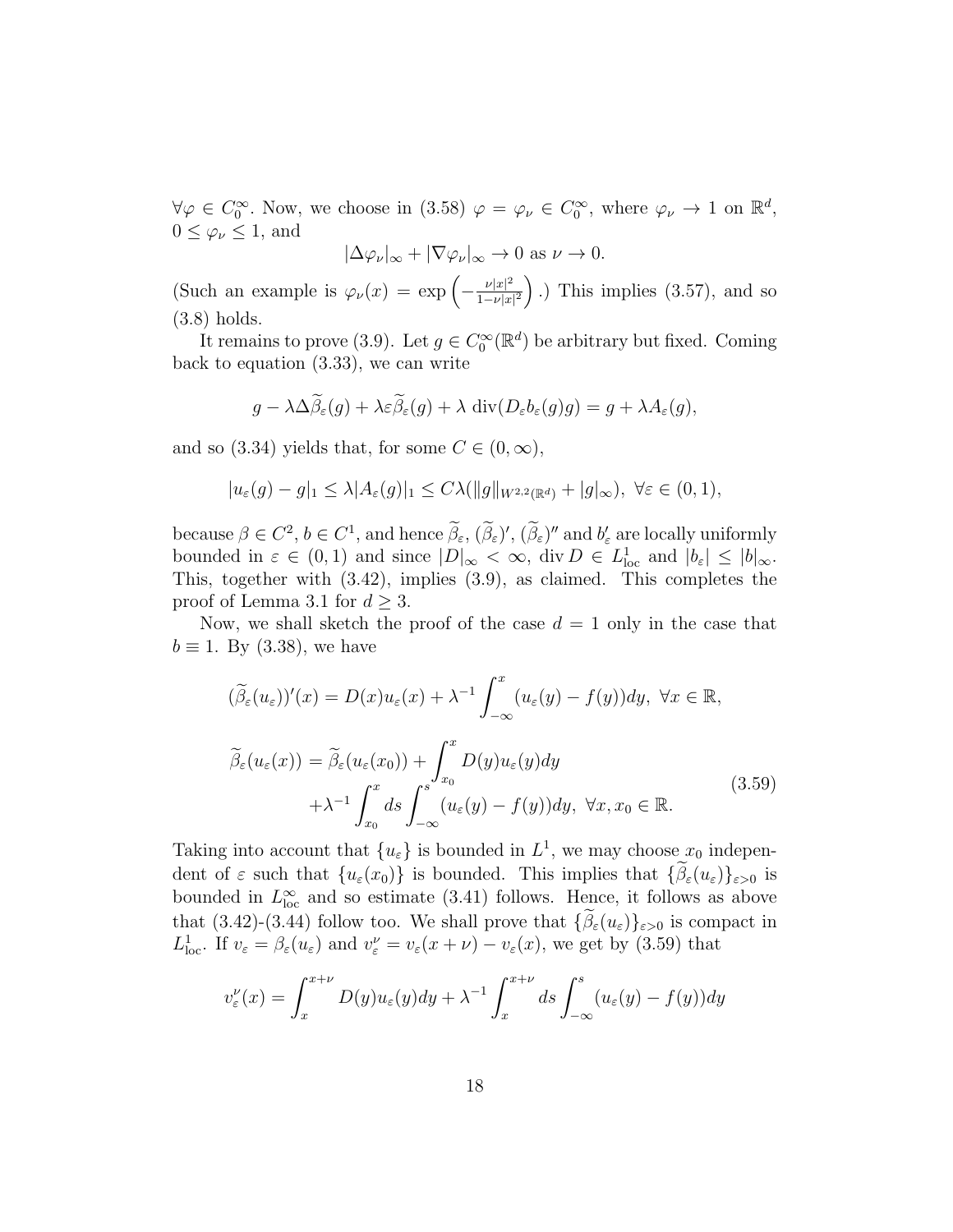$\forall \varphi \in C_0^\infty$. Now, we choose in (3.58) $\varphi = \varphi_\nu \in C_0^\infty$, where $\varphi_\nu \to 1$ on $\mathbb{R}^d$, $0 \le \varphi_\nu \le 1$, and

$$|\Delta \varphi_\nu|_\infty + |\nabla \varphi_\nu|_\infty \to 0 \text{ as } \nu \to 0.$$

(Such an example is $\varphi_\nu(x) = \exp\left(-\frac{\nu|x|^2}{1-\nu|x|^2}\right)$.) This implies (3.57), and so (3.8) holds.

It remains to prove (3.9). Let $g \in C_0^\infty(\mathbb{R}^d)$ be arbitrary but fixed. Coming back to equation (3.33), we can write

$$g - \lambda \Delta \widetilde{\beta}_\varepsilon(g) + \lambda \varepsilon \widetilde{\beta}_\varepsilon(g) + \lambda \, \mathrm{div}(D_\varepsilon b_\varepsilon(g) g) = g + \lambda A_\varepsilon(g),$$

and so (3.34) yields that, for some $C \in (0,\infty)$,

$$|u_\varepsilon(g) - g|_1 \le \lambda |A_\varepsilon(g)|_1 \le C\lambda(\|g\|_{W^{2,2}(\mathbb{R}^d)} + |g|_\infty), \ \forall \varepsilon \in (0,1),$$

because $\beta \in C^2$, $b \in C^1$, and hence $\widetilde{\beta}_\varepsilon$, $(\widetilde{\beta}_\varepsilon)'$, $(\widetilde{\beta}_\varepsilon)''$ and $b'_\varepsilon$ are locally uniformly bounded in $\varepsilon \in (0,1)$ and since $|D|_\infty < \infty$, $\mathrm{div}\, D \in L^1_{\mathrm{loc}}$ and $|b_\varepsilon| \le |b|_\infty$. This, together with (3.42), implies (3.9), as claimed. This completes the proof of Lemma 3.1 for $d \ge 3$.

Now, we shall sketch the proof of the case $d = 1$ only in the case that $b \equiv 1$. By (3.38), we have

$$
\begin{aligned}
&(\widetilde{\beta}_\varepsilon(u_\varepsilon))'(x) = D(x) u_\varepsilon(x) + \lambda^{-1} \int_{-\infty}^x (u_\varepsilon(y) - f(y))dy, \ \forall x \in \mathbb{R}, \\
&\widetilde{\beta}_\varepsilon(u_\varepsilon(x)) = \widetilde{\beta}_\varepsilon(u_\varepsilon(x_0)) + \int_{x_0}^x D(y) u_\varepsilon(y) dy \\
&\qquad + \lambda^{-1} \int_{x_0}^x ds \int_{-\infty}^s (u_\varepsilon(y) - f(y))dy, \ \forall x, x_0 \in \mathbb{R}.
\end{aligned}
\tag{3.59}
$$

Taking into account that $\{u_\varepsilon\}$ is bounded in $L^1$, we may choose $x_0$ independent of $\varepsilon$ such that $\{u_\varepsilon(x_0)\}$ is bounded. This implies that $\{\widetilde{\beta}_\varepsilon(u_\varepsilon)\}_{\varepsilon>0}$ is bounded in $L^\infty_{\mathrm{loc}}$ and so estimate (3.41) follows. Hence, it follows as above that (3.42)-(3.44) follow too. We shall prove that $\{\widetilde{\beta}_\varepsilon(u_\varepsilon)\}_{\varepsilon>0}$ is compact in $L^1_{\mathrm{loc}}$. If $v_\varepsilon = \beta_\varepsilon(u_\varepsilon)$ and $v_\varepsilon^\nu = v_\varepsilon(x+\nu) - v_\varepsilon(x)$, we get by (3.59) that

$$v_\varepsilon^\nu(x) = \int_x^{x+\nu} D(y) u_\varepsilon(y) dy + \lambda^{-1} \int_x^{x+\nu} ds \int_{-\infty}^s (u_\varepsilon(y) - f(y))dy$$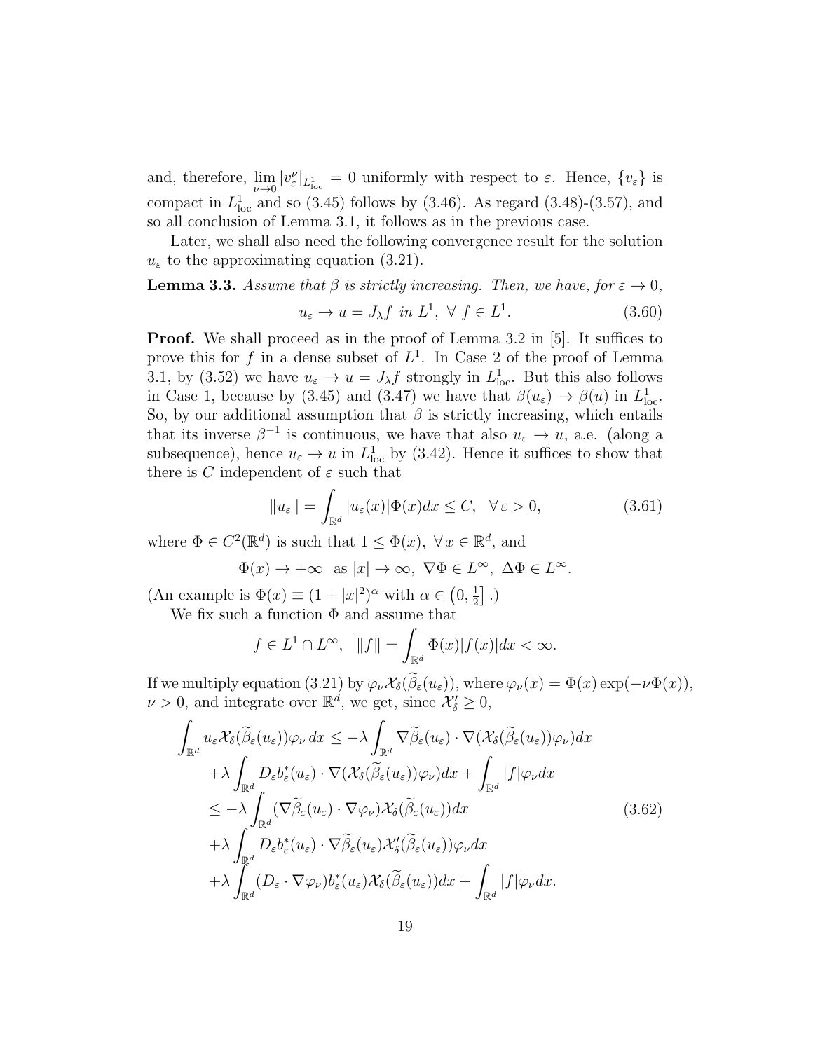and, therefore, $\lim\limits_{\nu\to 0}|v_\varepsilon^\nu|_{L^1_{\rm loc}}=0$ uniformly with respect to $\varepsilon$. Hence, $\{v_\varepsilon\}$ is compact in $L^1_{\rm loc}$ and so (3.45) follows by (3.46). As regard (3.48)-(3.57), and so all conclusion of Lemma 3.1, it follows as in the previous case.

Later, we shall also need the following convergence result for the solution $u_\varepsilon$ to the approximating equation (3.21).

**Lemma 3.3.** *Assume that $\beta$ is strictly increasing. Then, we have, for $\varepsilon\to 0$,*

$$u_\varepsilon \to u = J_\lambda f \ \text{ in } L^1,\ \forall\, f\in L^1. \tag{3.60}$$

**Proof.** We shall proceed as in the proof of Lemma 3.2 in [5]. It suffices to prove this for $f$ in a dense subset of $L^1$. In Case 2 of the proof of Lemma 3.1, by (3.52) we have $u_\varepsilon\to u=J_\lambda f$ strongly in $L^1_{\rm loc}$. But this also follows in Case 1, because by (3.45) and (3.47) we have that $\beta(u_\varepsilon)\to\beta(u)$ in $L^1_{\rm loc}$. So, by our additional assumption that $\beta$ is strictly increasing, which entails that its inverse $\beta^{-1}$ is continuous, we have that also $u_\varepsilon\to u$, a.e. (along a subsequence), hence $u_\varepsilon\to u$ in $L^1_{\rm loc}$ by (3.42). Hence it suffices to show that there is $C$ independent of $\varepsilon$ such that

$$\|u_\varepsilon\|=\int_{\mathbb{R}^d}|u_\varepsilon(x)|\Phi(x)dx\le C,\quad \forall\,\varepsilon>0, \tag{3.61}$$

where $\Phi\in C^2(\mathbb{R}^d)$ is such that $1\le\Phi(x)$, $\forall\, x\in\mathbb{R}^d$, and

$$\Phi(x)\to+\infty \ \text{ as } |x|\to\infty,\ \nabla\Phi\in L^\infty,\ \Delta\Phi\in L^\infty.$$

(An example is $\Phi(x)\equiv(1+|x|^2)^\alpha$ with $\alpha\in\left(0,\frac12\right]$.)

We fix such a function $\Phi$ and assume that

$$f\in L^1\cap L^\infty,\quad \|f\|=\int_{\mathbb{R}^d}\Phi(x)|f(x)|dx<\infty.$$

If we multiply equation (3.21) by $\varphi_\nu\mathcal{X}_\delta(\widetilde\beta_\varepsilon(u_\varepsilon))$, where $\varphi_\nu(x)=\Phi(x)\exp(-\nu\Phi(x))$, $\nu>0$, and integrate over $\mathbb{R}^d$, we get, since $\mathcal{X}_\delta'\ge 0$,

$$\begin{aligned}
\int_{\mathbb{R}^d} u_\varepsilon\mathcal{X}_\delta(\widetilde\beta_\varepsilon(u_\varepsilon))\varphi_\nu\,dx &\le -\lambda\int_{\mathbb{R}^d}\nabla\widetilde\beta_\varepsilon(u_\varepsilon)\cdot\nabla(\mathcal{X}_\delta(\widetilde\beta_\varepsilon(u_\varepsilon))\varphi_\nu)dx\\
&\quad+\lambda\int_{\mathbb{R}^d}D_\varepsilon b_\varepsilon^*(u_\varepsilon)\cdot\nabla(\mathcal{X}_\delta(\widetilde\beta_\varepsilon(u_\varepsilon))\varphi_\nu)dx+\int_{\mathbb{R}^d}|f|\varphi_\nu dx\\
&\le -\lambda\int_{\mathbb{R}^d}(\nabla\widetilde\beta_\varepsilon(u_\varepsilon)\cdot\nabla\varphi_\nu)\mathcal{X}_\delta(\widetilde\beta_\varepsilon(u_\varepsilon))dx\\
&\quad+\lambda\int_{\mathbb{R}^d}D_\varepsilon b_\varepsilon^*(u_\varepsilon)\cdot\nabla\widetilde\beta_\varepsilon(u_\varepsilon)\mathcal{X}_\delta'(\widetilde\beta_\varepsilon(u_\varepsilon))\varphi_\nu dx\\
&\quad+\lambda\int_{\mathbb{R}^d}(D_\varepsilon\cdot\nabla\varphi_\nu)b_\varepsilon^*(u_\varepsilon)\mathcal{X}_\delta(\widetilde\beta_\varepsilon(u_\varepsilon))dx+\int_{\mathbb{R}^d}|f|\varphi_\nu dx.
\end{aligned}\tag{3.62}$$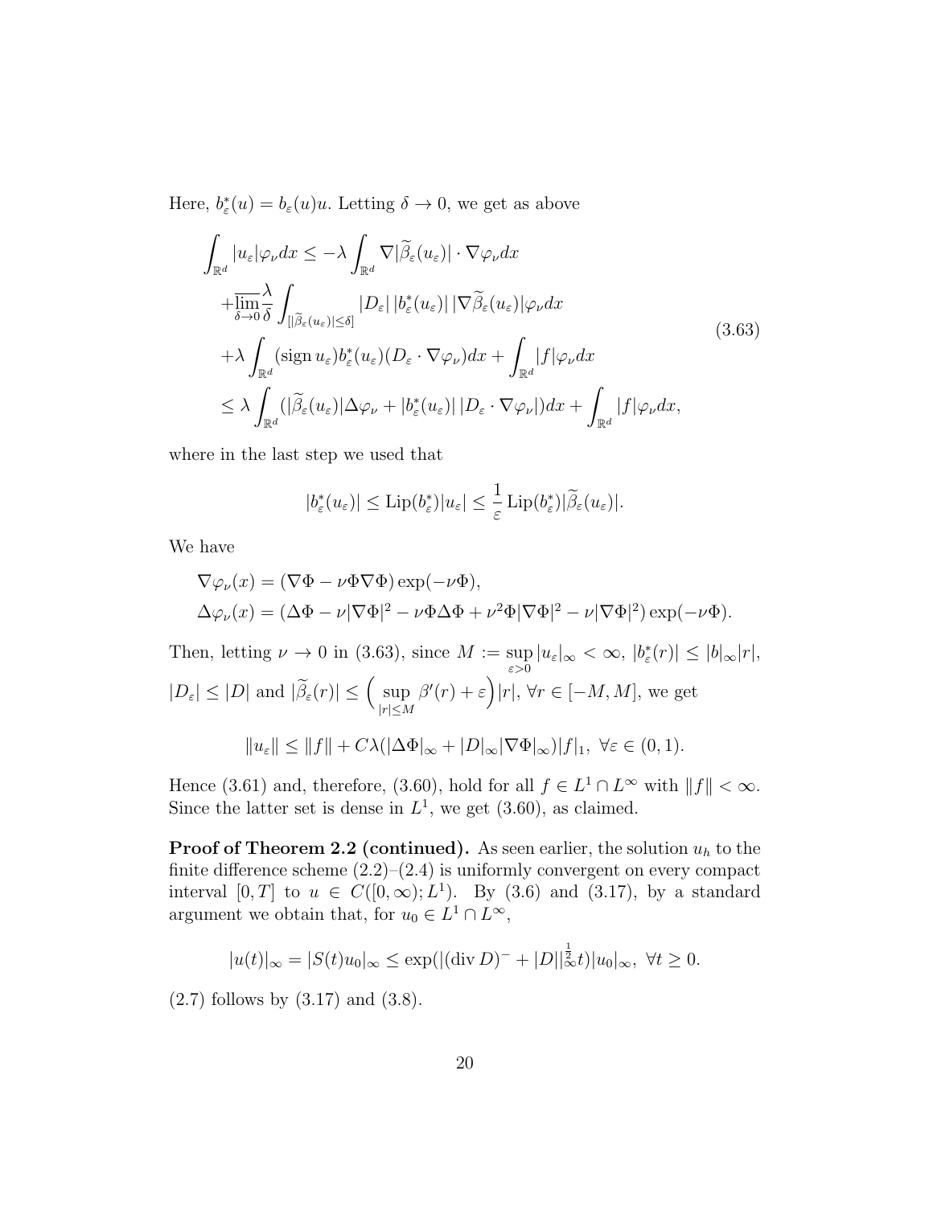Here, $b^*_\varepsilon(u) = b_\varepsilon(u)u$. Letting $\delta \to 0$, we get as above

$$
\begin{aligned}
\int_{\mathbb{R}^d} |u_\varepsilon|\varphi_\nu dx &\le -\lambda \int_{\mathbb{R}^d} \nabla|\widetilde{\beta}_\varepsilon(u_\varepsilon)| \cdot \nabla\varphi_\nu dx \\
&+\overline{\lim_{\delta\to 0}}\frac{\lambda}{\delta}\int_{[|\widetilde{\beta}_\varepsilon(u_\varepsilon)|\le\delta]} |D_\varepsilon|\,|b^*_\varepsilon(u_\varepsilon)|\,|\nabla\widetilde{\beta}_\varepsilon(u_\varepsilon)|\varphi_\nu dx \\
&+\lambda\int_{\mathbb{R}^d}(\operatorname{sign} u_\varepsilon)b^*_\varepsilon(u_\varepsilon)(D_\varepsilon\cdot\nabla\varphi_\nu)dx + \int_{\mathbb{R}^d}|f|\varphi_\nu dx \\
&\le \lambda\int_{\mathbb{R}^d}(|\widetilde{\beta}_\varepsilon(u_\varepsilon)|\Delta\varphi_\nu + |b^*_\varepsilon(u_\varepsilon)|\,|D_\varepsilon\cdot\nabla\varphi_\nu|)dx + \int_{\mathbb{R}^d}|f|\varphi_\nu dx,
\end{aligned}
\tag{3.63}
$$

where in the last step we used that

$$
|b^*_\varepsilon(u_\varepsilon)| \le \operatorname{Lip}(b^*_\varepsilon)|u_\varepsilon| \le \frac{1}{\varepsilon}\operatorname{Lip}(b^*_\varepsilon)|\widetilde{\beta}_\varepsilon(u_\varepsilon)|.
$$

We have

$$
\begin{aligned}
\nabla\varphi_\nu(x) &= (\nabla\Phi - \nu\Phi\nabla\Phi)\exp(-\nu\Phi), \\
\Delta\varphi_\nu(x) &= (\Delta\Phi - \nu|\nabla\Phi|^2 - \nu\Phi\Delta\Phi + \nu^2\Phi|\nabla\Phi|^2 - \nu|\nabla\Phi|^2)\exp(-\nu\Phi).
\end{aligned}
$$

Then, letting $\nu \to 0$ in (3.63), since $M := \sup\limits_{\varepsilon>0}|u_\varepsilon|_\infty < \infty$, $|b^*_\varepsilon(r)| \le |b|_\infty|r|$, $|D_\varepsilon| \le |D|$ and $|\widetilde{\beta}_\varepsilon(r)| \le \Big(\sup\limits_{|r|\le M}\beta'(r)+\varepsilon\Big)|r|$, $\forall r \in [-M, M]$, we get

$$
\|u_\varepsilon\| \le \|f\| + C\lambda(|\Delta\Phi|_\infty + |D|_\infty|\nabla\Phi|_\infty)|f|_1,\ \forall\varepsilon\in(0,1).
$$

Hence (3.61) and, therefore, (3.60), hold for all $f \in L^1\cap L^\infty$ with $\|f\| < \infty$. Since the latter set is dense in $L^1$, we get (3.60), as claimed.

**Proof of Theorem 2.2 (continued).** As seen earlier, the solution $u_h$ to the finite difference scheme (2.2)–(2.4) is uniformly convergent on every compact interval $[0, T]$ to $u \in C([0,\infty); L^1)$. By (3.6) and (3.17), by a standard argument we obtain that, for $u_0 \in L^1 \cap L^\infty$,

$$
|u(t)|_\infty = |S(t)u_0|_\infty \le \exp(|(\operatorname{div} D)^- + |D||_\infty^{\frac{1}{2}}t)|u_0|_\infty,\ \forall t \ge 0.
$$

(2.7) follows by (3.17) and (3.8).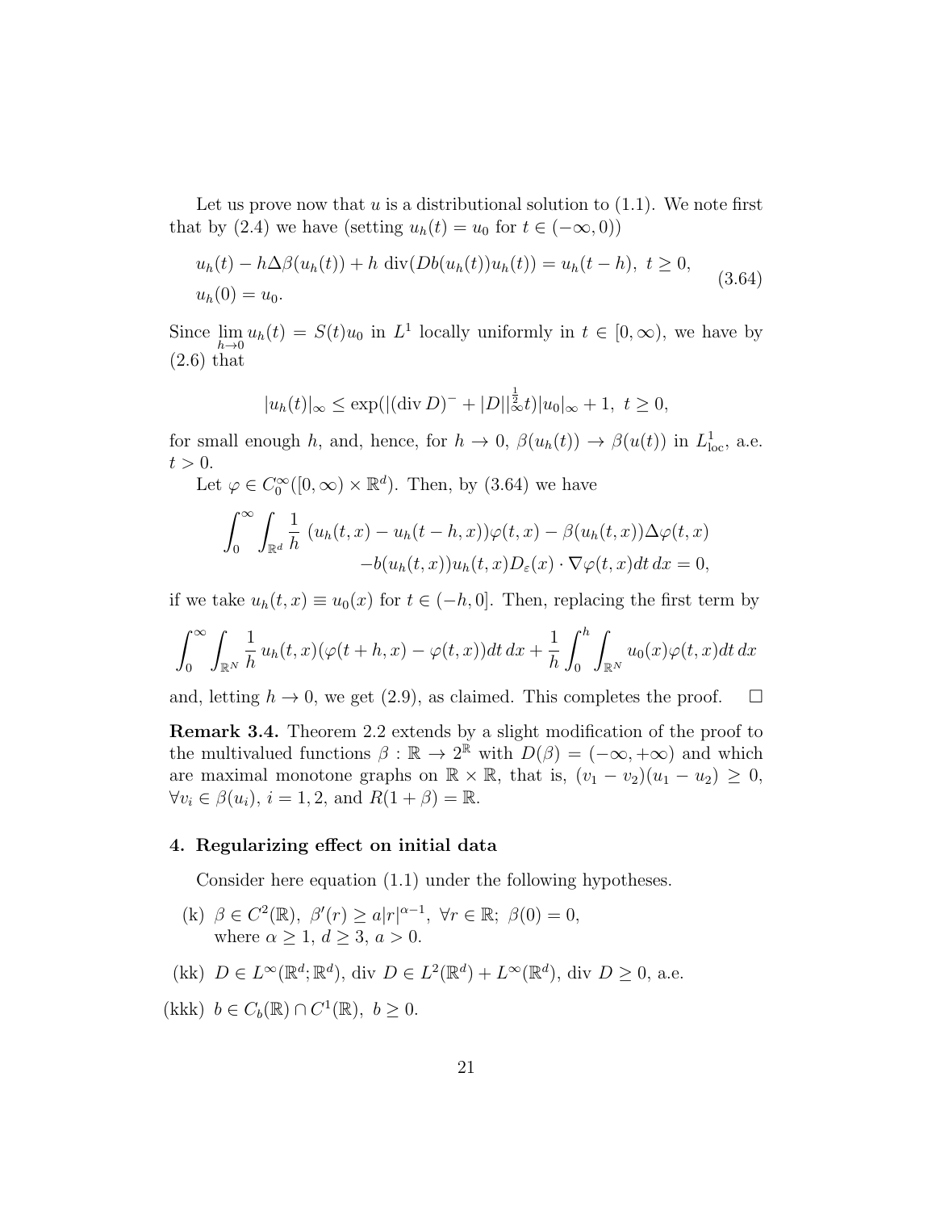Let us prove now that $u$ is a distributional solution to (1.1). We note first that by (2.4) we have (setting $u_h(t) = u_0$ for $t \in (-\infty, 0)$)

$$
\begin{aligned}
&u_h(t) - h\Delta\beta(u_h(t)) + h \operatorname{div}(Db(u_h(t))u_h(t)) = u_h(t-h),\ t \geq 0,\\
&u_h(0) = u_0.
\end{aligned}
\tag{3.64}
$$

Since $\lim\limits_{h\to 0} u_h(t) = S(t)u_0$ in $L^1$ locally uniformly in $t \in [0, \infty)$, we have by (2.6) that

$$
|u_h(t)|_\infty \leq \exp(|(\operatorname{div} D)^- + |D||_\infty^{\frac{1}{2}} t)|u_0|_\infty + 1,\ t \geq 0,
$$

for small enough $h$, and, hence, for $h \to 0$, $\beta(u_h(t)) \to \beta(u(t))$ in $L^1_{\rm loc}$, a.e. $t > 0$.

Let $\varphi \in C_0^\infty([0,\infty) \times \mathbb{R}^d)$. Then, by (3.64) we have

$$
\begin{aligned}
\int_0^\infty \int_{\mathbb{R}^d} \frac{1}{h}\ (u_h(t,x) - u_h(t-h,x))\varphi(t,x) - \beta(u_h(t,x))\Delta\varphi(t,x)\\
-b(u_h(t,x))u_h(t,x)D_\varepsilon(x)\cdot\nabla\varphi(t,x)dt\,dx = 0,
\end{aligned}
$$

if we take $u_h(t,x) \equiv u_0(x)$ for $t \in (-h, 0]$. Then, replacing the first term by

$$
\int_0^\infty \int_{\mathbb{R}^N} \frac{1}{h}\, u_h(t,x)(\varphi(t+h,x) - \varphi(t,x))dt\,dx + \frac{1}{h}\int_0^h \int_{\mathbb{R}^N} u_0(x)\varphi(t,x)dt\,dx
$$

and, letting $h \to 0$, we get (2.9), as claimed. This completes the proof. $\square$

**Remark 3.4.** Theorem 2.2 extends by a slight modification of the proof to the multivalued functions $\beta : \mathbb{R} \to 2^{\mathbb{R}}$ with $D(\beta) = (-\infty, +\infty)$ and which are maximal monotone graphs on $\mathbb{R}\times\mathbb{R}$, that is, $(v_1 - v_2)(u_1 - u_2) \geq 0$, $\forall v_i \in \beta(u_i)$, $i = 1, 2$, and $R(1+\beta) = \mathbb{R}$.

## 4. Regularizing effect on initial data

Consider here equation (1.1) under the following hypotheses.

(k) $\beta \in C^2(\mathbb{R}),\ \beta'(r) \geq a|r|^{\alpha-1},\ \forall r \in \mathbb{R};\ \beta(0) = 0,$
where $\alpha \geq 1,\ d \geq 3,\ a > 0.$

(kk) $D \in L^\infty(\mathbb{R}^d;\mathbb{R}^d)$, $\operatorname{div} D \in L^2(\mathbb{R}^d) + L^\infty(\mathbb{R}^d)$, $\operatorname{div} D \geq 0$, a.e.

(kkk) $b \in C_b(\mathbb{R}) \cap C^1(\mathbb{R}),\ b \geq 0.$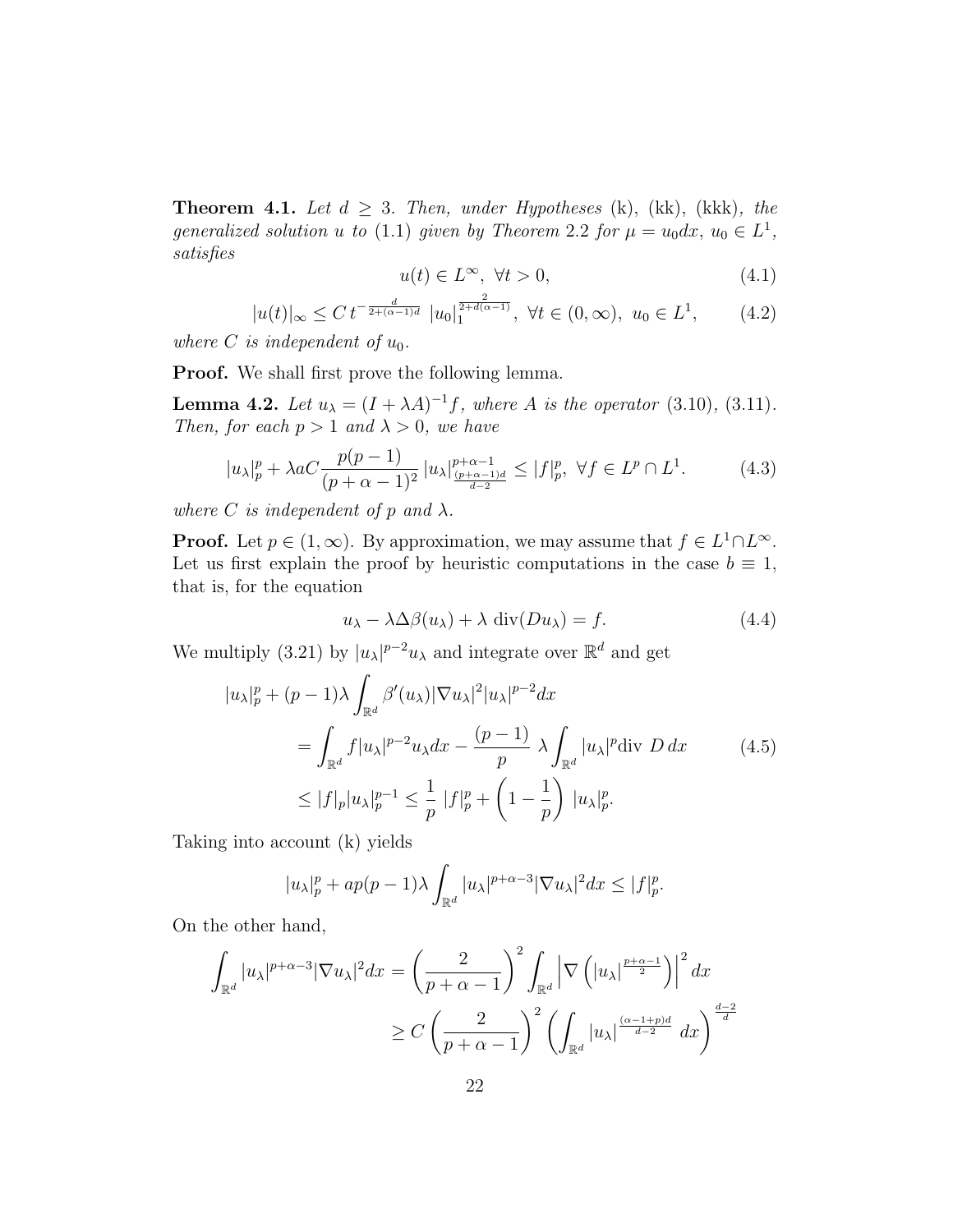**Theorem 4.1.** *Let $d \geq 3$. Then, under Hypotheses* (k), (kk), (kkk)*, the generalized solution $u$ to* (1.1) *given by Theorem 2.2 for $\mu = u_0 dx$, $u_0 \in L^1$, satisfies*

$$u(t) \in L^\infty, \ \forall t > 0, \tag{4.1}$$

$$|u(t)|_\infty \leq C\, t^{-\frac{d}{2+(\alpha-1)d}}\ |u_0|_1^{\frac{2}{2+d(\alpha-1)}}, \ \forall t \in (0,\infty), \ u_0 \in L^1, \tag{4.2}$$

*where $C$ is independent of $u_0$.*

**Proof.** We shall first prove the following lemma.

**Lemma 4.2.** *Let $u_\lambda = (I + \lambda A)^{-1} f$, where $A$ is the operator* (3.10), (3.11)*. Then, for each $p > 1$ and $\lambda > 0$, we have*

$$|u_\lambda|_p^p + \lambda a C \frac{p(p-1)}{(p+\alpha-1)^2}\, |u_\lambda|^{p+\alpha-1}_{\frac{(p+\alpha-1)d}{d-2}} \leq |f|_p^p, \ \forall f \in L^p \cap L^1. \tag{4.3}$$

*where $C$ is independent of $p$ and $\lambda$.*

**Proof.** Let $p \in (1,\infty)$. By approximation, we may assume that $f \in L^1 \cap L^\infty$. Let us first explain the proof by heuristic computations in the case $b \equiv 1$, that is, for the equation

$$u_\lambda - \lambda \Delta \beta(u_\lambda) + \lambda \operatorname{div}(D u_\lambda) = f. \tag{4.4}$$

We multiply (3.21) by $|u_\lambda|^{p-2} u_\lambda$ and integrate over $\mathbb{R}^d$ and get

$$\begin{aligned}
|u_\lambda|_p^p + (p-1)\lambda \int_{\mathbb{R}^d} \beta'(u_\lambda) |\nabla u_\lambda|^2 |u_\lambda|^{p-2} dx
&= \int_{\mathbb{R}^d} f |u_\lambda|^{p-2} u_\lambda dx - \frac{(p-1)}{p}\ \lambda \int_{\mathbb{R}^d} |u_\lambda|^p \operatorname{div}\, D\, dx \\
&\leq |f|_p |u_\lambda|_p^{p-1} \leq \frac{1}{p}\ |f|_p^p + \left(1 - \frac{1}{p}\right)\ |u_\lambda|_p^p.
\end{aligned} \tag{4.5}$$

Taking into account (k) yields

$$|u_\lambda|_p^p + ap(p-1)\lambda \int_{\mathbb{R}^d} |u_\lambda|^{p+\alpha-3} |\nabla u_\lambda|^2 dx \leq |f|_p^p.$$

On the other hand,

$$\begin{aligned}
\int_{\mathbb{R}^d} |u_\lambda|^{p+\alpha-3} |\nabla u_\lambda|^2 dx &= \left(\frac{2}{p+\alpha-1}\right)^2 \int_{\mathbb{R}^d} \left|\nabla \left(|u_\lambda|^{\frac{p+\alpha-1}{2}}\right)\right|^2 dx \\
&\geq C \left(\frac{2}{p+\alpha-1}\right)^2 \left(\int_{\mathbb{R}^d} |u_\lambda|^{\frac{(\alpha-1+p)d}{d-2}}\ dx\right)^{\frac{d-2}{d}}
\end{aligned}$$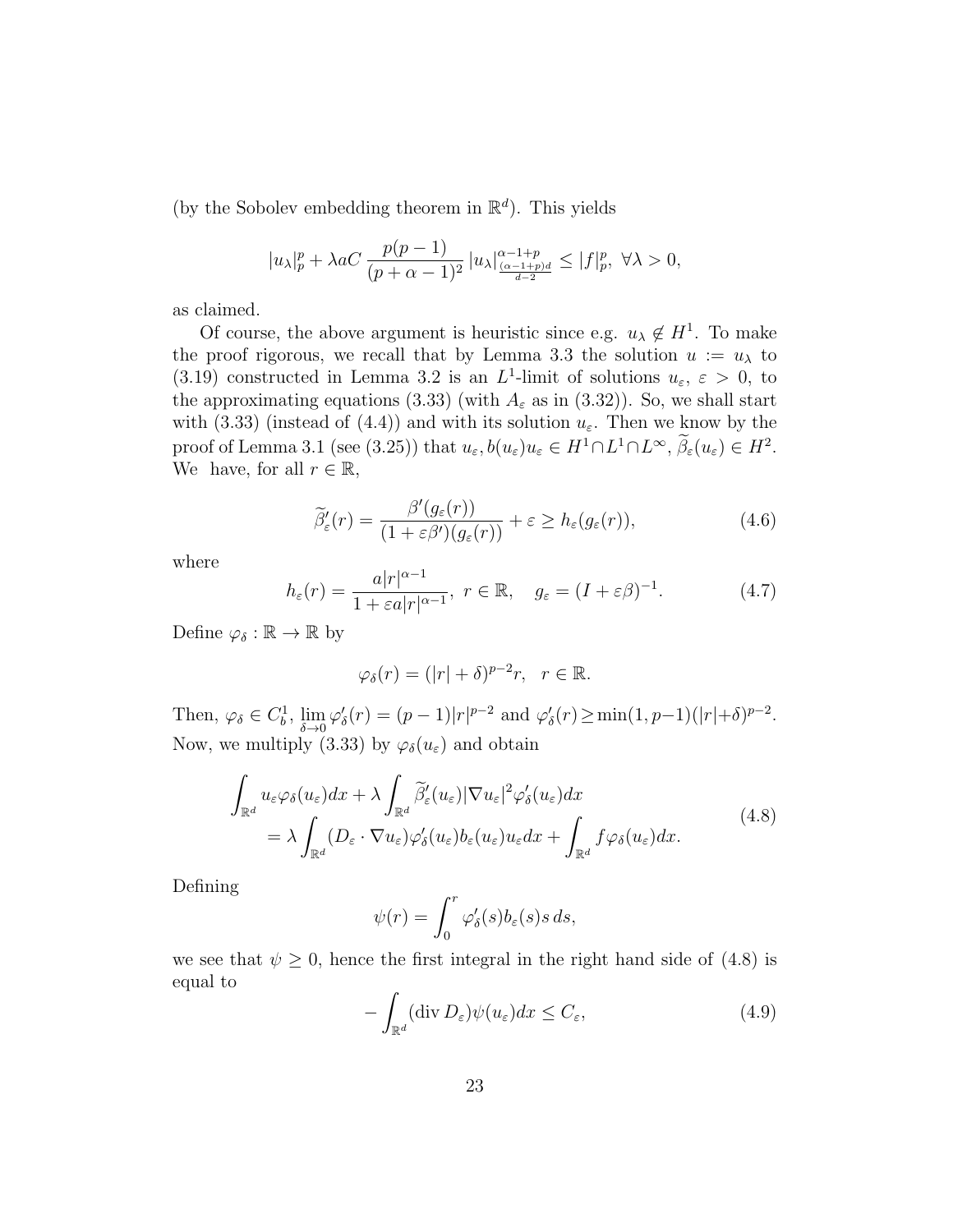(by the Sobolev embedding theorem in $\mathbb{R}^d$). This yields

$$|u_\lambda|_p^p + \lambda a C \, \frac{p(p-1)}{(p+\alpha-1)^2} \, |u_\lambda|^{\alpha-1+p}_{\frac{(\alpha-1+p)d}{d-2}} \le |f|_p^p, \ \forall \lambda > 0,$$

as claimed.

Of course, the above argument is heuristic since e.g. $u_\lambda \notin H^1$. To make the proof rigorous, we recall that by Lemma 3.3 the solution $u := u_\lambda$ to (3.19) constructed in Lemma 3.2 is an $L^1$-limit of solutions $u_\varepsilon$, $\varepsilon > 0$, to the approximating equations (3.33) (with $A_\varepsilon$ as in (3.32)). So, we shall start with (3.33) (instead of (4.4)) and with its solution $u_\varepsilon$. Then we know by the proof of Lemma 3.1 (see (3.25)) that $u_\varepsilon, b(u_\varepsilon)u_\varepsilon \in H^1 \cap L^1 \cap L^\infty$, $\widetilde{\beta}_\varepsilon(u_\varepsilon) \in H^2$. We have, for all $r \in \mathbb{R}$,

$$\widetilde{\beta}'_\varepsilon(r) = \frac{\beta'(g_\varepsilon(r))}{(1+\varepsilon\beta')(g_\varepsilon(r))} + \varepsilon \ge h_\varepsilon(g_\varepsilon(r)), \tag{4.6}$$

where

$$h_\varepsilon(r) = \frac{a|r|^{\alpha-1}}{1+\varepsilon a|r|^{\alpha-1}}, \ r \in \mathbb{R}, \quad g_\varepsilon = (I+\varepsilon\beta)^{-1}. \tag{4.7}$$

Define $\varphi_\delta : \mathbb{R} \to \mathbb{R}$ by

$$\varphi_\delta(r) = (|r|+\delta)^{p-2} r, \quad r \in \mathbb{R}.$$

Then, $\varphi_\delta \in C_b^1$, $\lim\limits_{\delta\to 0} \varphi'_\delta(r) = (p-1)|r|^{p-2}$ and $\varphi'_\delta(r) \ge \min(1, p-1)(|r|+\delta)^{p-2}$. Now, we multiply (3.33) by $\varphi_\delta(u_\varepsilon)$ and obtain

$$\begin{aligned} \int_{\mathbb{R}^d} u_\varepsilon \varphi_\delta(u_\varepsilon) dx + \lambda \int_{\mathbb{R}^d} \widetilde{\beta}'_\varepsilon(u_\varepsilon) |\nabla u_\varepsilon|^2 \varphi'_\delta(u_\varepsilon) dx \\ = \lambda \int_{\mathbb{R}^d} (D_\varepsilon \cdot \nabla u_\varepsilon) \varphi'_\delta(u_\varepsilon) b_\varepsilon(u_\varepsilon) u_\varepsilon dx + \int_{\mathbb{R}^d} f \varphi_\delta(u_\varepsilon) dx. \end{aligned} \tag{4.8}$$

Defining

$$\psi(r) = \int_0^r \varphi'_\delta(s) b_\varepsilon(s) s \, ds,$$

we see that $\psi \ge 0$, hence the first integral in the right hand side of (4.8) is equal to

$$-\int_{\mathbb{R}^d} (\operatorname{div} D_\varepsilon) \psi(u_\varepsilon) dx \le C_\varepsilon, \tag{4.9}$$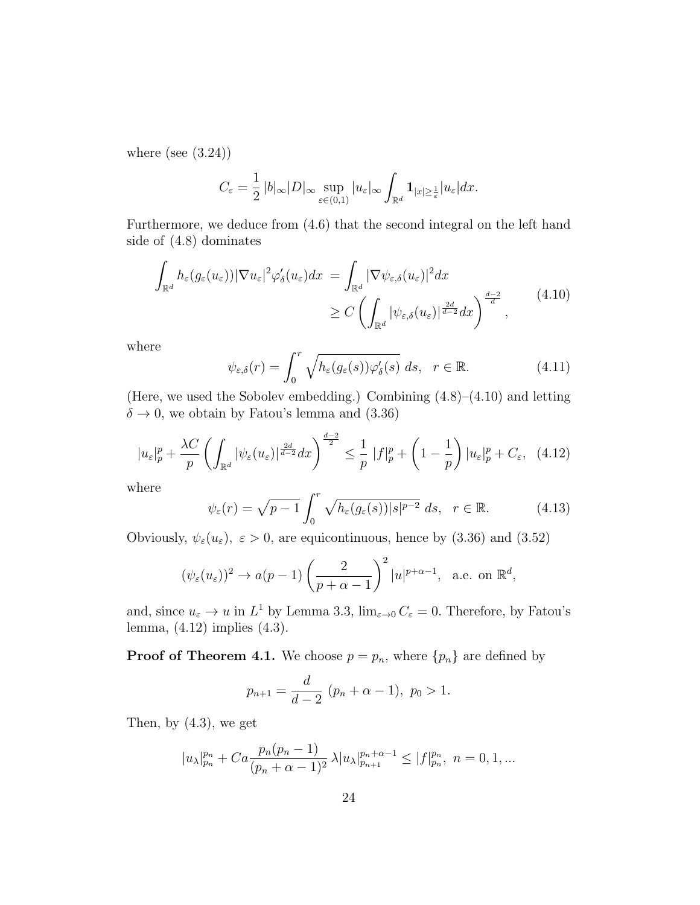where (see (3.24))

$$C_\varepsilon = \frac{1}{2}\,|b|_\infty |D|_\infty \sup_{\varepsilon\in(0,1)} |u_\varepsilon|_\infty \int_{\mathbb{R}^d} \mathbf{1}_{|x|\geq\frac{1}{\varepsilon}} |u_\varepsilon| dx.$$

Furthermore, we deduce from (4.6) that the second integral on the left hand side of (4.8) dominates

$$\begin{aligned}\int_{\mathbb{R}^d} h_\varepsilon(g_\varepsilon(u_\varepsilon))|\nabla u_\varepsilon|^2 \varphi'_\delta(u_\varepsilon)dx &= \int_{\mathbb{R}^d} |\nabla \psi_{\varepsilon,\delta}(u_\varepsilon)|^2 dx \\ &\geq C\left(\int_{\mathbb{R}^d} |\psi_{\varepsilon,\delta}(u_\varepsilon)|^{\frac{2d}{d-2}} dx\right)^{\frac{d-2}{d}},\end{aligned} \tag{4.10}$$

where

$$\psi_{\varepsilon,\delta}(r) = \int_0^r \sqrt{h_\varepsilon(g_\varepsilon(s))\varphi'_\delta(s)}\; ds, \quad r\in\mathbb{R}. \tag{4.11}$$

(Here, we used the Sobolev embedding.) Combining (4.8)–(4.10) and letting $\delta\to 0$, we obtain by Fatou's lemma and (3.36)

$$|u_\varepsilon|_p^p + \frac{\lambda C}{p}\left(\int_{\mathbb{R}^d} |\psi_\varepsilon(u_\varepsilon)|^{\frac{2d}{d-2}} dx\right)^{\frac{d-2}{2}} \leq \frac{1}{p}\,|f|_p^p + \left(1-\frac{1}{p}\right)|u_\varepsilon|_p^p + C_\varepsilon, \tag{4.12}$$

where

$$\psi_\varepsilon(r) = \sqrt{p-1}\int_0^r \sqrt{h_\varepsilon(g_\varepsilon(s))|s|^{p-2}}\; ds, \quad r\in\mathbb{R}. \tag{4.13}$$

Obviously, $\psi_\varepsilon(u_\varepsilon)$, $\varepsilon>0$, are equicontinuous, hence by (3.36) and (3.52)

$$(\psi_\varepsilon(u_\varepsilon))^2 \to a(p-1)\left(\frac{2}{p+\alpha-1}\right)^2 |u|^{p+\alpha-1}, \quad \text{a.e. on } \mathbb{R}^d,$$

and, since $u_\varepsilon\to u$ in $L^1$ by Lemma 3.3, $\lim_{\varepsilon\to 0} C_\varepsilon = 0$. Therefore, by Fatou's lemma, (4.12) implies (4.3).

**Proof of Theorem 4.1.** We choose $p=p_n$, where $\{p_n\}$ are defined by

$$p_{n+1} = \frac{d}{d-2}\;(p_n+\alpha-1),\;\; p_0>1.$$

Then, by (4.3), we get

$$|u_\lambda|_{p_n}^{p_n} + Ca\frac{p_n(p_n-1)}{(p_n+\alpha-1)^2}\,\lambda |u_\lambda|_{p_{n+1}}^{p_n+\alpha-1} \leq |f|_{p_n}^{p_n},\;\; n=0,1,...$$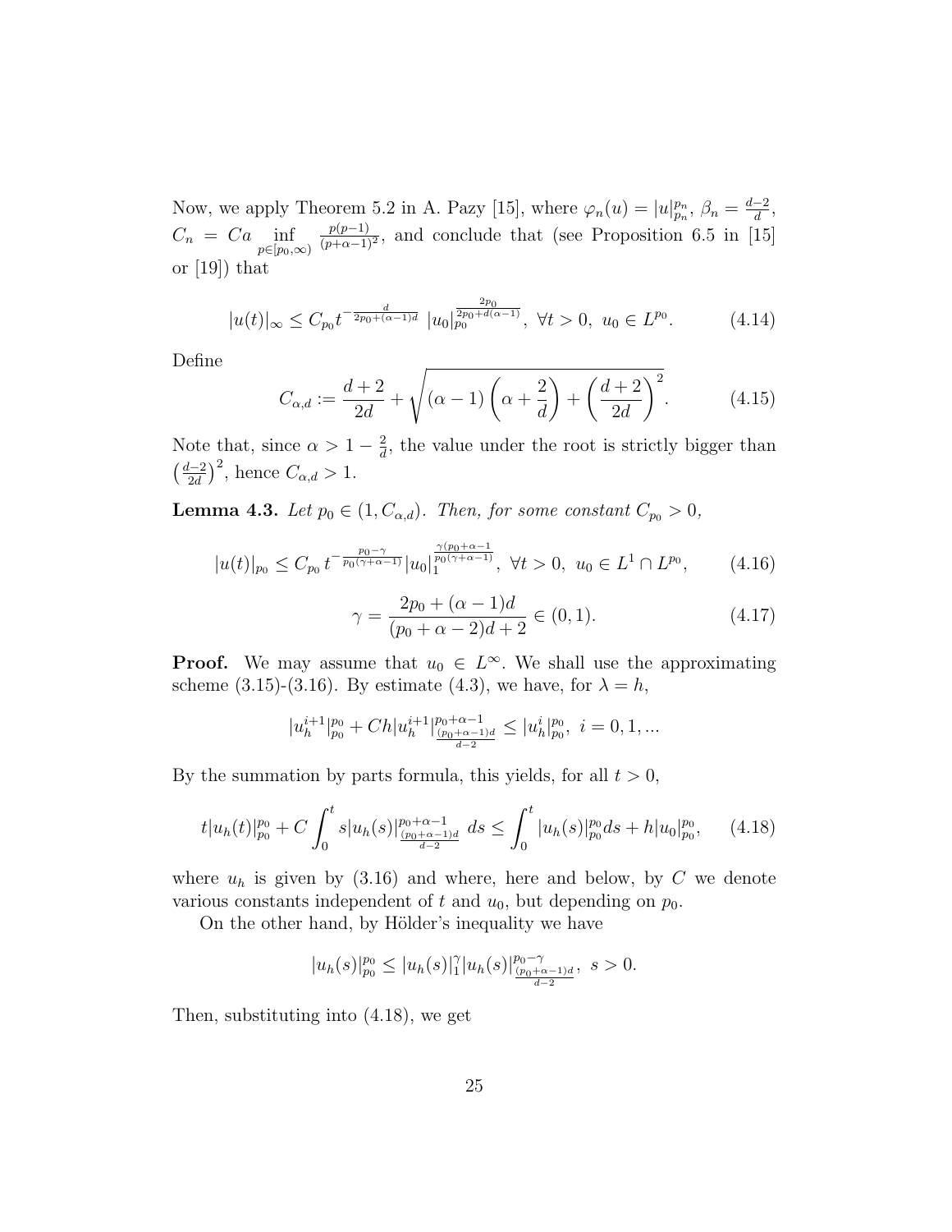Now, we apply Theorem 5.2 in A. Pazy [15], where $\varphi_n(u) = |u|_{p_n}^{p_n}$, $\beta_n = \frac{d-2}{d}$, $C_n = Ca \inf\limits_{p \in [p_0,\infty)} \frac{p(p-1)}{(p+\alpha-1)^2}$, and conclude that (see Proposition 6.5 in [15] or [19]) that

$$|u(t)|_\infty \le C_{p_0} t^{-\frac{d}{2p_0+(\alpha-1)d}}\ |u_0|_{p_0}^{\frac{2p_0}{2p_0+d(\alpha-1)}},\ \forall t>0,\ u_0 \in L^{p_0}. \tag{4.14}$$

Define

$$C_{\alpha,d} := \frac{d+2}{2d} + \sqrt{(\alpha-1)\left(\alpha+\frac{2}{d}\right)+\left(\frac{d+2}{2d}\right)^2}. \tag{4.15}$$

Note that, since $\alpha > 1-\frac{2}{d}$, the value under the root is strictly bigger than $\left(\frac{d-2}{2d}\right)^2$, hence $C_{\alpha,d} > 1$.

**Lemma 4.3.** *Let $p_0 \in (1, C_{\alpha,d})$. Then, for some constant $C_{p_0} > 0$,*

$$|u(t)|_{p_0} \le C_{p_0}\, t^{-\frac{p_0-\gamma}{p_0(\gamma+\alpha-1)}} |u_0|_1^{\frac{\gamma(p_0+\alpha-1}{p_0(\gamma+\alpha-1)}},\ \forall t>0,\ u_0 \in L^1 \cap L^{p_0}, \tag{4.16}$$

$$\gamma = \frac{2p_0+(\alpha-1)d}{(p_0+\alpha-2)d+2} \in (0,1). \tag{4.17}$$

**Proof.** We may assume that $u_0 \in L^\infty$. We shall use the approximating scheme (3.15)-(3.16). By estimate (4.3), we have, for $\lambda = h$,

$$|u_h^{i+1}|_{p_0}^{p_0} + Ch|u_h^{i+1}|_{\frac{(p_0+\alpha-1)d}{d-2}}^{p_0+\alpha-1} \le |u_h^i|_{p_0}^{p_0},\ i=0,1,...$$

By the summation by parts formula, this yields, for all $t>0$,

$$t|u_h(t)|_{p_0}^{p_0} + C\int_0^t s|u_h(s)|_{\frac{(p_0+\alpha-1)d}{d-2}}^{p_0+\alpha-1}\, ds \le \int_0^t |u_h(s)|_{p_0}^{p_0} ds + h|u_0|_{p_0}^{p_0}, \tag{4.18}$$

where $u_h$ is given by (3.16) and where, here and below, by $C$ we denote various constants independent of $t$ and $u_0$, but depending on $p_0$.

On the other hand, by Hölder's inequality we have

$$|u_h(s)|_{p_0}^{p_0} \le |u_h(s)|_1^\gamma |u_h(s)|_{\frac{(p_0+\alpha-1)d}{d-2}}^{p_0-\gamma},\ s>0.$$

Then, substituting into (4.18), we get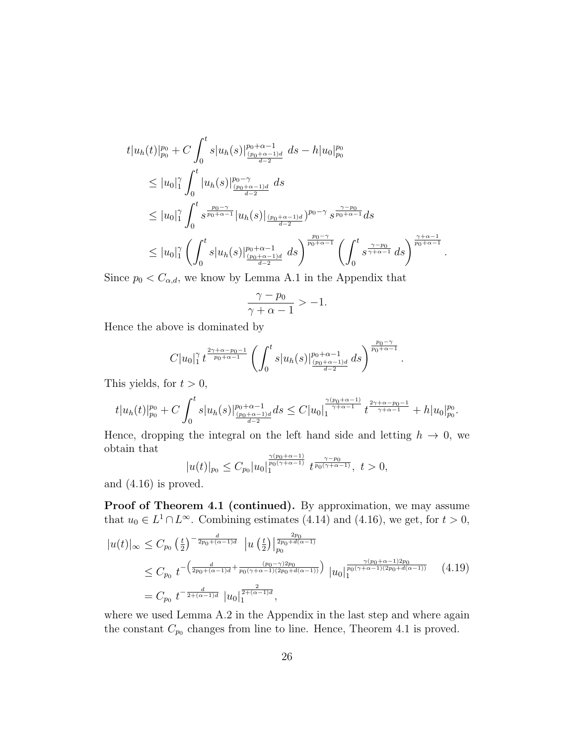$$
\begin{aligned}
&t|u_h(t)|_{p_0}^{p_0} + C\int_0^t s|u_h(s)|^{p_0+\alpha-1}_{\frac{(p_0+\alpha-1)d}{d-2}}\ ds - h|u_0|_{p_0}^{p_0} \\
&\quad \le |u_0|_1^\gamma \int_0^t |u_h(s)|^{p_0-\gamma}_{\frac{(p_0+\alpha-1)d}{d-2}}\ ds \\
&\quad \le |u_0|_1^\gamma \int_0^t s^{\frac{p_0-\gamma}{p_0+\alpha-1}} |u_h(s)|_{\frac{(p_0+\alpha-1)d}{d-2}})^{p_0-\gamma}\ s^{\frac{\gamma-p_0}{p_0+\alpha-1}} ds \\
&\quad \le |u_0|_1^\gamma \left(\int_0^t s|u_h(s)|^{p_0+\alpha-1}_{\frac{(p_0+\alpha-1)d}{d-2}}\ ds\right)^{\frac{p_0-\gamma}{p_0+\alpha-1}} \left(\int_0^t s^{\frac{\gamma-p_0}{\gamma+\alpha-1}}\ ds\right)^{\frac{\gamma+\alpha-1}{p_0+\alpha-1}}.
\end{aligned}
$$

Since $p_0 < C_{\alpha,d}$, we know by Lemma A.1 in the Appendix that

$$
\frac{\gamma - p_0}{\gamma+\alpha-1} > -1.
$$

Hence the above is dominated by

$$
C|u_0|_1^\gamma\, t^{\frac{2\gamma+\alpha-p_0-1}{p_0+\alpha-1}} \left(\int_0^t s|u_h(s)|^{p_0+\alpha-1}_{\frac{(p_0+\alpha-1)d}{d-2}}\ ds\right)^{\frac{p_0-\gamma}{p_0+\alpha-1}}.
$$

This yields, for $t>0$,

$$
t|u_h(t)|_{p_0}^{p_0} + C\int_0^t s|u_h(s)|^{p_0+\alpha-1}_{\frac{(p_0+\alpha-1)d}{d-2}} ds \le C|u_0|_1^{\frac{\gamma(p_0+\alpha-1)}{\gamma+\alpha-1}}\ t^{\frac{2\gamma+\alpha-p_0-1}{\gamma+\alpha-1}} + h|u_0|_{p_0}^{p_0}.
$$

Hence, dropping the integral on the left hand side and letting $h\to 0$, we obtain that

$$
|u(t)|_{p_0} \le C_{p_0}|u_0|_1^{\frac{\gamma(p_0+\alpha-1)}{p_0(\gamma+\alpha-1)}}\ t^{\frac{\gamma-p_0}{p_0(\gamma+\alpha-1)}},\ t>0,
$$

and (4.16) is proved.

**Proof of Theorem 4.1 (continued).** By approximation, we may assume that $u_0 \in L^1\cap L^\infty$. Combining estimates (4.14) and (4.16), we get, for $t>0$,

$$
\begin{aligned}
|u(t)|_\infty &\le C_{p_0}\left(\tfrac{t}{2}\right)^{-\frac{d}{2p_0+(\alpha-1)d}}\ \left|u\left(\tfrac{t}{2}\right)\right|_{p_0}^{\frac{2p_0}{2p_0+d(\alpha-1)}} \\
&\le C_{p_0}\ t^{-\left(\frac{d}{2p_0+(\alpha-1)d}+\frac{(p_0-\gamma)2p_0}{p_0(\gamma+\alpha-1)(2p_0+d(\alpha-1))}\right)}\ |u_0|_1^{\frac{\gamma(p_0+\alpha-1)2p_0}{p_0(\gamma+\alpha-1)(2p_0+d(\alpha-1))}} \qquad (4.19)\\
&= C_{p_0}\ t^{-\frac{d}{2+(\alpha-1)d}}\ |u_0|_1^{\frac{2}{2+(\alpha-1)d}},
\end{aligned}
$$

where we used Lemma A.2 in the Appendix in the last step and where again the constant $C_{p_0}$ changes from line to line. Hence, Theorem 4.1 is proved.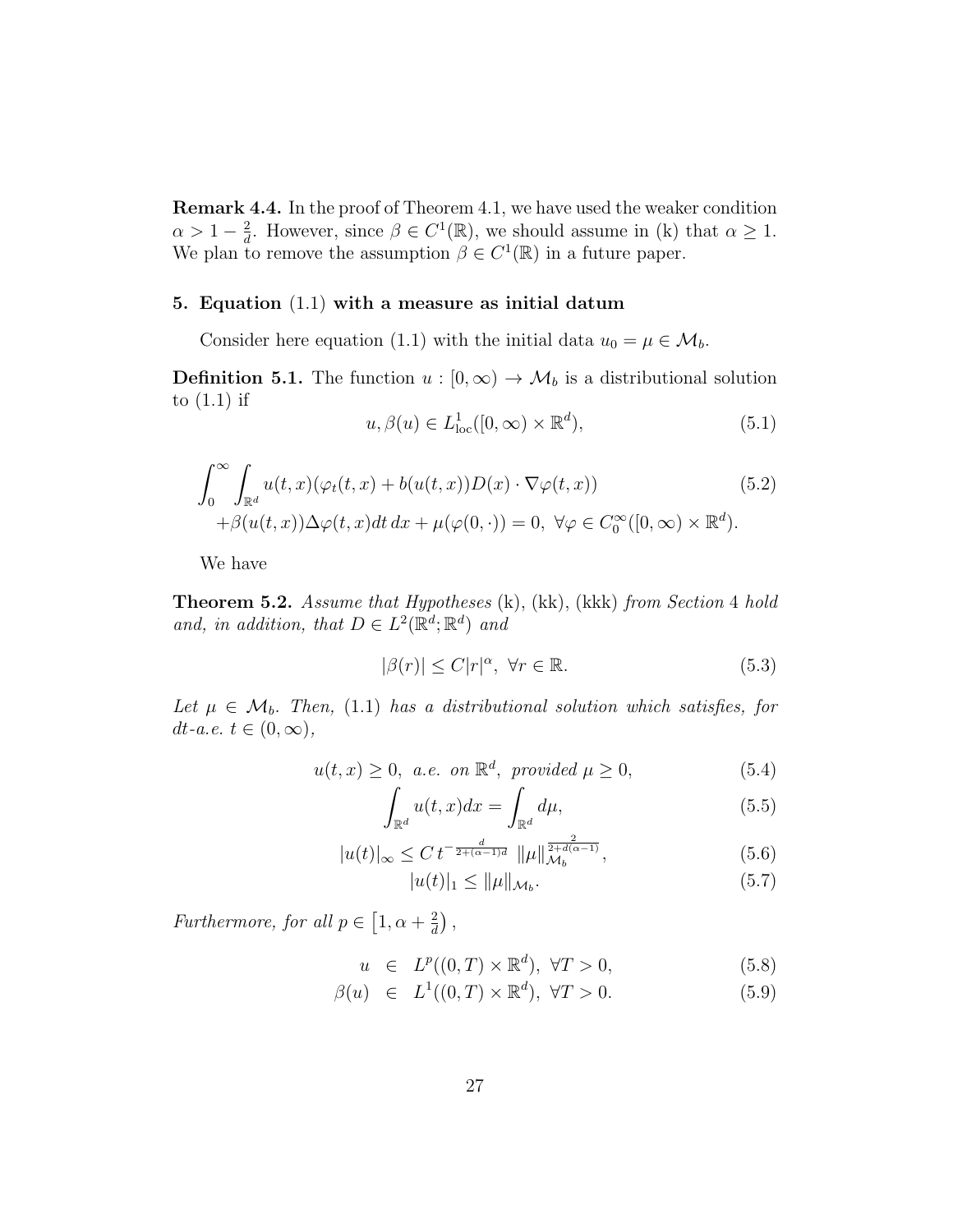**Remark 4.4.** In the proof of Theorem 4.1, we have used the weaker condition $\alpha > 1 - \frac{2}{d}$. However, since $\beta \in C^1(\mathbb{R})$, we should assume in (k) that $\alpha \geq 1$. We plan to remove the assumption $\beta \in C^1(\mathbb{R})$ in a future paper.

## 5. Equation (1.1) with a measure as initial datum

Consider here equation (1.1) with the initial data $u_0 = \mu \in \mathcal{M}_b$.

**Definition 5.1.** The function $u : [0,\infty) \to \mathcal{M}_b$ is a distributional solution to (1.1) if

$$u, \beta(u) \in L^1_{\rm loc}([0,\infty) \times \mathbb{R}^d), \tag{5.1}$$

$$\begin{aligned}&\int_0^\infty \int_{\mathbb{R}^d} u(t,x)(\varphi_t(t,x) + b(u(t,x))D(x) \cdot \nabla\varphi(t,x)) \\ &\quad + \beta(u(t,x))\Delta\varphi(t,x)dt\,dx + \mu(\varphi(0,\cdot)) = 0,\ \forall \varphi \in C_0^\infty([0,\infty) \times \mathbb{R}^d).\end{aligned} \tag{5.2}$$

We have

**Theorem 5.2.** *Assume that Hypotheses* (k), (kk), (kkk) *from Section* 4 *hold and, in addition, that $D \in L^2(\mathbb{R}^d;\mathbb{R}^d)$ and*

$$|\beta(r)| \leq C|r|^\alpha,\ \forall r \in \mathbb{R}. \tag{5.3}$$

*Let $\mu \in \mathcal{M}_b$. Then,* (1.1) *has a distributional solution which satisfies, for $dt$-a.e. $t \in (0,\infty)$,*

$$u(t,x) \geq 0,\ \text{a.e. on } \mathbb{R}^d,\ \text{provided } \mu \geq 0, \tag{5.4}$$

$$\int_{\mathbb{R}^d} u(t,x)dx = \int_{\mathbb{R}^d} d\mu, \tag{5.5}$$

$$|u(t)|_\infty \leq C\, t^{-\frac{d}{2+(\alpha-1)d}}\ \|\mu\|_{\mathcal{M}_b}^{\frac{2}{2+d(\alpha-1)}}, \tag{5.6}$$

$$|u(t)|_1 \leq \|\mu\|_{\mathcal{M}_b}. \tag{5.7}$$

*Furthermore, for all $p \in \left[1, \alpha + \frac{2}{d}\right)$,*

$$u \in L^p((0,T) \times \mathbb{R}^d),\ \forall T > 0, \tag{5.8}$$

$$\beta(u) \in L^1((0,T) \times \mathbb{R}^d),\ \forall T > 0. \tag{5.9}$$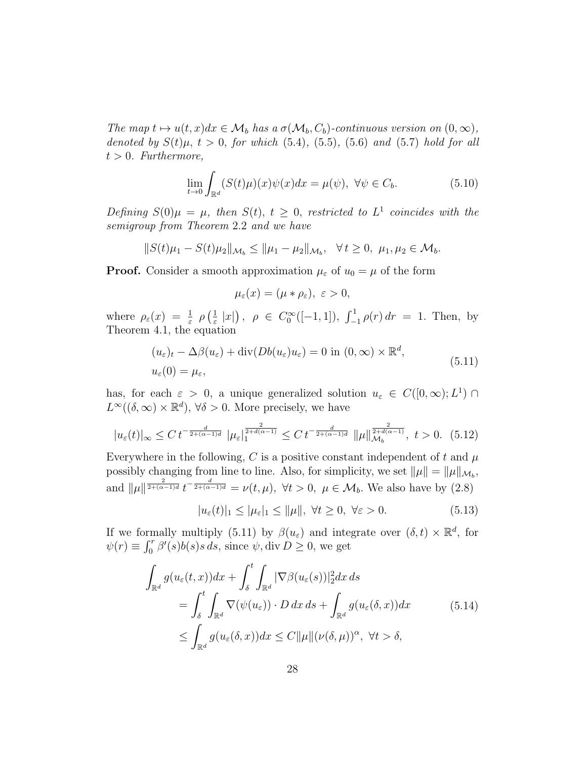*The map $t \mapsto u(t,x)dx \in \mathcal{M}_b$ has a $\sigma(\mathcal{M}_b, C_b)$-continuous version on $(0,\infty)$, denoted by $S(t)\mu$, $t > 0$, for which (5.4), (5.5), (5.6) and (5.7) hold for all $t > 0$. Furthermore,*

$$\lim_{t\to 0} \int_{\mathbb{R}^d} (S(t)\mu)(x)\psi(x)dx = \mu(\psi), \ \forall \psi \in C_b. \tag{5.10}$$

*Defining $S(0)\mu = \mu$, then $S(t)$, $t \geq 0$, restricted to $L^1$ coincides with the semigroup from Theorem 2.2 and we have*

$$\|S(t)\mu_1 - S(t)\mu_2\|_{\mathcal{M}_b} \leq \|\mu_1 - \mu_2\|_{\mathcal{M}_b}, \quad \forall\, t \geq 0, \ \mu_1, \mu_2 \in \mathcal{M}_b.$$

**Proof.** Consider a smooth approximation $\mu_\varepsilon$ of $u_0 = \mu$ of the form

$$\mu_\varepsilon(x) = (\mu * \rho_\varepsilon), \ \varepsilon > 0,$$

where $\rho_\varepsilon(x) = \frac{1}{\varepsilon}\ \rho\left(\frac{1}{\varepsilon}\,|x|\right)$, $\rho \in C_0^\infty([-1,1])$, $\int_{-1}^1 \rho(r)\,dr = 1$. Then, by Theorem 4.1, the equation

$$\begin{aligned}
&(u_\varepsilon)_t - \Delta\beta(u_\varepsilon) + \operatorname{div}(Db(u_\varepsilon)u_\varepsilon) = 0 \text{ in } (0,\infty)\times\mathbb{R}^d,\\
&u_\varepsilon(0) = \mu_\varepsilon,
\end{aligned} \tag{5.11}$$

has, for each $\varepsilon > 0$, a unique generalized solution $u_\varepsilon \in C([0,\infty); L^1) \cap L^\infty((\delta,\infty)\times\mathbb{R}^d)$, $\forall \delta > 0$. More precisely, we have

$$|u_\varepsilon(t)|_\infty \leq C\, t^{-\frac{d}{2+(\alpha-1)d}}\ |\mu_\varepsilon|_1^{\frac{2}{2+d(\alpha-1)}} \leq C\, t^{-\frac{d}{2+(\alpha-1)d}}\ \|\mu\|_{\mathcal{M}_b}^{\frac{2}{2+d(\alpha-1)}}, \ t > 0. \tag{5.12}$$

Everywhere in the following, $C$ is a positive constant independent of $t$ and $\mu$ possibly changing from line to line. Also, for simplicity, we set $\|\mu\| = \|\mu\|_{\mathcal{M}_b}$, and $\|\mu\|^{\frac{2}{2+(\alpha-1)d}}\, t^{-\frac{d}{2+(\alpha-1)d}} = \nu(t,\mu)$, $\forall t > 0$, $\mu \in \mathcal{M}_b$. We also have by (2.8)

$$|u_\varepsilon(t)|_1 \leq |\mu_\varepsilon|_1 \leq \|\mu\|, \ \forall t \geq 0, \ \forall \varepsilon > 0. \tag{5.13}$$

If we formally multiply (5.11) by $\beta(u_\varepsilon)$ and integrate over $(\delta,t)\times\mathbb{R}^d$, for $\psi(r) \equiv \int_0^r \beta'(s)b(s)s\,ds$, since $\psi, \operatorname{div} D \geq 0$, we get

$$\begin{aligned}
\int_{\mathbb{R}^d} g(u_\varepsilon(t,x))dx &+ \int_\delta^t \int_{\mathbb{R}^d} |\nabla\beta(u_\varepsilon(s))|_2^2 dx\,ds\\
&= \int_\delta^t \int_{\mathbb{R}^d} \nabla(\psi(u_\varepsilon)) \cdot D\,dx\,ds + \int_{\mathbb{R}^d} g(u_\varepsilon(\delta,x))dx\\
&\leq \int_{\mathbb{R}^d} g(u_\varepsilon(\delta,x))dx \leq C\|\mu\|(\nu(\delta,\mu))^\alpha, \ \forall t > \delta,
\end{aligned} \tag{5.14}$$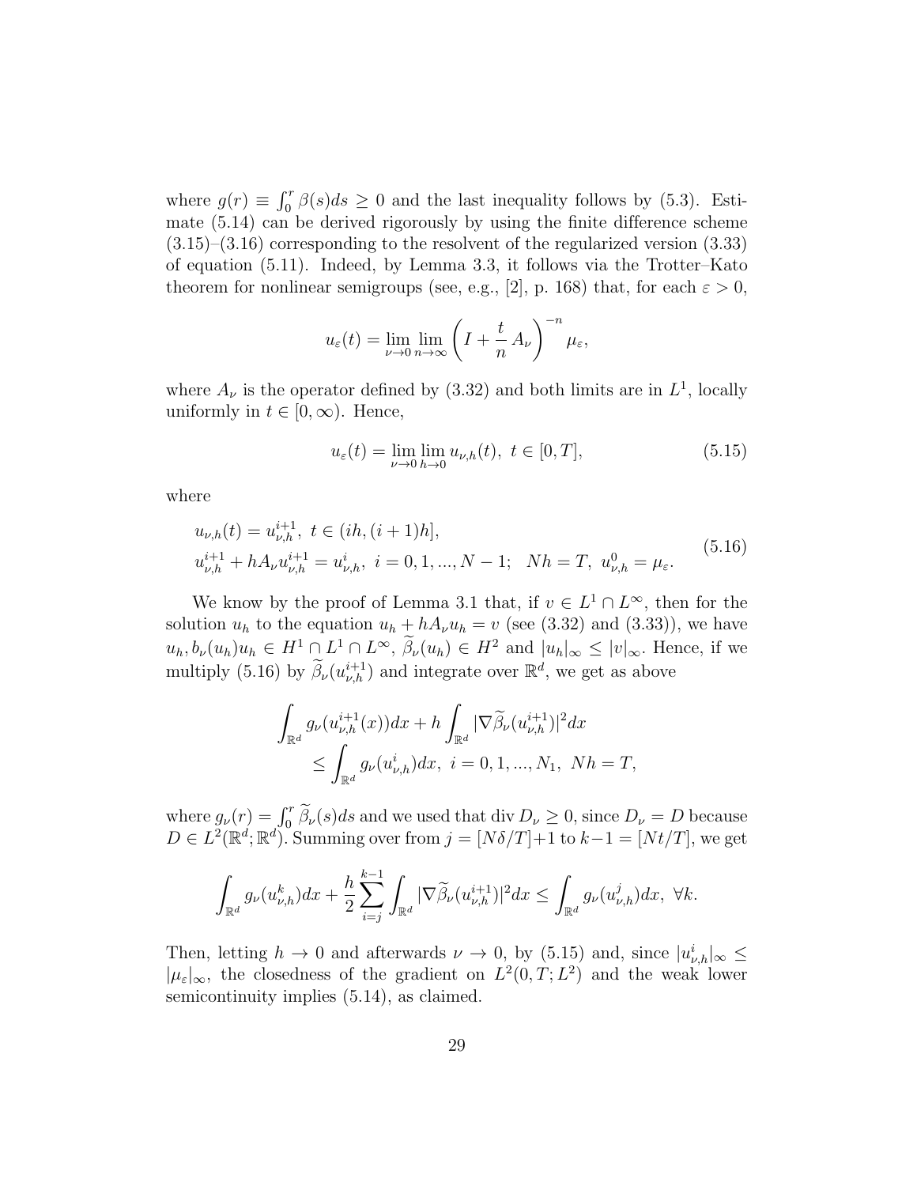where $g(r) \equiv \int_0^r \beta(s)ds \geq 0$ and the last inequality follows by (5.3). Estimate (5.14) can be derived rigorously by using the finite difference scheme (3.15)–(3.16) corresponding to the resolvent of the regularized version (3.33) of equation (5.11). Indeed, by Lemma 3.3, it follows via the Trotter–Kato theorem for nonlinear semigroups (see, e.g., [2], p. 168) that, for each $\varepsilon > 0$,

$$u_\varepsilon(t) = \lim_{\nu\to 0} \lim_{n\to\infty} \left(I + \frac{t}{n}\, A_\nu\right)^{-n} \mu_\varepsilon,$$

where $A_\nu$ is the operator defined by (3.32) and both limits are in $L^1$, locally uniformly in $t \in [0,\infty)$. Hence,

$$u_\varepsilon(t) = \lim_{\nu\to 0}\lim_{h\to 0} u_{\nu,h}(t),\ t \in [0,T], \tag{5.15}$$

where

$$\begin{aligned} &u_{\nu,h}(t) = u^{i+1}_{\nu,h},\ t \in (ih,(i+1)h],\\ &u^{i+1}_{\nu,h} + hA_\nu u^{i+1}_{\nu,h} = u^i_{\nu,h},\ i = 0,1,...,N-1;\ \ Nh = T,\ u^0_{\nu,h} = \mu_\varepsilon. \end{aligned} \tag{5.16}$$

We know by the proof of Lemma 3.1 that, if $v \in L^1 \cap L^\infty$, then for the solution $u_h$ to the equation $u_h + hA_\nu u_h = v$ (see (3.32) and (3.33)), we have $u_h, b_\nu(u_h)u_h \in H^1 \cap L^1 \cap L^\infty$, $\widetilde{\beta}_\nu(u_h) \in H^2$ and $|u_h|_\infty \leq |v|_\infty$. Hence, if we multiply (5.16) by $\widetilde{\beta}_\nu(u^{i+1}_{\nu,h})$ and integrate over $\mathbb{R}^d$, we get as above

$$\begin{aligned} &\int_{\mathbb{R}^d} g_\nu(u^{i+1}_{\nu,h}(x))dx + h\int_{\mathbb{R}^d} |\nabla \widetilde{\beta}_\nu(u^{i+1}_{\nu,h})|^2 dx\\ &\qquad \leq \int_{\mathbb{R}^d} g_\nu(u^i_{\nu,h})dx,\ i = 0,1,...,N_1,\ Nh = T, \end{aligned}$$

where $g_\nu(r) = \int_0^r \widetilde{\beta}_\nu(s)ds$ and we used that div $D_\nu \geq 0$, since $D_\nu = D$ because $D \in L^2(\mathbb{R}^d;\mathbb{R}^d)$. Summing over from $j = [N\delta/T]+1$ to $k-1 = [Nt/T]$, we get

$$\int_{\mathbb{R}^d} g_\nu(u^k_{\nu,h})dx + \frac{h}{2}\sum_{i=j}^{k-1}\int_{\mathbb{R}^d} |\nabla \widetilde{\beta}_\nu(u^{i+1}_{\nu,h})|^2 dx \leq \int_{\mathbb{R}^d} g_\nu(u^j_{\nu,h})dx,\ \forall k.$$

Then, letting $h \to 0$ and afterwards $\nu \to 0$, by (5.15) and, since $|u^i_{\nu,h}|_\infty \leq |\mu_\varepsilon|_\infty$, the closedness of the gradient on $L^2(0,T;L^2)$ and the weak lower semicontinuity implies (5.14), as claimed.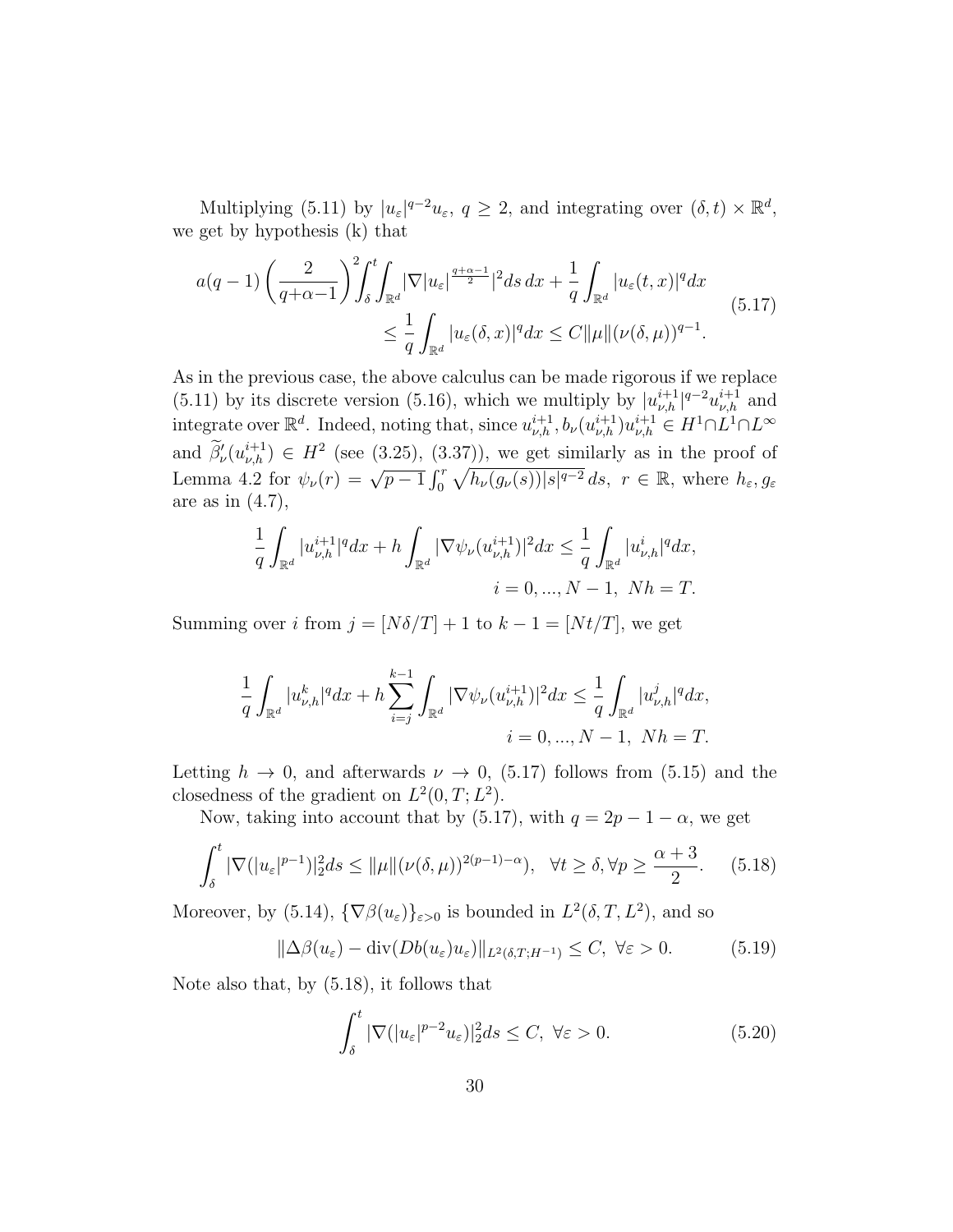Multiplying (5.11) by $|u_\varepsilon|^{q-2}u_\varepsilon$, $q\ge 2$, and integrating over $(\delta,t)\times\mathbb{R}^d$, we get by hypothesis (k) that

$$
\begin{aligned}
a(q-1)\left(\frac{2}{q+\alpha-1}\right)^2\!\int_\delta^t\!\!\int_{\mathbb{R}^d}|\nabla|u_\varepsilon|^{\frac{q+\alpha-1}{2}}|^2 ds\,dx+\frac1q\int_{\mathbb{R}^d}|u_\varepsilon(t,x)|^q dx\\
\le\frac1q\int_{\mathbb{R}^d}|u_\varepsilon(\delta,x)|^q dx\le C\|\mu\|(\nu(\delta,\mu))^{q-1}.
\end{aligned}
\tag{5.17}
$$

As in the previous case, the above calculus can be made rigorous if we replace (5.11) by its discrete version (5.16), which we multiply by $|u^{i+1}_{\nu,h}|^{q-2}u^{i+1}_{\nu,h}$ and integrate over $\mathbb{R}^d$. Indeed, noting that, since $u^{i+1}_{\nu,h}, b_\nu(u^{i+1}_{\nu,h})u^{i+1}_{\nu,h}\in H^1\cap L^1\cap L^\infty$ and $\widetilde{\beta}'_\nu(u^{i+1}_{\nu,h})\in H^2$ (see (3.25), (3.37)), we get similarly as in the proof of Lemma 4.2 for $\psi_\nu(r)=\sqrt{p-1}\int_0^r\sqrt{h_\nu(g_\nu(s))|s|^{q-2}}\,ds$, $r\in\mathbb{R}$, where $h_\varepsilon, g_\varepsilon$ are as in (4.7),

$$
\frac1q\int_{\mathbb{R}^d}|u^{i+1}_{\nu,h}|^q dx+h\int_{\mathbb{R}^d}|\nabla\psi_\nu(u^{i+1}_{\nu,h})|^2dx\le\frac1q\int_{\mathbb{R}^d}|u^i_{\nu,h}|^q dx,
$$
$$
i=0,...,N-1,\ Nh=T.
$$

Summing over $i$ from $j=[N\delta/T]+1$ to $k-1=[Nt/T]$, we get

$$
\frac1q\int_{\mathbb{R}^d}|u^k_{\nu,h}|^q dx+h\sum_{i=j}^{k-1}\int_{\mathbb{R}^d}|\nabla\psi_\nu(u^{i+1}_{\nu,h})|^2dx\le\frac1q\int_{\mathbb{R}^d}|u^j_{\nu,h}|^q dx,
$$
$$
i=0,...,N-1,\ Nh=T.
$$

Letting $h\to 0$, and afterwards $\nu\to 0$, (5.17) follows from (5.15) and the closedness of the gradient on $L^2(0,T;L^2)$.

Now, taking into account that by (5.17), with $q=2p-1-\alpha$, we get

$$
\int_\delta^t|\nabla(|u_\varepsilon|^{p-1})|_2^2ds\le\|\mu\|(\nu(\delta,\mu))^{2(p-1)-\alpha}),\quad\forall t\ge\delta,\forall p\ge\frac{\alpha+3}{2}. \tag{5.18}
$$

Moreover, by (5.14), $\{\nabla\beta(u_\varepsilon)\}_{\varepsilon>0}$ is bounded in $L^2(\delta,T,L^2)$, and so

$$
\|\Delta\beta(u_\varepsilon)-\mathrm{div}(Db(u_\varepsilon)u_\varepsilon)\|_{L^2(\delta,T;H^{-1})}\le C,\ \forall\varepsilon>0. \tag{5.19}
$$

Note also that, by (5.18), it follows that

$$
\int_\delta^t|\nabla(|u_\varepsilon|^{p-2}u_\varepsilon)|_2^2ds\le C,\ \forall\varepsilon>0. \tag{5.20}
$$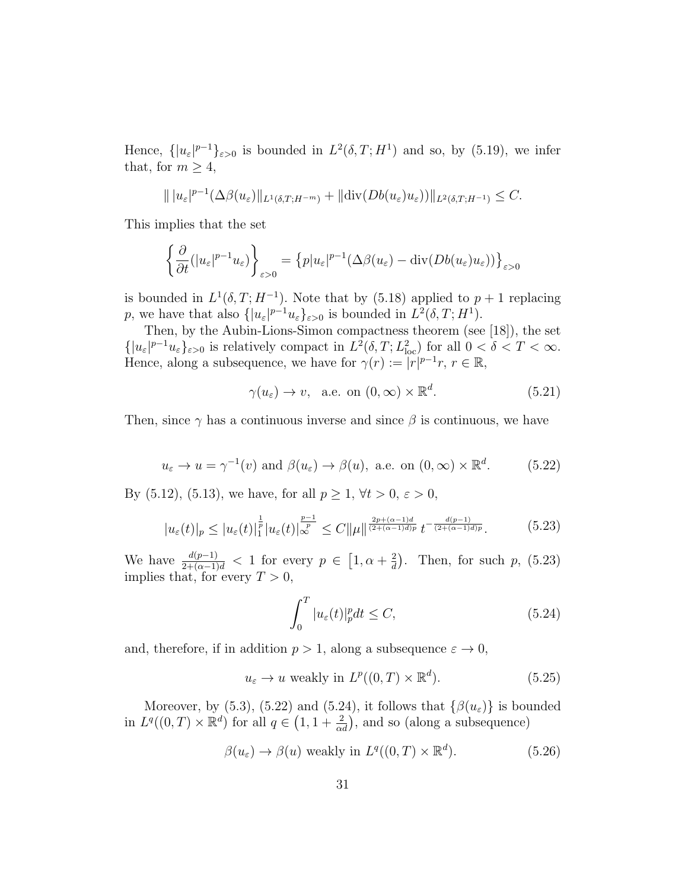Hence, $\{|u_\varepsilon|^{p-1}\}_{\varepsilon>0}$ is bounded in $L^2(\delta,T;H^1)$ and so, by (5.19), we infer that, for $m\ge 4$,

$$\|\,|u_\varepsilon|^{p-1}(\Delta\beta(u_\varepsilon)\|_{L^1(\delta,T;H^{-m})}+\|\mathrm{div}(Db(u_\varepsilon)u_\varepsilon))\|_{L^2(\delta,T;H^{-1})}\le C.$$

This implies that the set

$$\left\{\frac{\partial}{\partial t}(|u_\varepsilon|^{p-1}u_\varepsilon)\right\}_{\varepsilon>0}=\left\{p|u_\varepsilon|^{p-1}(\Delta\beta(u_\varepsilon)-\mathrm{div}(Db(u_\varepsilon)u_\varepsilon))\right\}_{\varepsilon>0}$$

is bounded in $L^1(\delta,T;H^{-1})$. Note that by (5.18) applied to $p+1$ replacing $p$, we have that also $\{|u_\varepsilon|^{p-1}u_\varepsilon\}_{\varepsilon>0}$ is bounded in $L^2(\delta,T;H^1)$.

Then, by the Aubin-Lions-Simon compactness theorem (see [18]), the set $\{|u_\varepsilon|^{p-1}u_\varepsilon\}_{\varepsilon>0}$ is relatively compact in $L^2(\delta,T;L^2_{\rm loc})$ for all $0<\delta<T<\infty$. Hence, along a subsequence, we have for $\gamma(r):=|r|^{p-1}r$, $r\in\mathbb{R}$,

$$\gamma(u_\varepsilon)\to v,\quad \text{a.e. on } (0,\infty)\times\mathbb{R}^d. \tag{5.21}$$

Then, since $\gamma$ has a continuous inverse and since $\beta$ is continuous, we have

$$u_\varepsilon\to u=\gamma^{-1}(v) \text{ and } \beta(u_\varepsilon)\to\beta(u),\ \text{a.e. on } (0,\infty)\times\mathbb{R}^d. \tag{5.22}$$

By (5.12), (5.13), we have, for all $p\ge 1$, $\forall t>0$, $\varepsilon>0$,

$$|u_\varepsilon(t)|_p\le|u_\varepsilon(t)|_1^{\frac1p}|u_\varepsilon(t)|_\infty^{\frac{p-1}{p}}\le C\|\mu\|^{\frac{2p+(\alpha-1)d}{(2+(\alpha-1)d)p}}\,t^{-\frac{d(p-1)}{(2+(\alpha-1)d)p}}. \tag{5.23}$$

We have $\frac{d(p-1)}{2+(\alpha-1)d}<1$ for every $p\in\left[1,\alpha+\frac2d\right)$. Then, for such $p$, (5.23) implies that, for every $T>0$,

$$\int_0^T|u_\varepsilon(t)|_p^p\,dt\le C, \tag{5.24}$$

and, therefore, if in addition $p>1$, along a subsequence $\varepsilon\to0$,

$$u_\varepsilon\to u \text{ weakly in } L^p((0,T)\times\mathbb{R}^d). \tag{5.25}$$

Moreover, by (5.3), (5.22) and (5.24), it follows that $\{\beta(u_\varepsilon)\}$ is bounded in $L^q((0,T)\times\mathbb{R}^d)$ for all $q\in\left(1,1+\frac{2}{\alpha d}\right)$, and so (along a subsequence)

$$\beta(u_\varepsilon)\to\beta(u) \text{ weakly in } L^q((0,T)\times\mathbb{R}^d). \tag{5.26}$$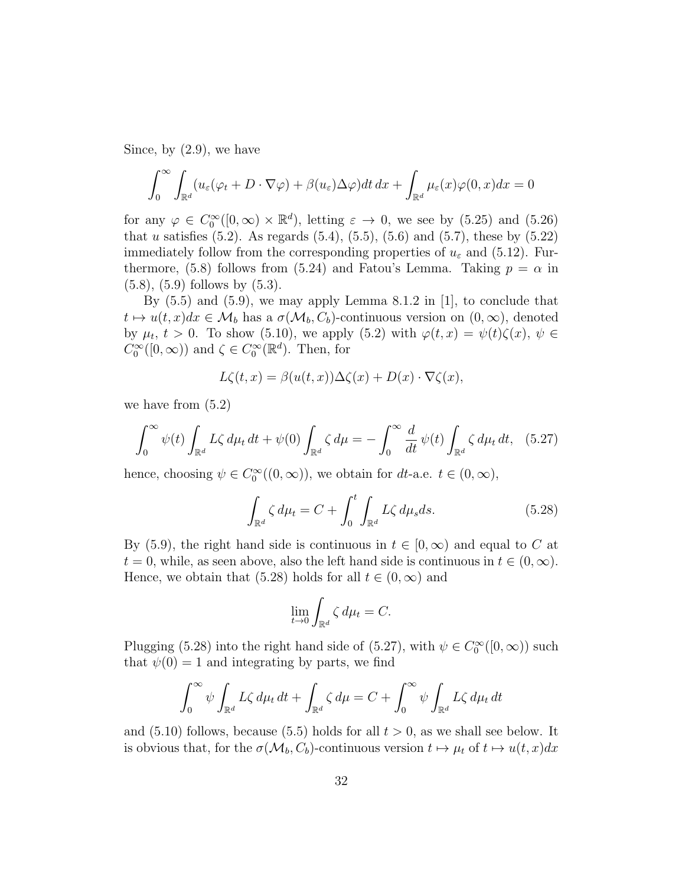Since, by (2.9), we have

$$\int_0^\infty \int_{\mathbb{R}^d} (u_\varepsilon(\varphi_t + D \cdot \nabla\varphi) + \beta(u_\varepsilon)\Delta\varphi) dt\, dx + \int_{\mathbb{R}^d} \mu_\varepsilon(x)\varphi(0,x)dx = 0$$

for any $\varphi \in C_0^\infty([0,\infty) \times \mathbb{R}^d)$, letting $\varepsilon \to 0$, we see by (5.25) and (5.26) that $u$ satisfies (5.2). As regards (5.4), (5.5), (5.6) and (5.7), these by (5.22) immediately follow from the corresponding properties of $u_\varepsilon$ and (5.12). Furthermore, (5.8) follows from (5.24) and Fatou's Lemma. Taking $p = \alpha$ in (5.8), (5.9) follows by (5.3).

By (5.5) and (5.9), we may apply Lemma 8.1.2 in [1], to conclude that $t \mapsto u(t,x)dx \in \mathcal{M}_b$ has a $\sigma(\mathcal{M}_b, C_b)$-continuous version on $(0,\infty)$, denoted by $\mu_t$, $t > 0$. To show (5.10), we apply (5.2) with $\varphi(t,x) = \psi(t)\zeta(x)$, $\psi \in C_0^\infty([0,\infty))$ and $\zeta \in C_0^\infty(\mathbb{R}^d)$. Then, for

$$L\zeta(t,x) = \beta(u(t,x))\Delta\zeta(x) + D(x)\cdot\nabla\zeta(x),$$

we have from (5.2)

$$\int_0^\infty \psi(t) \int_{\mathbb{R}^d} L\zeta\, d\mu_t\, dt + \psi(0)\int_{\mathbb{R}^d} \zeta\, d\mu = -\int_0^\infty \frac{d}{dt}\,\psi(t)\int_{\mathbb{R}^d} \zeta\, d\mu_t\, dt, \quad (5.27)$$

hence, choosing $\psi \in C_0^\infty((0,\infty))$, we obtain for $dt$-a.e. $t \in (0,\infty)$,

$$\int_{\mathbb{R}^d} \zeta\, d\mu_t = C + \int_0^t \int_{\mathbb{R}^d} L\zeta\, d\mu_s ds. \quad (5.28)$$

By (5.9), the right hand side is continuous in $t \in [0,\infty)$ and equal to $C$ at $t = 0$, while, as seen above, also the left hand side is continuous in $t \in (0,\infty)$. Hence, we obtain that (5.28) holds for all $t \in (0,\infty)$ and

$$\lim_{t\to 0}\int_{\mathbb{R}^d} \zeta\, d\mu_t = C.$$

Plugging (5.28) into the right hand side of (5.27), with $\psi \in C_0^\infty([0,\infty))$ such that $\psi(0) = 1$ and integrating by parts, we find

$$\int_0^\infty \psi \int_{\mathbb{R}^d} L\zeta\, d\mu_t\, dt + \int_{\mathbb{R}^d} \zeta\, d\mu = C + \int_0^\infty \psi \int_{\mathbb{R}^d} L\zeta\, d\mu_t\, dt$$

and (5.10) follows, because (5.5) holds for all $t > 0$, as we shall see below. It is obvious that, for the $\sigma(\mathcal{M}_b, C_b)$-continuous version $t \mapsto \mu_t$ of $t \mapsto u(t,x)dx$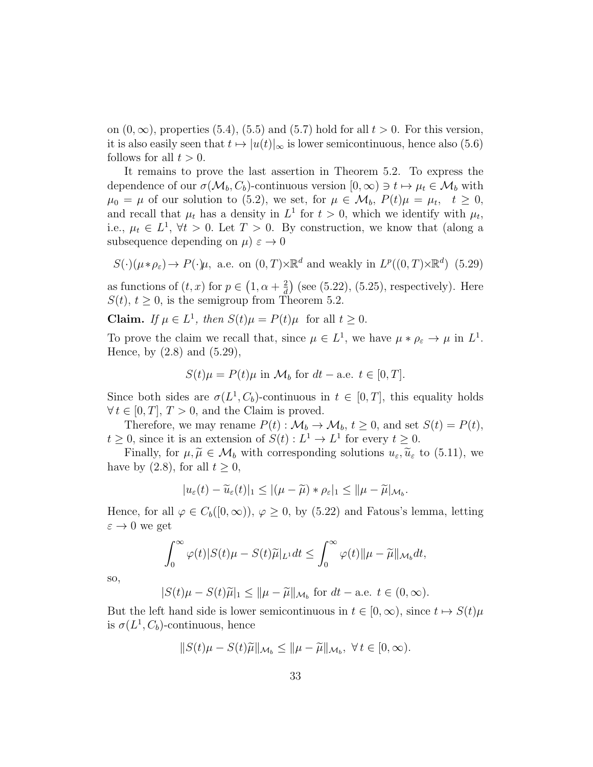on $(0,\infty)$, properties (5.4), (5.5) and (5.7) hold for all $t>0$. For this version, it is also easily seen that $t\mapsto |u(t)|_\infty$ is lower semicontinuous, hence also (5.6) follows for all $t>0$.

It remains to prove the last assertion in Theorem 5.2. To express the dependence of our $\sigma(\mathcal{M}_b, C_b)$-continuous version $[0,\infty)\ni t\mapsto \mu_t\in\mathcal{M}_b$ with $\mu_0=\mu$ of our solution to (5.2), we set, for $\mu\in\mathcal{M}_b$, $P(t)\mu=\mu_t$, $\;t\ge 0$, and recall that $\mu_t$ has a density in $L^1$ for $t>0$, which we identify with $\mu_t$, i.e., $\mu_t\in L^1$, $\forall t>0$. Let $T>0$. By construction, we know that (along a subsequence depending on $\mu$) $\varepsilon\to 0$

$$S(\cdot)(\mu*\rho_\varepsilon)\to P(\cdot)\mu,\ \text{a.e. on } (0,T)\times\mathbb{R}^d \text{ and weakly in } L^p((0,T)\times\mathbb{R}^d) \quad (5.29)$$

as functions of $(t,x)$ for $p\in\left(1,\alpha+\frac{2}{d}\right)$ (see (5.22), (5.25), respectively). Here $S(t)$, $t\ge 0$, is the semigroup from Theorem 5.2.

**Claim.** *If $\mu\in L^1$, then $S(t)\mu=P(t)\mu$ for all $t\ge 0$.*

To prove the claim we recall that, since $\mu\in L^1$, we have $\mu*\rho_\varepsilon\to\mu$ in $L^1$. Hence, by (2.8) and (5.29),

$$S(t)\mu=P(t)\mu \text{ in } \mathcal{M}_b \text{ for } dt-\text{a.e. } t\in[0,T].$$

Since both sides are $\sigma(L^1, C_b)$-continuous in $t\in[0,T]$, this equality holds $\forall\, t\in[0,T]$, $T>0$, and the Claim is proved.

Therefore, we may rename $P(t):\mathcal{M}_b\to\mathcal{M}_b$, $t\ge 0$, and set $S(t)=P(t)$, $t\ge 0$, since it is an extension of $S(t):L^1\to L^1$ for every $t\ge 0$.

Finally, for $\mu,\widetilde{\mu}\in\mathcal{M}_b$ with corresponding solutions $u_\varepsilon,\widetilde{u}_\varepsilon$ to (5.11), we have by (2.8), for all $t\ge 0$,

$$|u_\varepsilon(t)-\widetilde{u}_\varepsilon(t)|_1\le |(\mu-\widetilde{\mu})*\rho_\varepsilon|_1\le \|\mu-\widetilde{\mu}|_{\mathcal{M}_b}.$$

Hence, for all $\varphi\in C_b([0,\infty))$, $\varphi\ge 0$, by (5.22) and Fatous's lemma, letting $\varepsilon\to 0$ we get

$$\int_0^\infty \varphi(t)|S(t)\mu-S(t)\widetilde{\mu}|_{L^1}dt\le\int_0^\infty\varphi(t)\|\mu-\widetilde{\mu}\|_{\mathcal{M}_b}dt,$$

so,

$$|S(t)\mu-S(t)\widetilde{\mu}|_1\le\|\mu-\widetilde{\mu}\|_{\mathcal{M}_b} \text{ for } dt-\text{a.e. } t\in(0,\infty).$$

But the left hand side is lower semicontinuous in $t\in[0,\infty)$, since $t\mapsto S(t)\mu$ is $\sigma(L^1, C_b)$-continuous, hence

$$\|S(t)\mu-S(t)\widetilde{\mu}\|_{\mathcal{M}_b}\le\|\mu-\widetilde{\mu}\|_{\mathcal{M}_b},\ \forall\, t\in[0,\infty).$$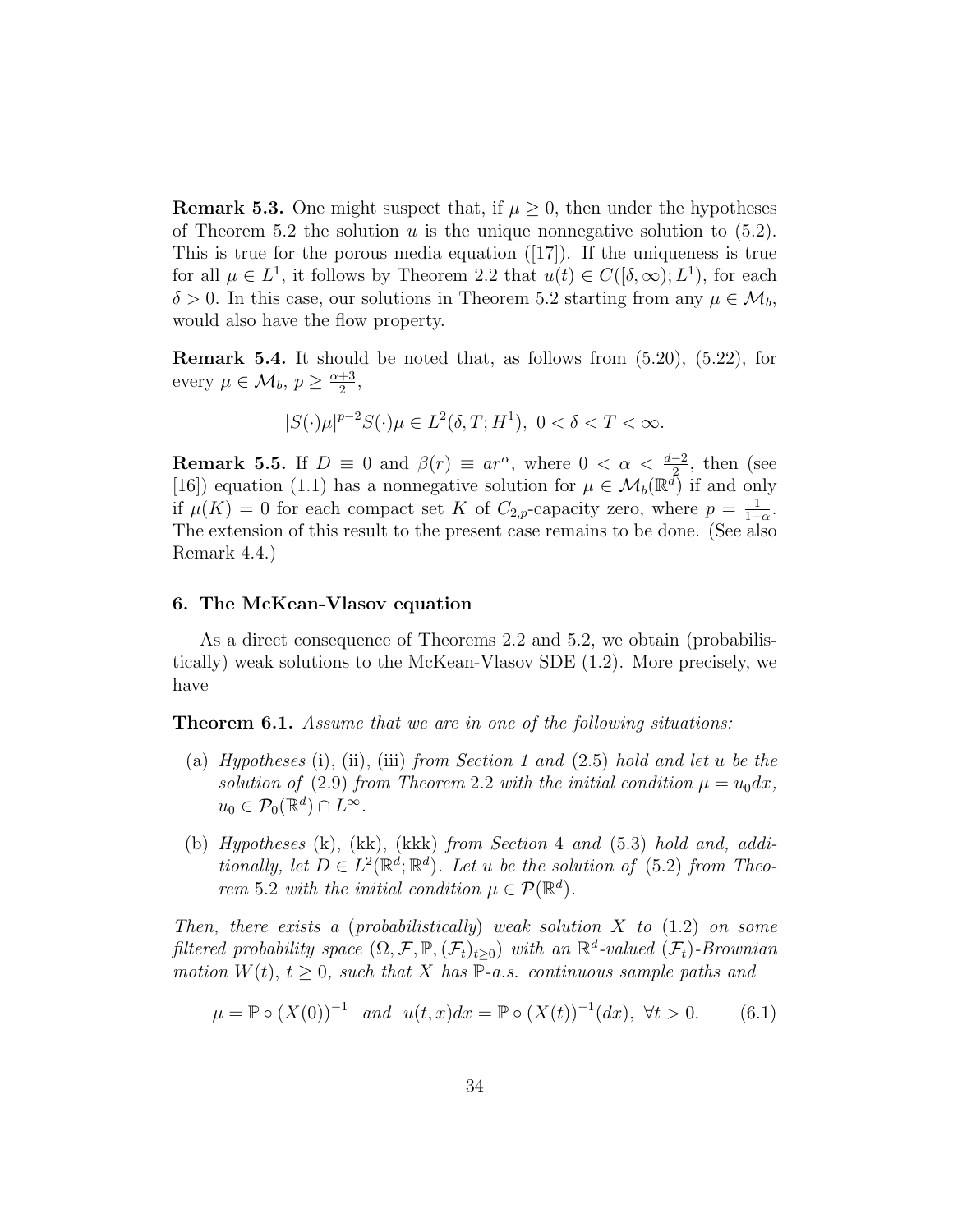**Remark 5.3.** One might suspect that, if $\mu \geq 0$, then under the hypotheses of Theorem 5.2 the solution $u$ is the unique nonnegative solution to (5.2). This is true for the porous media equation ([17]). If the uniqueness is true for all $\mu \in L^1$, it follows by Theorem 2.2 that $u(t) \in C([\delta, \infty); L^1)$, for each $\delta > 0$. In this case, our solutions in Theorem 5.2 starting from any $\mu \in \mathcal{M}_b$, would also have the flow property.

**Remark 5.4.** It should be noted that, as follows from (5.20), (5.22), for every $\mu \in \mathcal{M}_b$, $p \geq \frac{\alpha+3}{2}$,

$$|S(\cdot)\mu|^{p-2} S(\cdot)\mu \in L^2(\delta, T; H^1), \ 0 < \delta < T < \infty.$$

**Remark 5.5.** If $D \equiv 0$ and $\beta(r) \equiv ar^\alpha$, where $0 < \alpha < \frac{d-2}{2}$, then (see [16]) equation (1.1) has a nonnegative solution for $\mu \in \mathcal{M}_b(\mathbb{R}^d)$ if and only if $\mu(K) = 0$ for each compact set $K$ of $C_{2,p}$-capacity zero, where $p = \frac{1}{1-\alpha}$. The extension of this result to the present case remains to be done. (See also Remark 4.4.)

## 6. The McKean-Vlasov equation

As a direct consequence of Theorems 2.2 and 5.2, we obtain (probabilistically) weak solutions to the McKean-Vlasov SDE (1.2). More precisely, we have

**Theorem 6.1.** *Assume that we are in one of the following situations:*

- (a) *Hypotheses* (i), (ii), (iii) *from Section 1 and* (2.5) *hold and let u be the solution of* (2.9) *from Theorem* 2.2 *with the initial condition* $\mu = u_0 dx$, $u_0 \in \mathcal{P}_0(\mathbb{R}^d) \cap L^\infty$.
- (b) *Hypotheses* (k), (kk), (kkk) *from Section* 4 *and* (5.3) *hold and, additionally, let* $D \in L^2(\mathbb{R}^d; \mathbb{R}^d)$. *Let u be the solution of* (5.2) *from Theorem* 5.2 *with the initial condition* $\mu \in \mathcal{P}(\mathbb{R}^d)$.

*Then, there exists a* (*probabilistically*) *weak solution X to* (1.2) *on some filtered probability space* $(\Omega, \mathcal{F}, \mathbb{P}, (\mathcal{F}_t)_{t\geq 0})$ *with an* $\mathbb{R}^d$*-valued* $(\mathcal{F}_t)$*-Brownian motion* $W(t)$, $t \geq 0$, *such that X has* $\mathbb{P}$*-a.s. continuous sample paths and*

$$\mu = \mathbb{P} \circ (X(0))^{-1} \ \text{ and } \ u(t,x)dx = \mathbb{P} \circ (X(t))^{-1}(dx), \ \forall t > 0. \tag{6.1}$$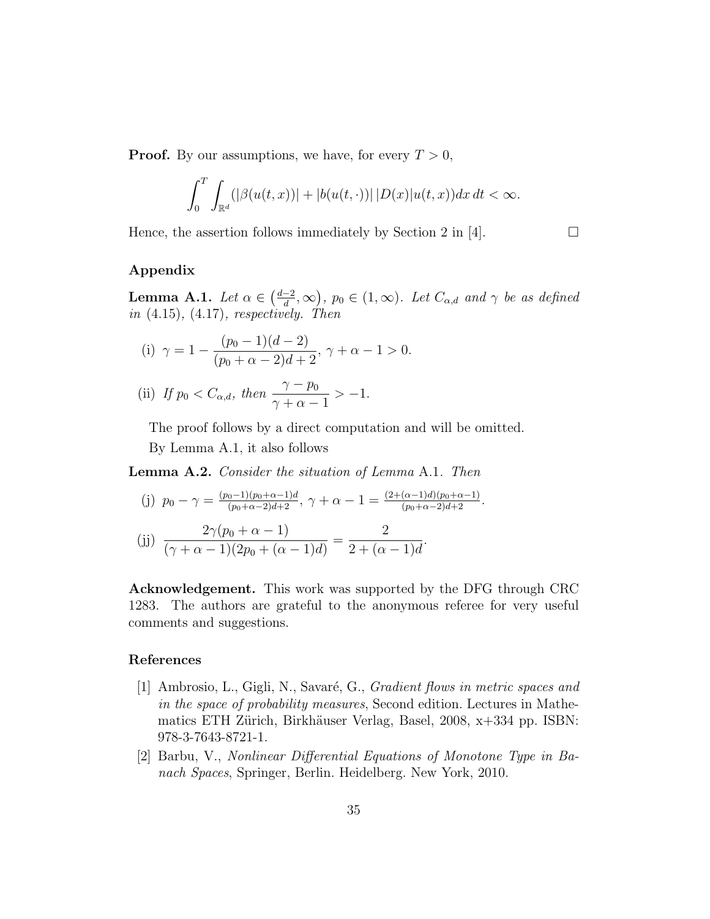**Proof.** By our assumptions, we have, for every $T > 0$,

$$\int_0^T \int_{\mathbb{R}^d} (|\beta(u(t,x))| + |b(u(t,\cdot))|\,|D(x)|u(t,x))dx\,dt < \infty.$$

Hence, the assertion follows immediately by Section 2 in [4]. $\square$

## Appendix

**Lemma A.1.** *Let $\alpha \in \left(\frac{d-2}{d}, \infty\right)$, $p_0 \in (1, \infty)$. Let $C_{\alpha,d}$ and $\gamma$ be as defined in* (4.15), (4.17)*, respectively. Then*

(i) $\gamma = 1 - \dfrac{(p_0 - 1)(d-2)}{(p_0 + \alpha - 2)d + 2}$, $\gamma + \alpha - 1 > 0$.

(ii) *If $p_0 < C_{\alpha,d}$, then* $\dfrac{\gamma - p_0}{\gamma + \alpha - 1} > -1$.

The proof follows by a direct computation and will be omitted.

By Lemma A.1, it also follows

**Lemma A.2.** *Consider the situation of Lemma* A.1*. Then*

(j) $p_0 - \gamma = \frac{(p_0-1)(p_0+\alpha-1)d}{(p_0+\alpha-2)d+2}$, $\gamma + \alpha - 1 = \frac{(2+(\alpha-1)d)(p_0+\alpha-1)}{(p_0+\alpha-2)d+2}$.

(jj) $\dfrac{2\gamma(p_0 + \alpha - 1)}{(\gamma + \alpha - 1)(2p_0 + (\alpha - 1)d)} = \dfrac{2}{2 + (\alpha - 1)d}$.

**Acknowledgement.** This work was supported by the DFG through CRC 1283. The authors are grateful to the anonymous referee for very useful comments and suggestions.

## References

[1] Ambrosio, L., Gigli, N., Savaré, G., *Gradient flows in metric spaces and in the space of probability measures*, Second edition. Lectures in Mathematics ETH Zürich, Birkhäuser Verlag, Basel, 2008, x+334 pp. ISBN: 978-3-7643-8721-1.

[2] Barbu, V., *Nonlinear Differential Equations of Monotone Type in Banach Spaces*, Springer, Berlin. Heidelberg. New York, 2010.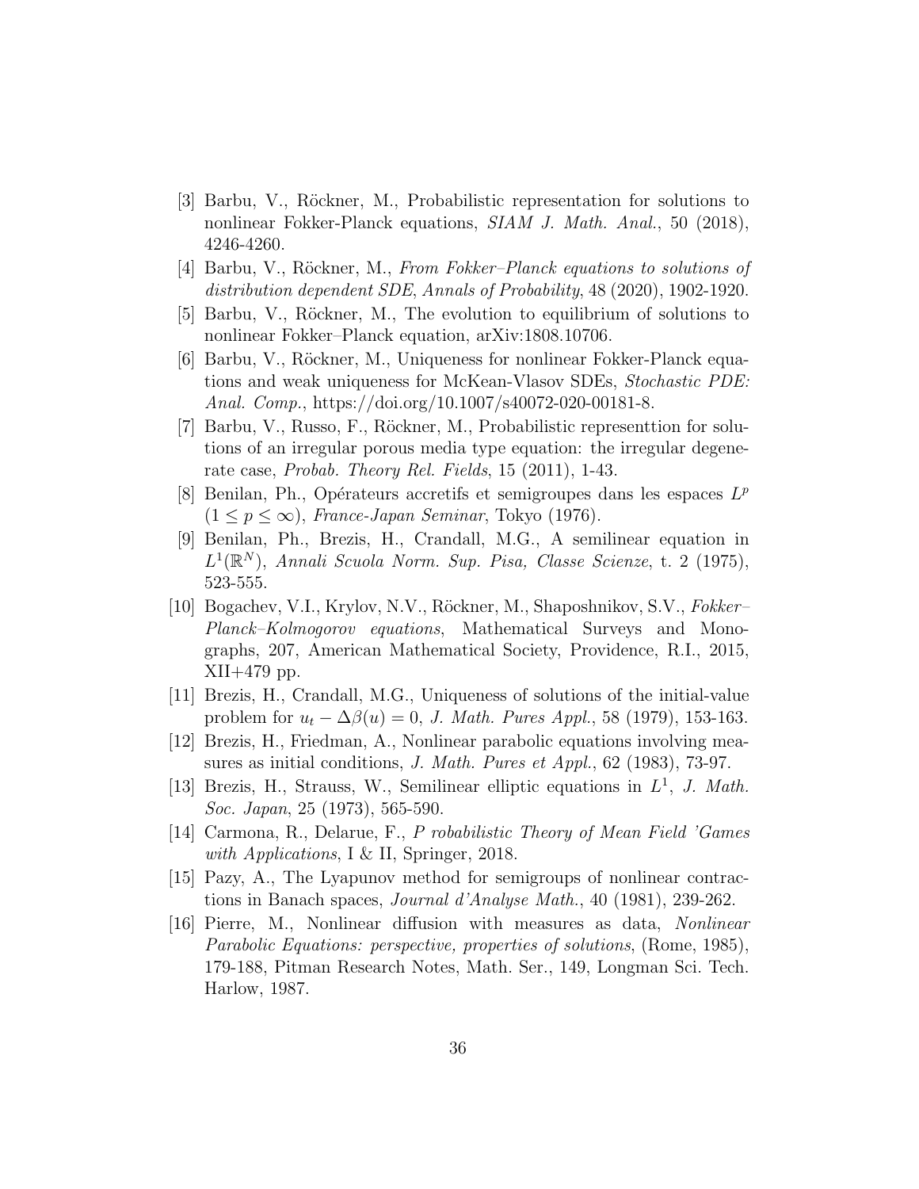[3] Barbu, V., Röckner, M., Probabilistic representation for solutions to nonlinear Fokker-Planck equations, *SIAM J. Math. Anal.*, 50 (2018), 4246-4260.

[4] Barbu, V., Röckner, M., *From Fokker–Planck equations to solutions of distribution dependent SDE*, *Annals of Probability*, 48 (2020), 1902-1920.

[5] Barbu, V., Röckner, M., The evolution to equilibrium of solutions to nonlinear Fokker–Planck equation, arXiv:1808.10706.

[6] Barbu, V., Röckner, M., Uniqueness for nonlinear Fokker-Planck equations and weak uniqueness for McKean-Vlasov SDEs, *Stochastic PDE: Anal. Comp.*, https://doi.org/10.1007/s40072-020-00181-8.

[7] Barbu, V., Russo, F., Röckner, M., Probabilistic representtion for solutions of an irregular porous media type equation: the irregular degenerate case, *Probab. Theory Rel. Fields*, 15 (2011), 1-43.

[8] Benilan, Ph., Opérateurs accretifs et semigroupes dans les espaces $L^p$ $(1 \leq p \leq \infty)$, *France-Japan Seminar*, Tokyo (1976).

[9] Benilan, Ph., Brezis, H., Crandall, M.G., A semilinear equation in $L^1(\mathbb{R}^N)$, *Annali Scuola Norm. Sup. Pisa, Classe Scienze*, t. 2 (1975), 523-555.

[10] Bogachev, V.I., Krylov, N.V., Röckner, M., Shaposhnikov, S.V., *Fokker–Planck–Kolmogorov equations*, Mathematical Surveys and Monographs, 207, American Mathematical Society, Providence, R.I., 2015, XII+479 pp.

[11] Brezis, H., Crandall, M.G., Uniqueness of solutions of the initial-value problem for $u_t - \Delta\beta(u) = 0$, *J. Math. Pures Appl.*, 58 (1979), 153-163.

[12] Brezis, H., Friedman, A., Nonlinear parabolic equations involving measures as initial conditions, *J. Math. Pures et Appl.*, 62 (1983), 73-97.

[13] Brezis, H., Strauss, W., Semilinear elliptic equations in $L^1$, *J. Math. Soc. Japan*, 25 (1973), 565-590.

[14] Carmona, R., Delarue, F., *P robabilistic Theory of Mean Field 'Games with Applications*, I & II, Springer, 2018.

[15] Pazy, A., The Lyapunov method for semigroups of nonlinear contractions in Banach spaces, *Journal d'Analyse Math.*, 40 (1981), 239-262.

[16] Pierre, M., Nonlinear diffusion with measures as data, *Nonlinear Parabolic Equations: perspective, properties of solutions*, (Rome, 1985), 179-188, Pitman Research Notes, Math. Ser., 149, Longman Sci. Tech. Harlow, 1987.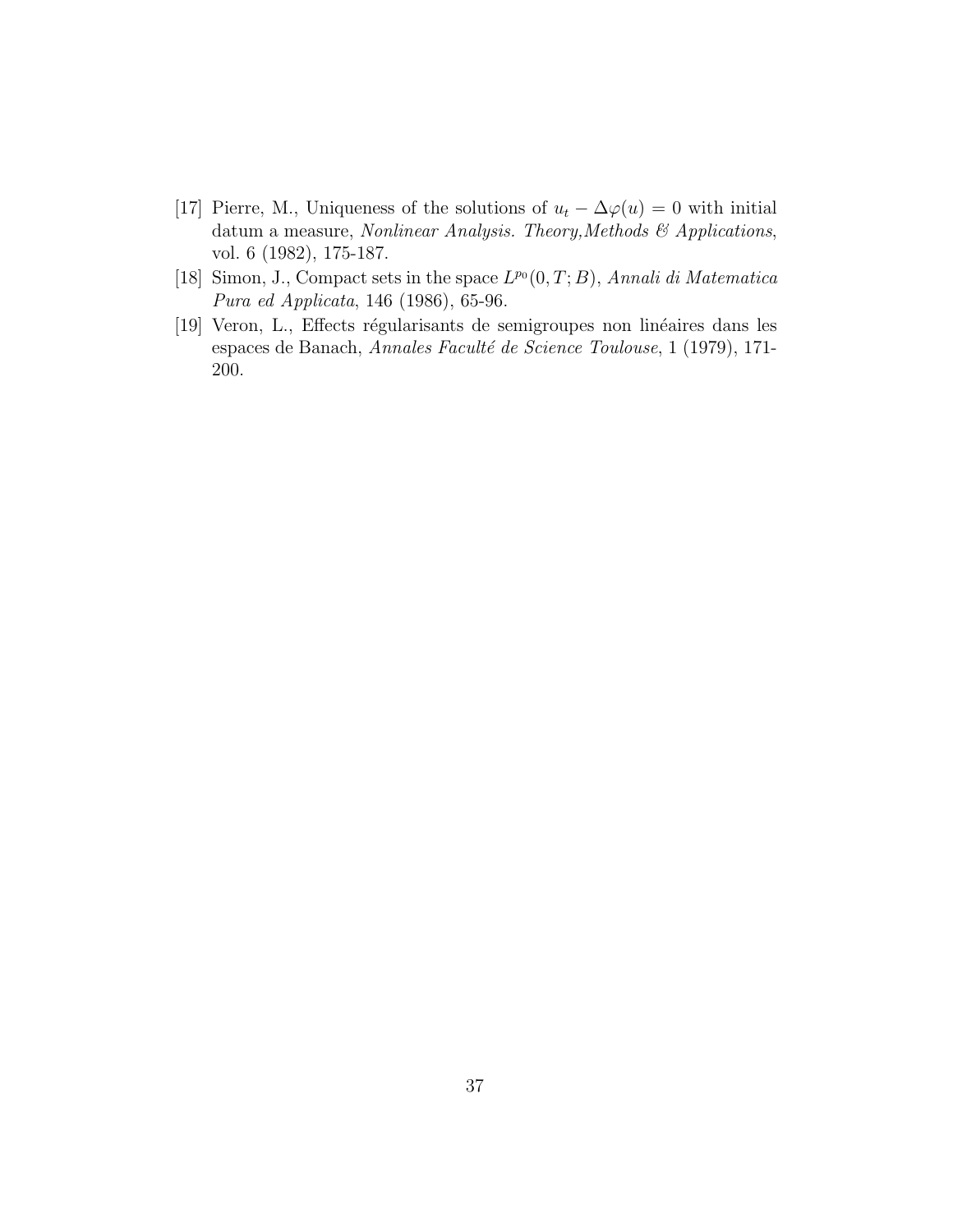[17] Pierre, M., Uniqueness of the solutions of $u_t - \Delta\varphi(u) = 0$ with initial datum a measure, *Nonlinear Analysis. Theory,Methods & Applications*, vol. 6 (1982), 175-187.

[18] Simon, J., Compact sets in the space $L^{p_0}(0, T; B)$, *Annali di Matematica Pura ed Applicata*, 146 (1986), 65-96.

[19] Veron, L., Effects régularisants de semigroupes non linéaires dans les espaces de Banach, *Annales Faculté de Science Toulouse*, 1 (1979), 171-200.